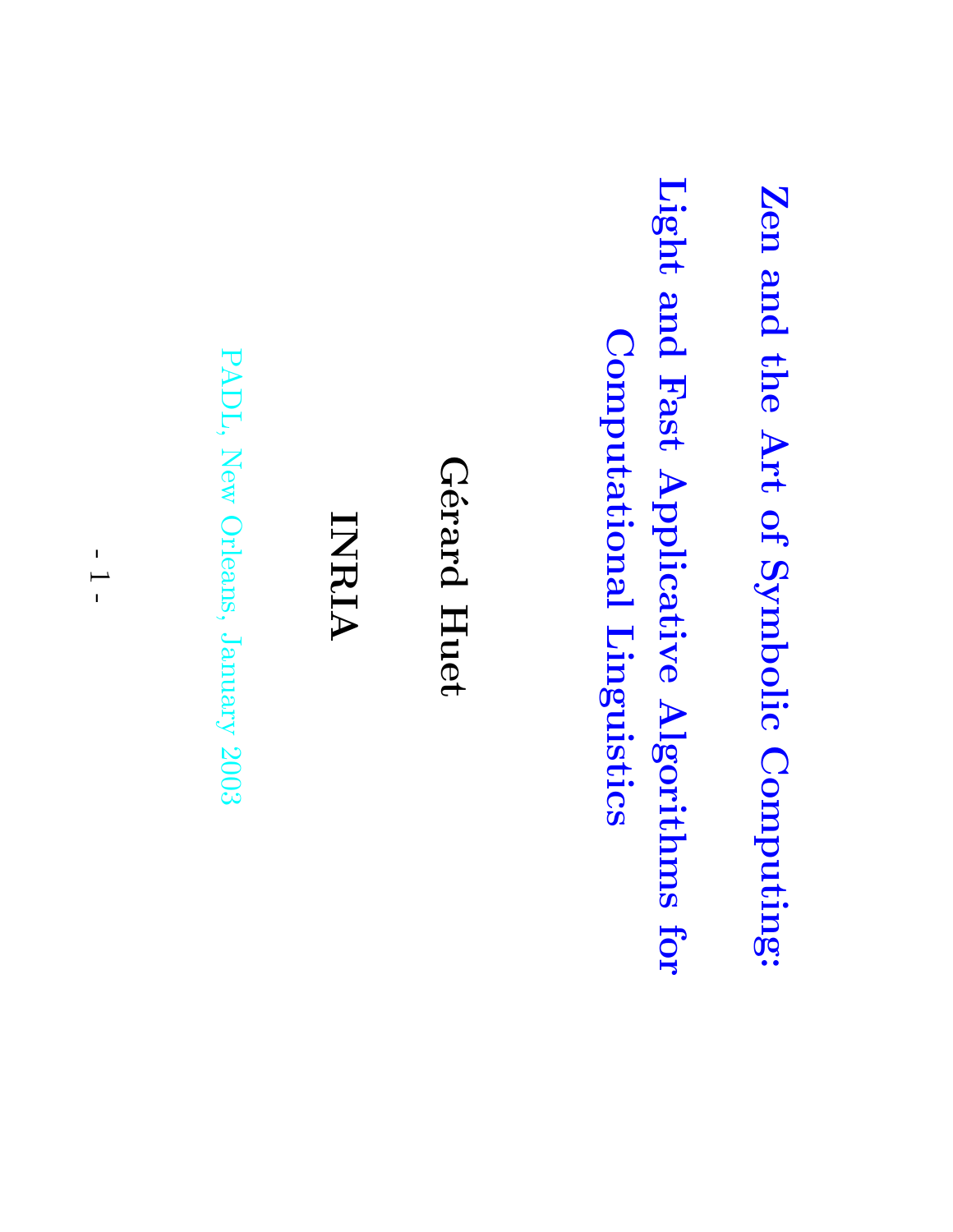# Zen and the Art of Symbolic Computing:

## Light and Fast Applicative Algorithms for Computational Linguistics

**Gérard Huet**

**INRIA**

PADL, New Orleans, January 2003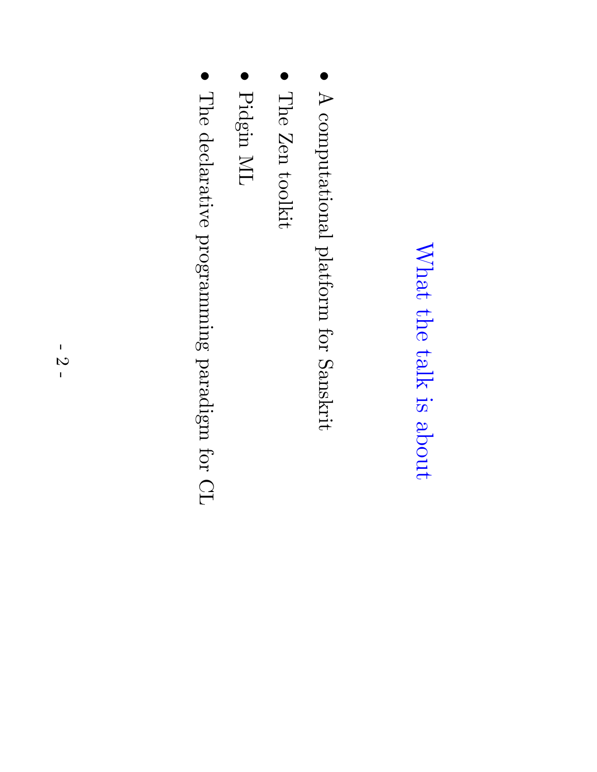# What the talk is about

- A computational platform for Sanskrit
- The Zen toolkit
- Pidgin ML
- The declarative programming paradigm for CL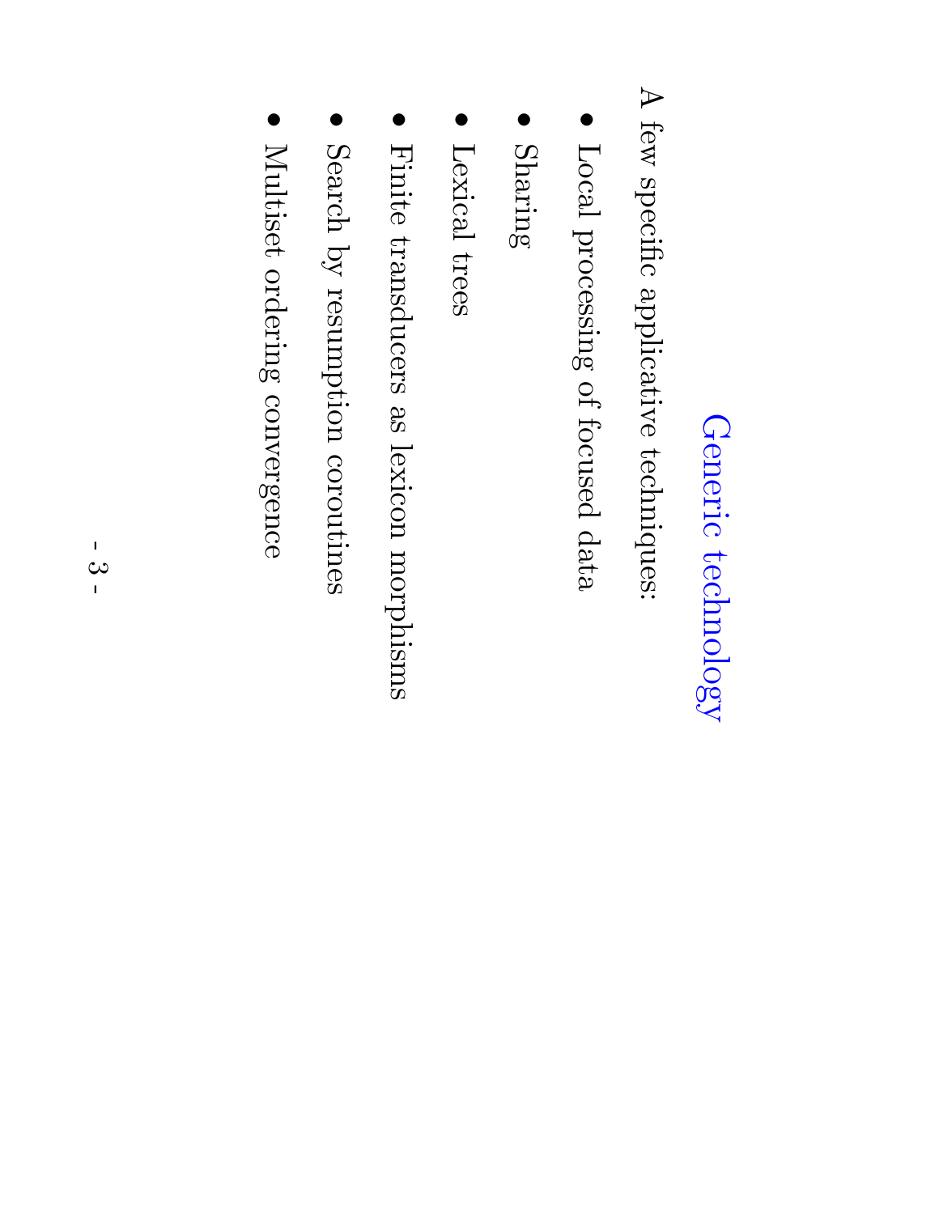# Generic technology

A few specific applicative techniques:

- Local processing of focused data
- Sharing
- Lexical trees
- Finite transducers as lexicon morphisms
- Search by resumption coroutines
- Multiset ordering convergence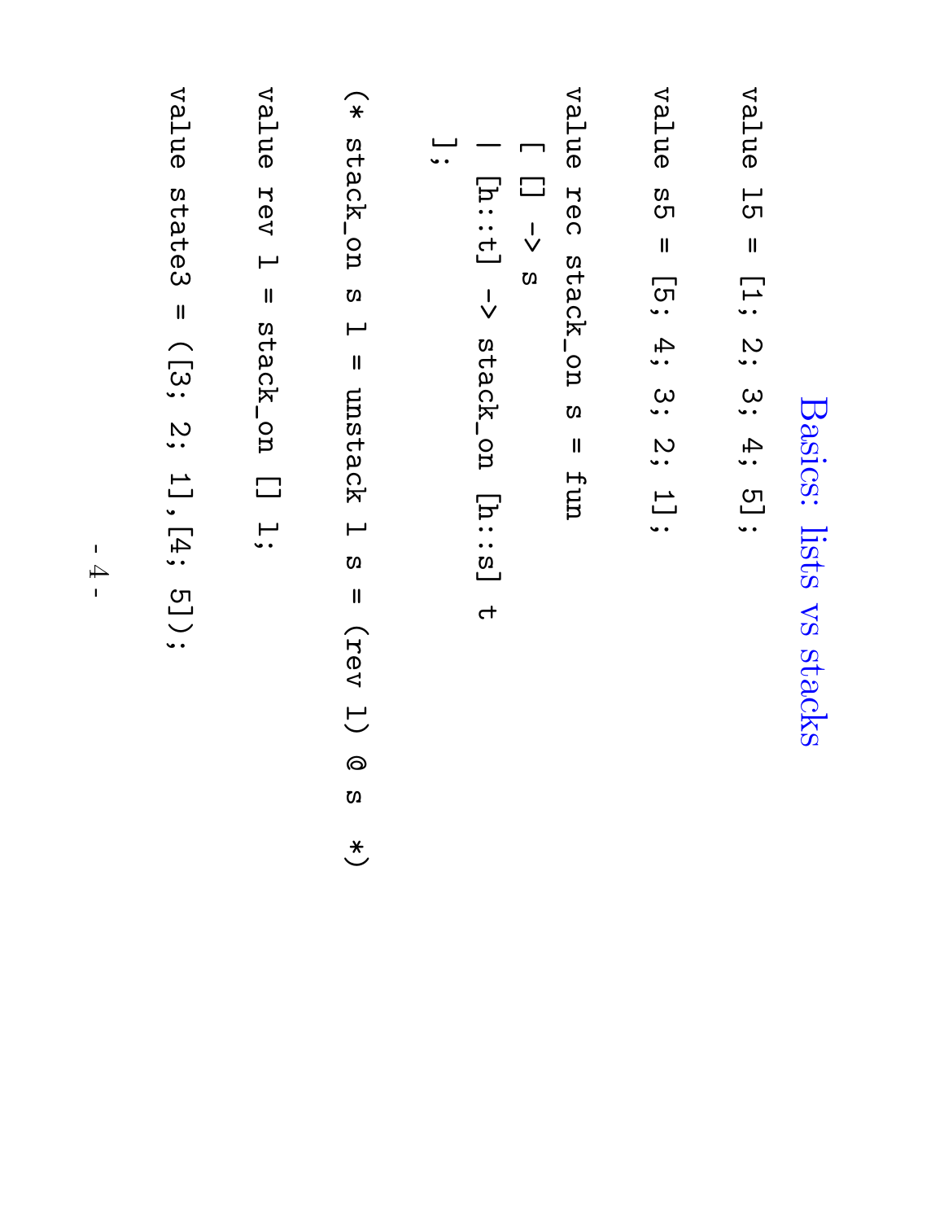# Basics: lists vs stacks

```
value l5 = [1; 2; 3; 4; 5];

value s5 = [5; 4; 3; 2; 1];

value rec stack_on s = fun
  [ [] -> s
  | [h::t] -> stack_on [h::s] t
  ];

(* stack_on s l = unstack l s = (rev l) @ s  *)

value rev l = stack_on [] l;

value state3 = ([3; 2; 1],[4; 5]);
```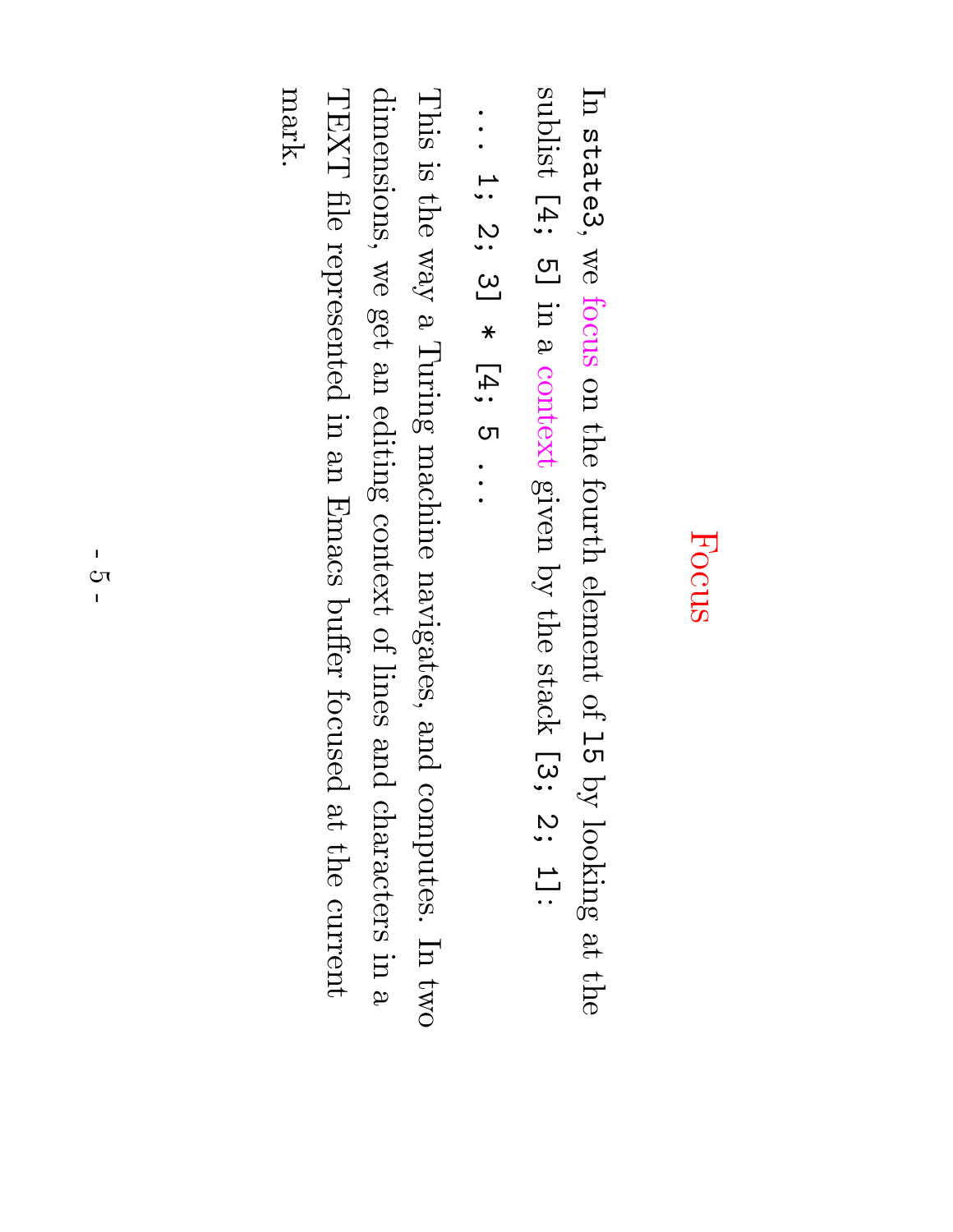# Focus

In `state3`, we focus on the fourth element of `15` by looking at the sublist `[4; 5]` in a context given by the stack `[3; 2; 1]`:

```
... 1; 2; 3] * [4; 5 ...
```

This is the way a Turing machine navigates, and computes. In two dimensions, we get an editing context of lines and characters in a TEXT file represented in an Emacs buffer focused at the current mark.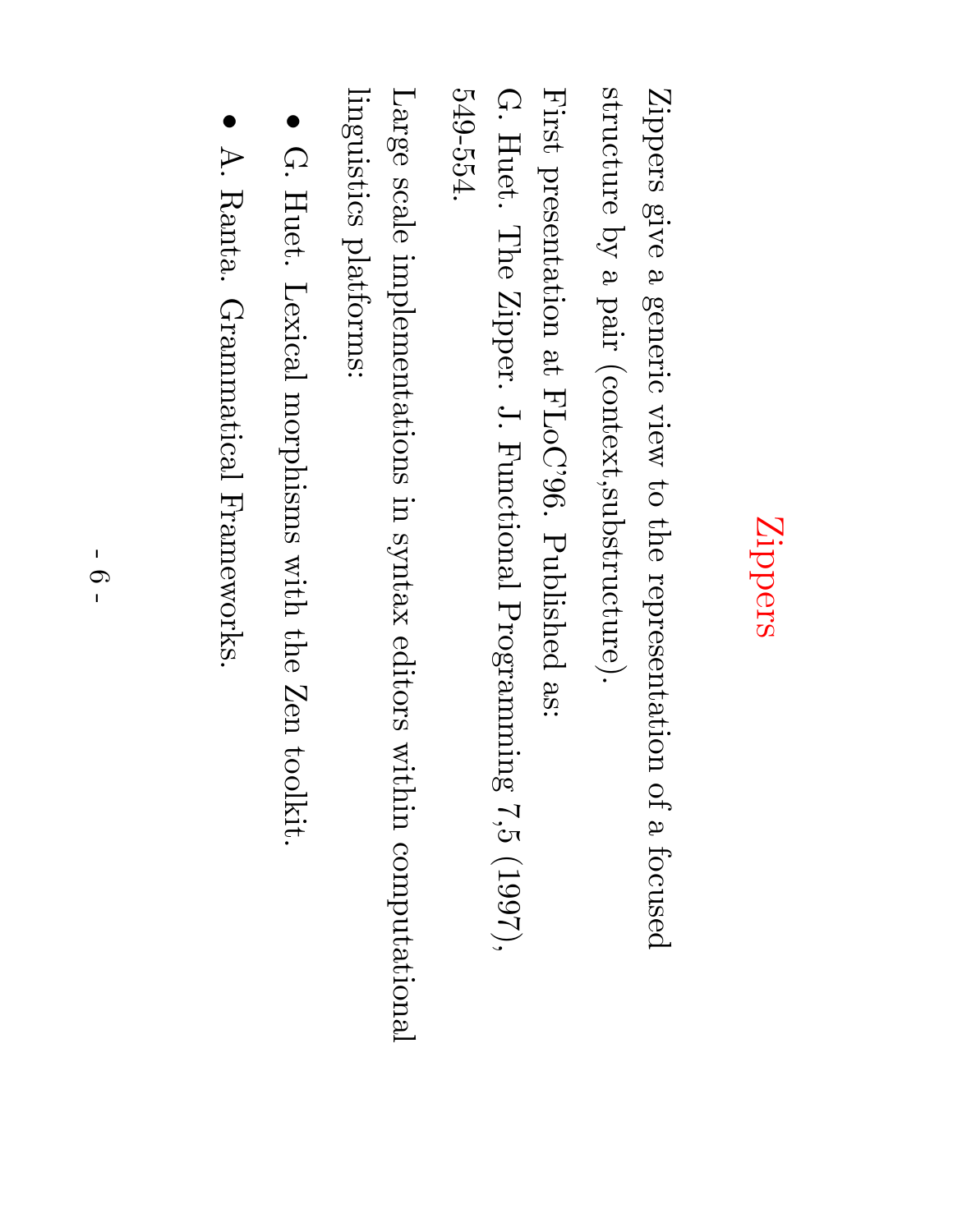# Zippers

Zippers give a generic view to the representation of a focused structure by a pair (context,substructure).

First presentation at FLoC'96. Published as:

G. Huet. The Zipper. J. Functional Programming 7,5 (1997), 549-554.

Large scale implementations in syntax editors within computational linguistics platforms:

- G. Huet. Lexical morphisms with the Zen toolkit.
- A. Ranta. Grammatical Frameworks.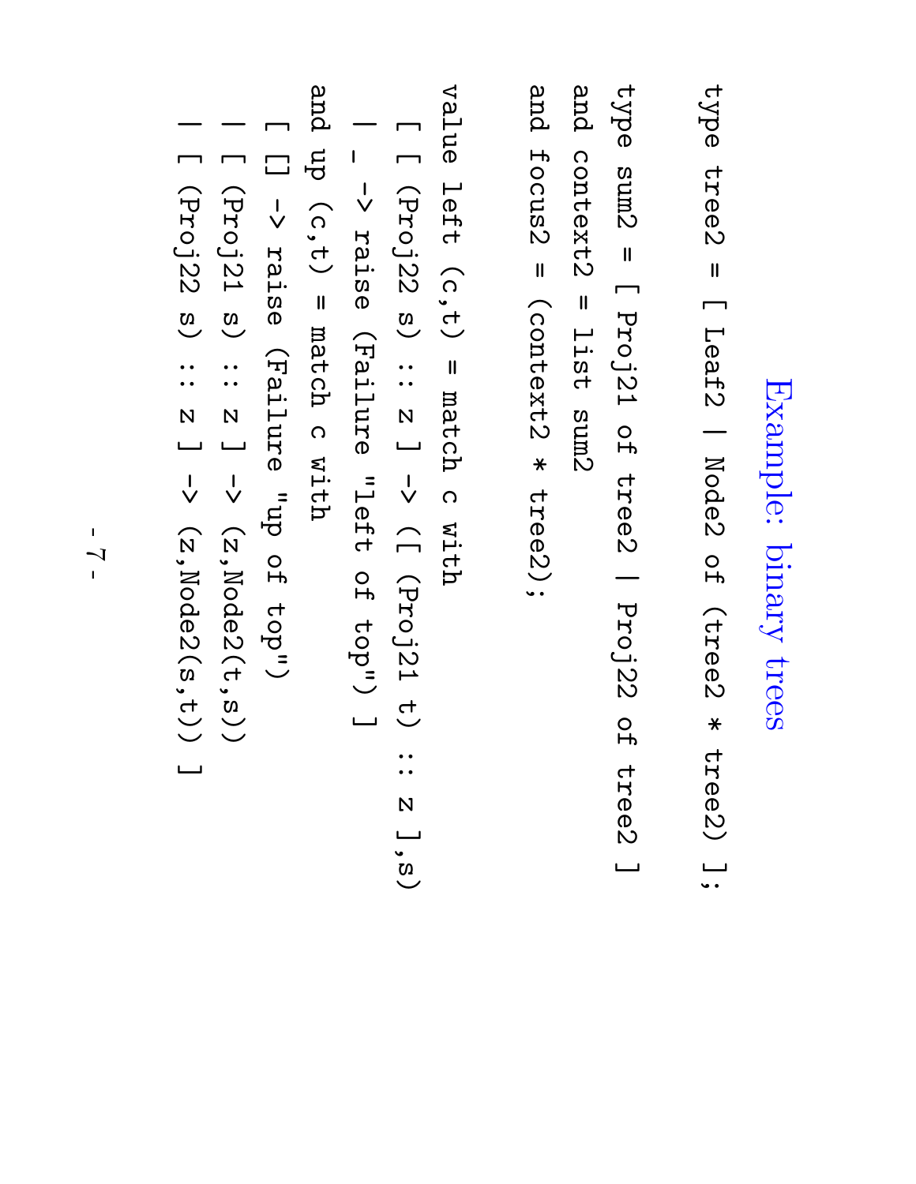# Example: binary trees

```
type tree2 = [ Leaf2 | Node2 of (tree2 * tree2) ];

type sum2 = [ Proj21 of tree2 | Proj22 of tree2 ]
and context2 = list sum2
and focus2 = (context2 * tree2);

value left (c,t) = match c with
  [ [ (Proj22 s) :: z ] -> ([ (Proj21 t) :: z ],s)
  | _ -> raise (Failure "left of top") ]
and up (c,t) = match c with
  [ [] -> raise (Failure "up of top")
  | [ (Proj21 s) :: z ] -> (z,Node2(t,s))
  | [ (Proj22 s) :: z ] -> (z,Node2(s,t)) ]
```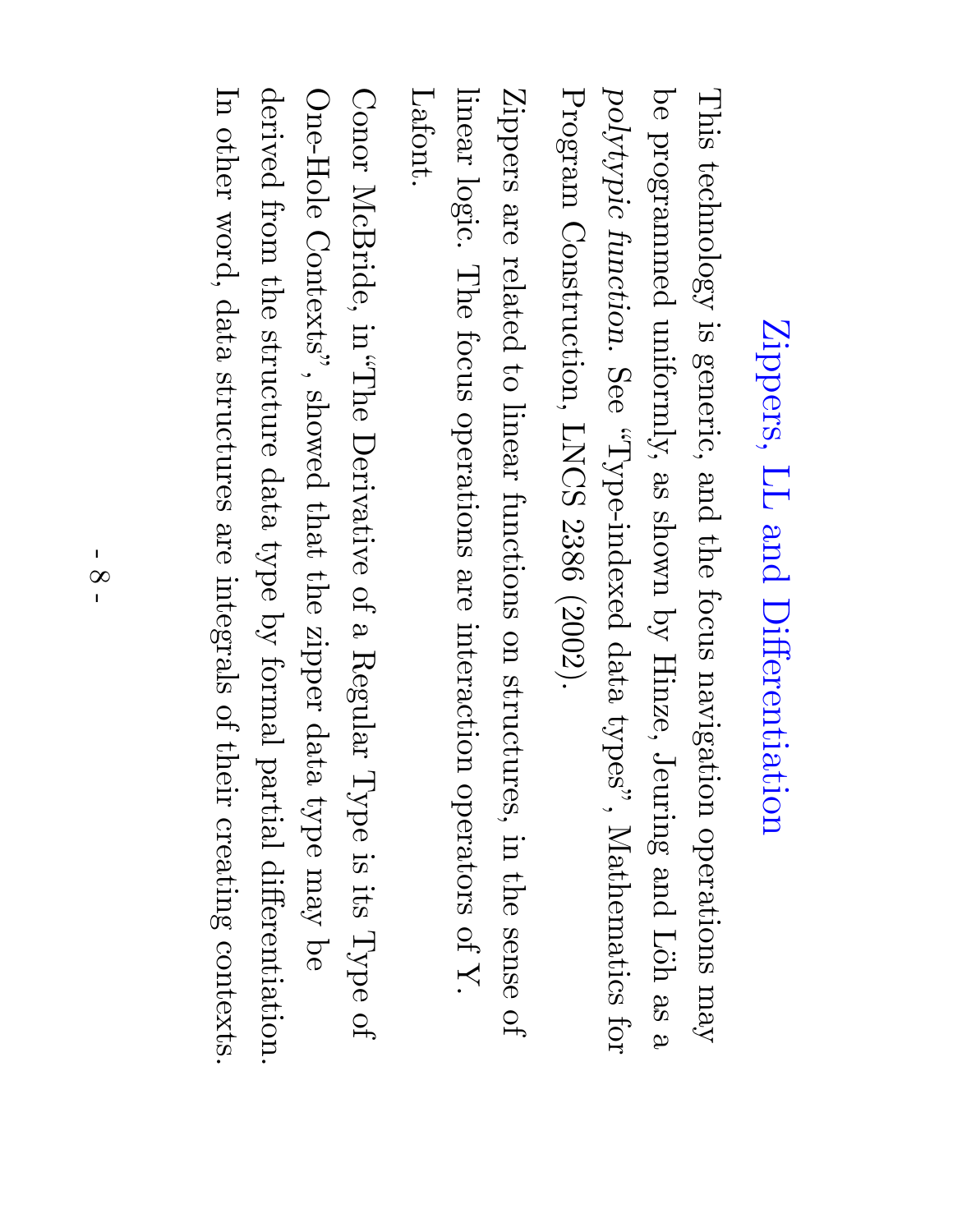## Zippers, LL and Differentiation

This technology is generic, and the focus navigation operations may be programmed uniformly, as shown by Hinze, Jeuring and Löh as a *polytypic function*. See "Type-indexed data types", Mathematics for Program Construction, LNCS 2386 (2002).

Zippers are related to linear functions on structures, in the sense of linear logic. The focus operations are interaction operators of Y. Lafont.

Conor McBride, in "The Derivative of a Regular Type is its Type of One-Hole Contexts", showed that the zipper data type may be derived from the structure data type by formal partial differentiation. In other word, data structures are integrals of their creating contexts.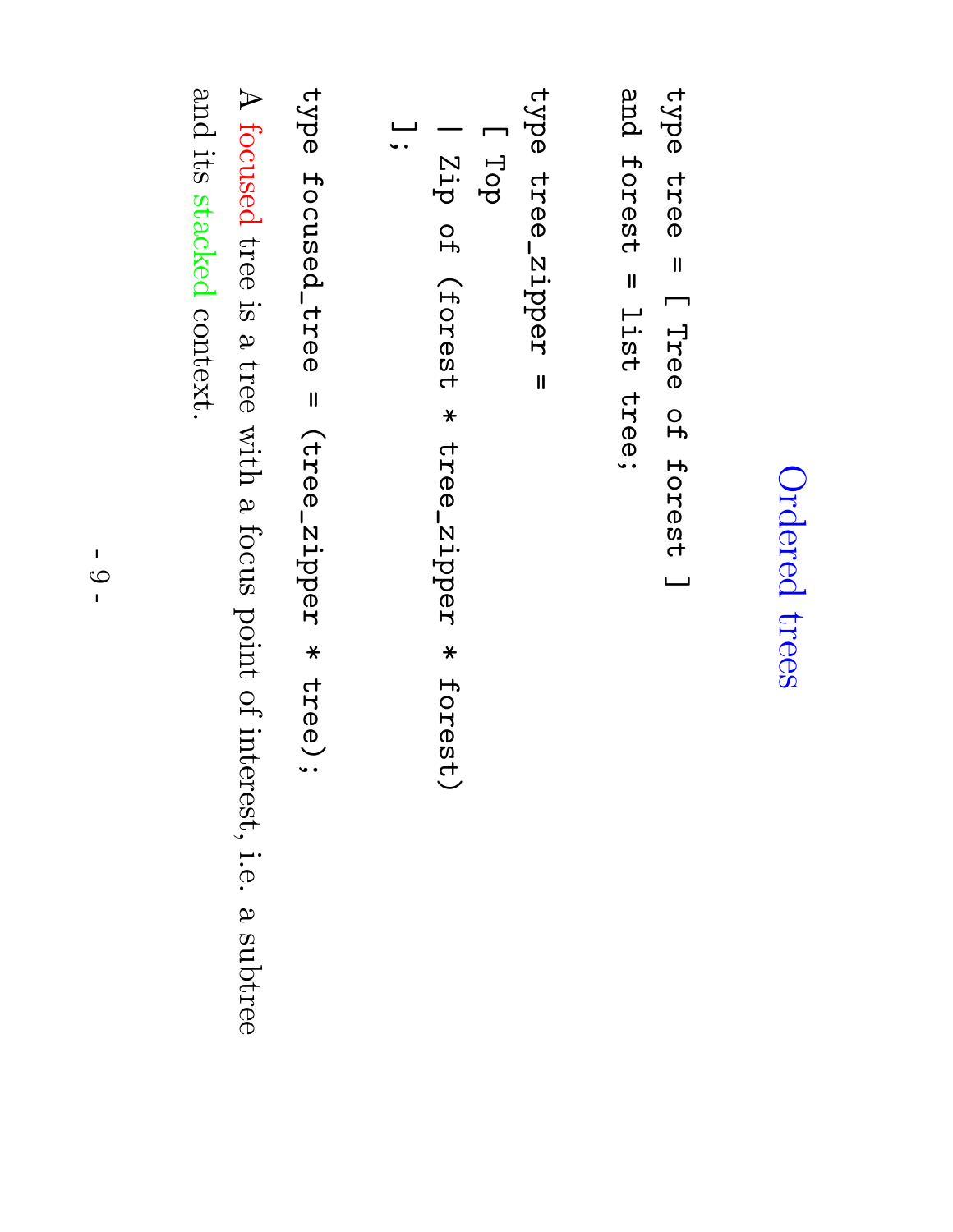# Ordered trees

```
type tree = [ Tree of forest ]
and forest = list tree;

type tree_zipper =
  [ Top
  | Zip of (forest * tree_zipper * forest)
  ];

type focused_tree = (tree_zipper * tree);
```

A focused tree is a tree with a focus point of interest, i.e. a subtree and its stacked context.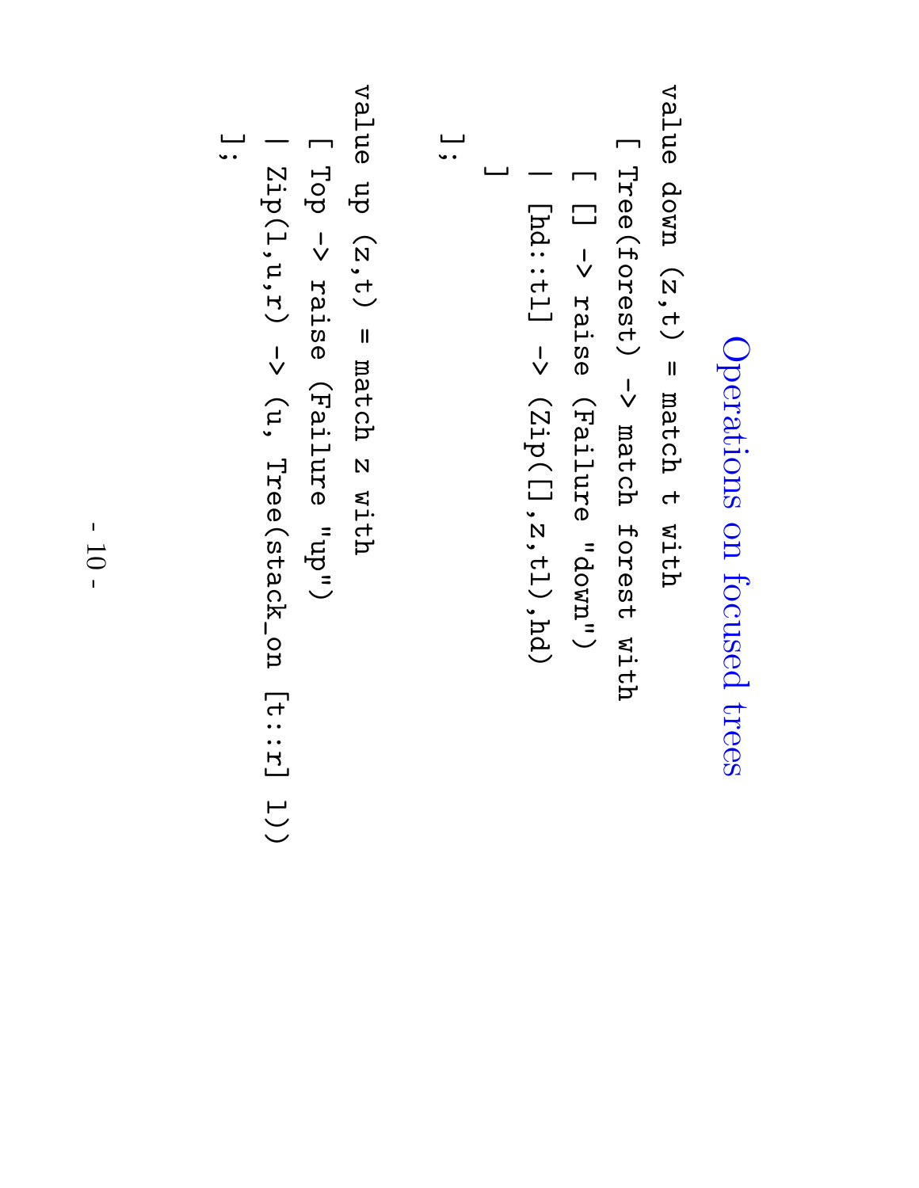# Operations on focused trees

```
value down (z,t) = match t with
  [ Tree(forest) -> match forest with
    [ [] -> raise (Failure "down")
    | [hd::tl] -> (Zip([],z,tl),hd)
    ]
  ];

value up (z,t) = match z with
  [ Top -> raise (Failure "up")
  | Zip(l,u,r) -> (u, Tree(stack_on [t::r] l))
  ];
```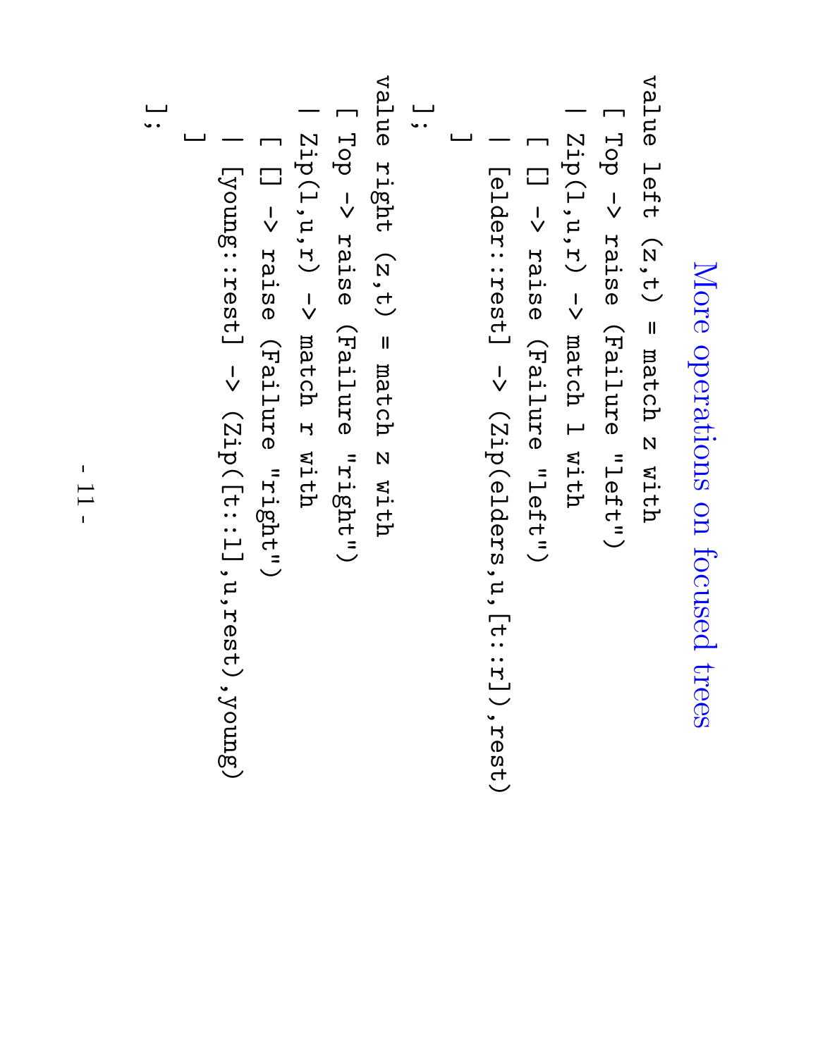# More operations on focused trees

```
value left (z,t) = match z with
  [ Top -> raise (Failure "left")
  | Zip(l,u,r) -> match l with
    [ [] -> raise (Failure "left")
    | [elder::rest] -> (Zip(elders,u,[t::r]),rest)
    ]
  ];
value right (z,t) = match z with
  [ Top -> raise (Failure "right")
  | Zip(l,u,r) -> match r with
    [ [] -> raise (Failure "right")
    | [young::rest] -> (Zip([t::l],u,rest),young)
    ]
  ];
```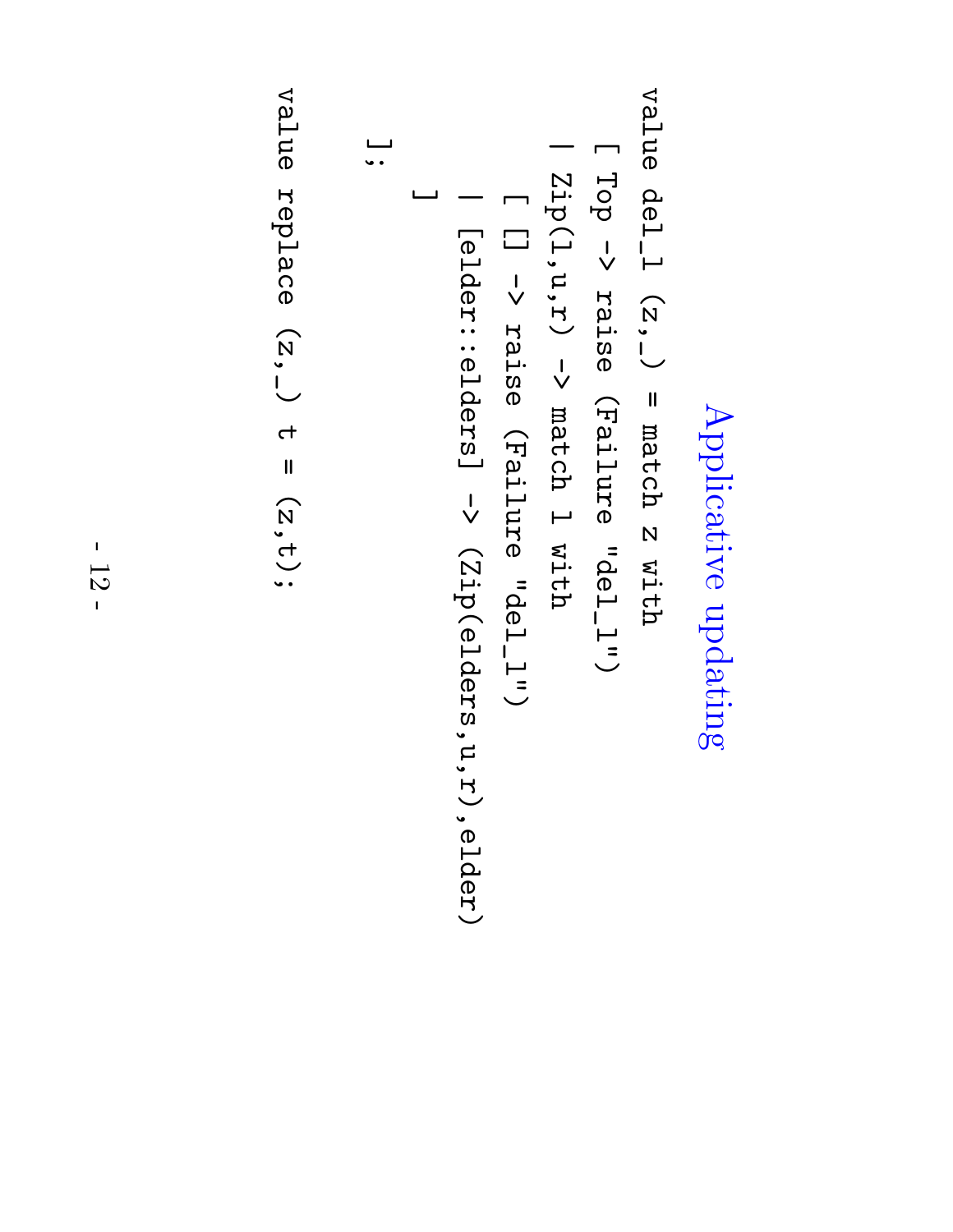## Applicative updating

```
value del_l (z,_) = match z with
  [ Top -> raise (Failure "del_l")
  | Zip(l,u,r) -> match l with
     [ [] -> raise (Failure "del_l")
     | [elder::elders] -> (Zip(elders,u,r),elder)
     ]
  ];

value replace (z,_) t = (z,t);
```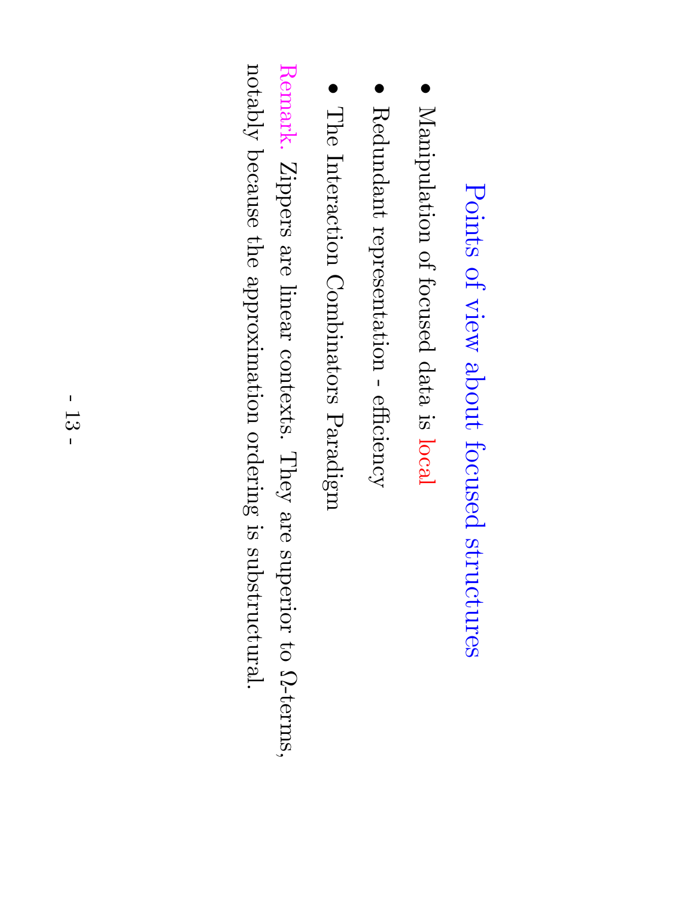# Points of view about focused structures

- Manipulation of focused data is local
- Redundant representation - efficiency
- The Interaction Combinators Paradigm

Remark. Zippers are linear contexts. They are superior to $\Omega$-terms, notably because the approximation ordering is substructural.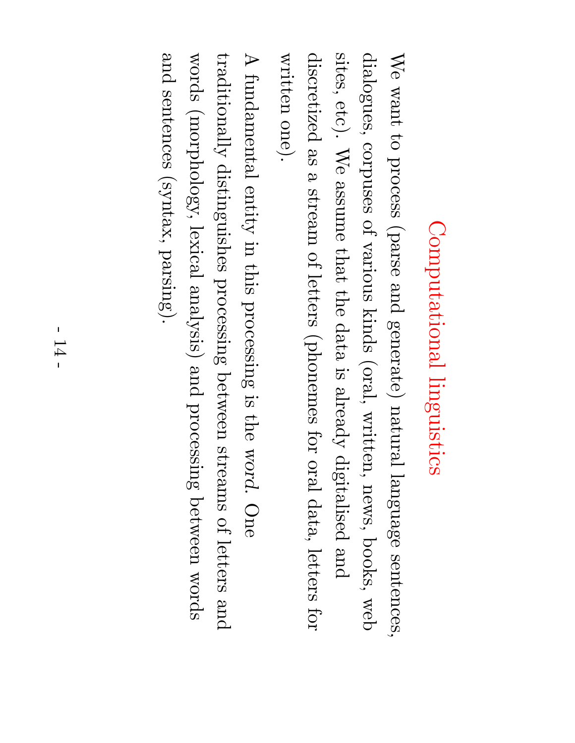# Computational linguistics

We want to process (parse and generate) natural language sentences, dialogues, corpuses of various kinds (oral, written, news, books, web sites, etc). We assume that the data is already digitalised and discretized as a stream of letters (phonemes for oral data, letters for written one).

A fundamental entity in this processing is the *word*. One traditionally distinguishes processing between streams of letters and words (morphology, lexical analysis) and processing between words and sentences (syntax, parsing).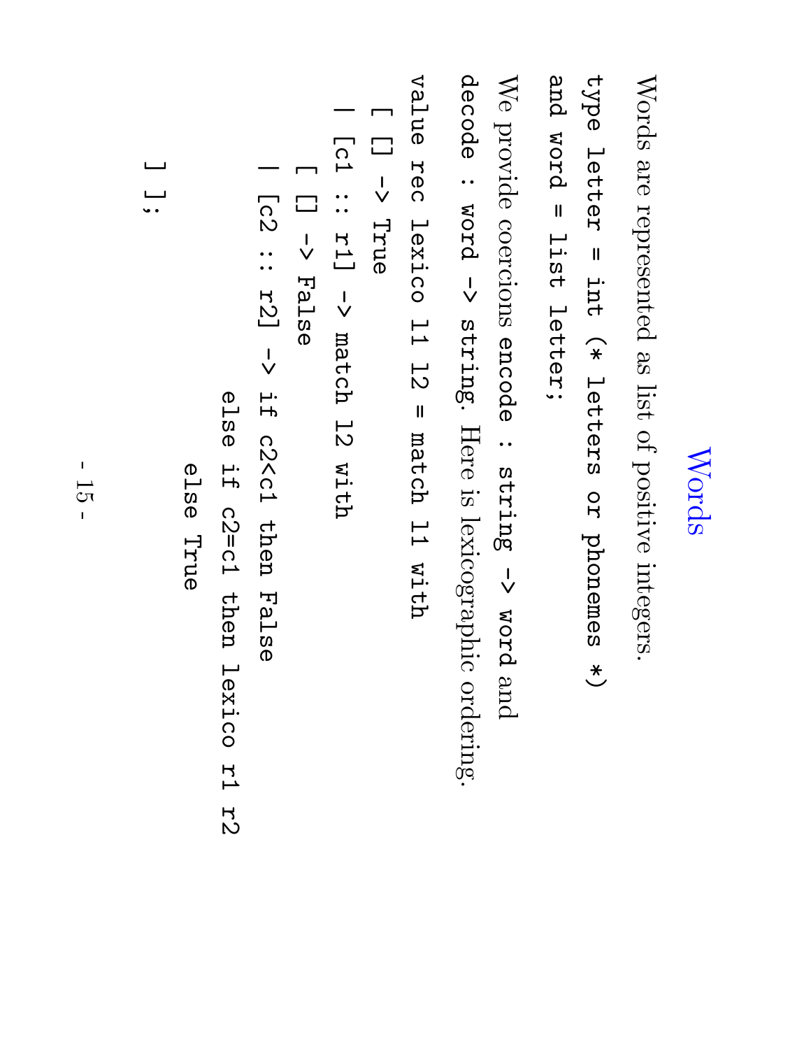# Words

Words are represented as list of positive integers.

```
type letter = int (* letters or phonemes *)
and word = list letter;
```

We provide coercions `encode : string -> word` and `decode : word -> string`. Here is lexicographic ordering.

```
value rec lexico l1 l2 = match l1 with
  [ [] -> True
  | [c1 :: r1] -> match l2 with
     [ [] -> False
     | [c2 :: r2] -> if c2<c1 then False
                     else if c2=c1 then lexico r1 r2
                          else True
     ] ];
```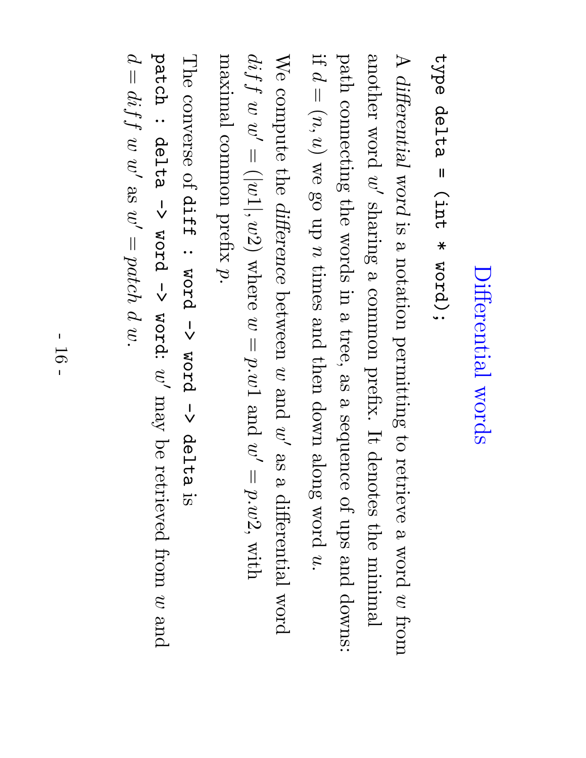# Differential words

```
type delta = (int * word);
```

A *differential word* is a notation permitting to retrieve a word $w$ from another word $w'$ sharing a common prefix. It denotes the minimal path connecting the words in a tree, as a sequence of ups and downs: if $d = (n, u)$ we go up $n$ times and then down along word $u$.

We compute the *difference* between $w$ and $w'$ as a differential word $diff\ w\ w' = (|w1|, w2)$ where $w = p.w1$ and $w' = p.w2$, with maximal common prefix $p$.

The converse of `diff : word -> word -> delta` is `patch : delta -> word -> word`: $w'$ may be retrieved from $w$ and $d = diff\ w\ w'$ as $w' = patch\ d\ w$.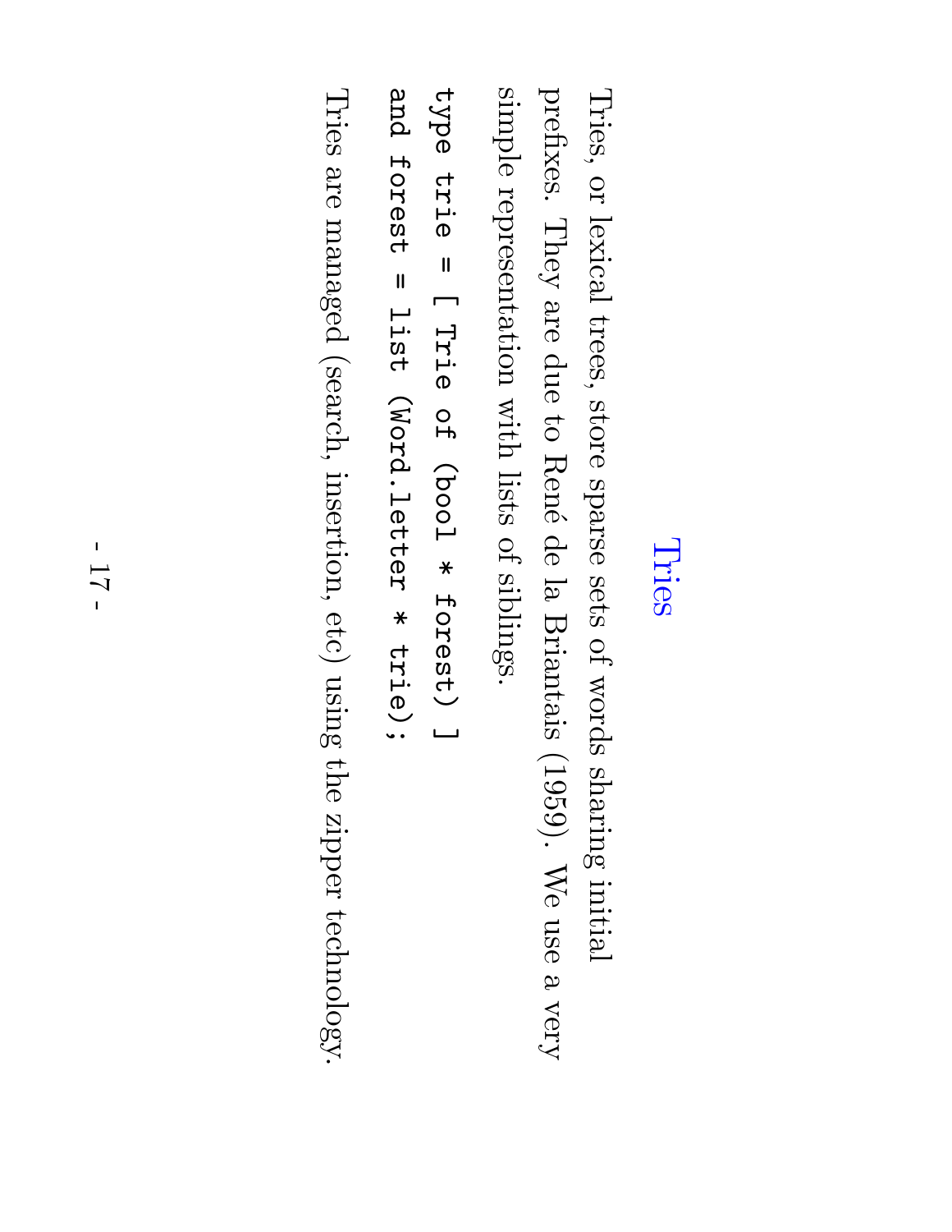# Tries

Tries, or lexical trees, store sparse sets of words sharing initial prefixes. They are due to René de la Briantais (1959). We use a very simple representation with lists of siblings.

```
type trie = [ Trie of (bool * forest) ]
and forest = list (Word.letter * trie);
```

Tries are managed (search, insertion, etc) using the zipper technology.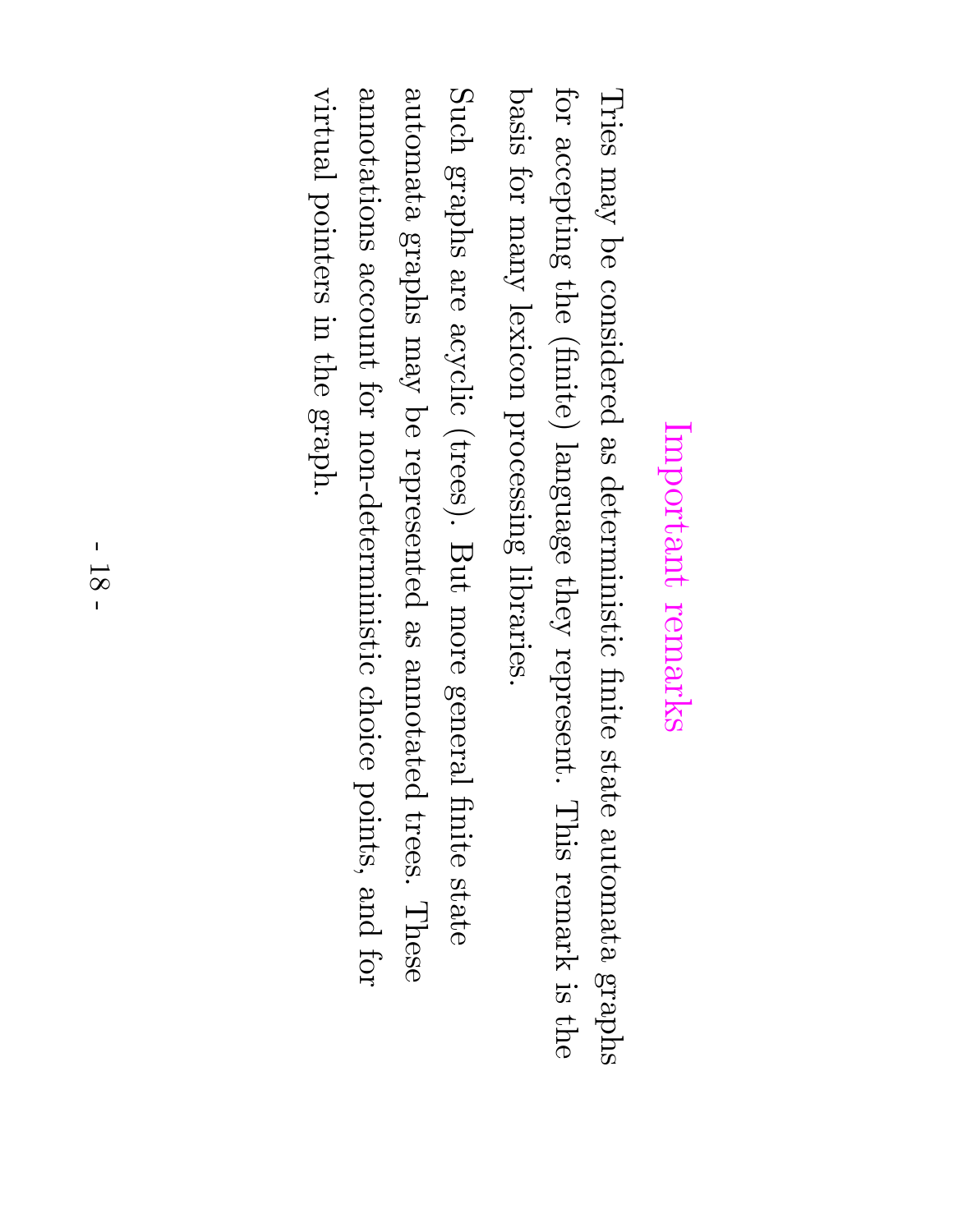## Important remarks

Tries may be considered as deterministic finite state automata graphs for accepting the (finite) language they represent. This remark is the basis for many lexicon processing libraries.

Such graphs are acyclic (trees). But more general finite state automata graphs may be represented as annotated trees. These annotations account for non-deterministic choice points, and for virtual pointers in the graph.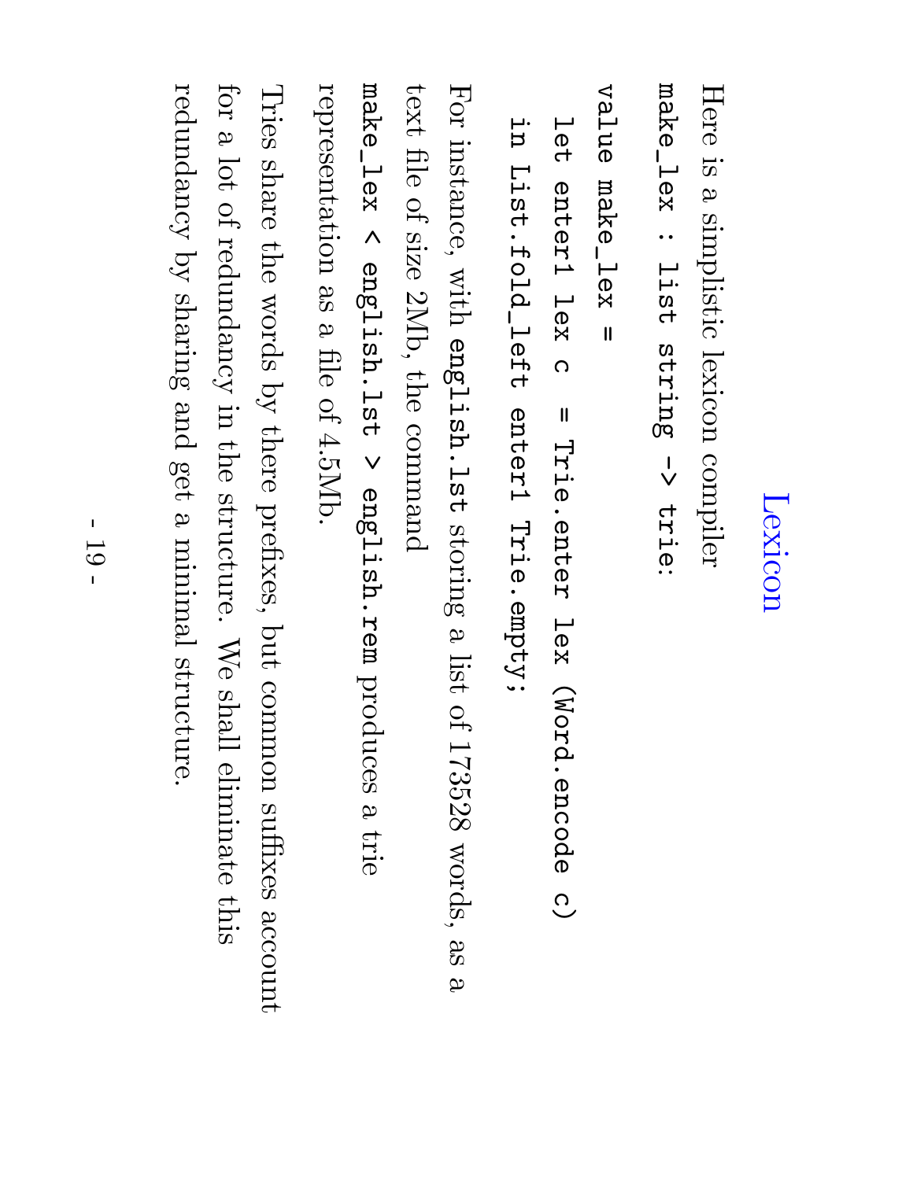# Lexicon

Here is a simplistic lexicon compiler

`make_lex : list string -> trie:`

```
value make_lex =
  let enter1 lex c  = Trie.enter lex (Word.encode c)
  in List.fold_left enter1 Trie.empty;
```

For instance, with `english.lst` storing a list of 173528 words, as a text file of size 2Mb, the command

`make_lex < english.lst > english.rem` produces a trie representation as a file of 4.5Mb.

Tries share the words by there prefixes, but common suffixes account for a lot of redundancy in the structure. We shall eliminate this redundancy by sharing and get a minimal structure.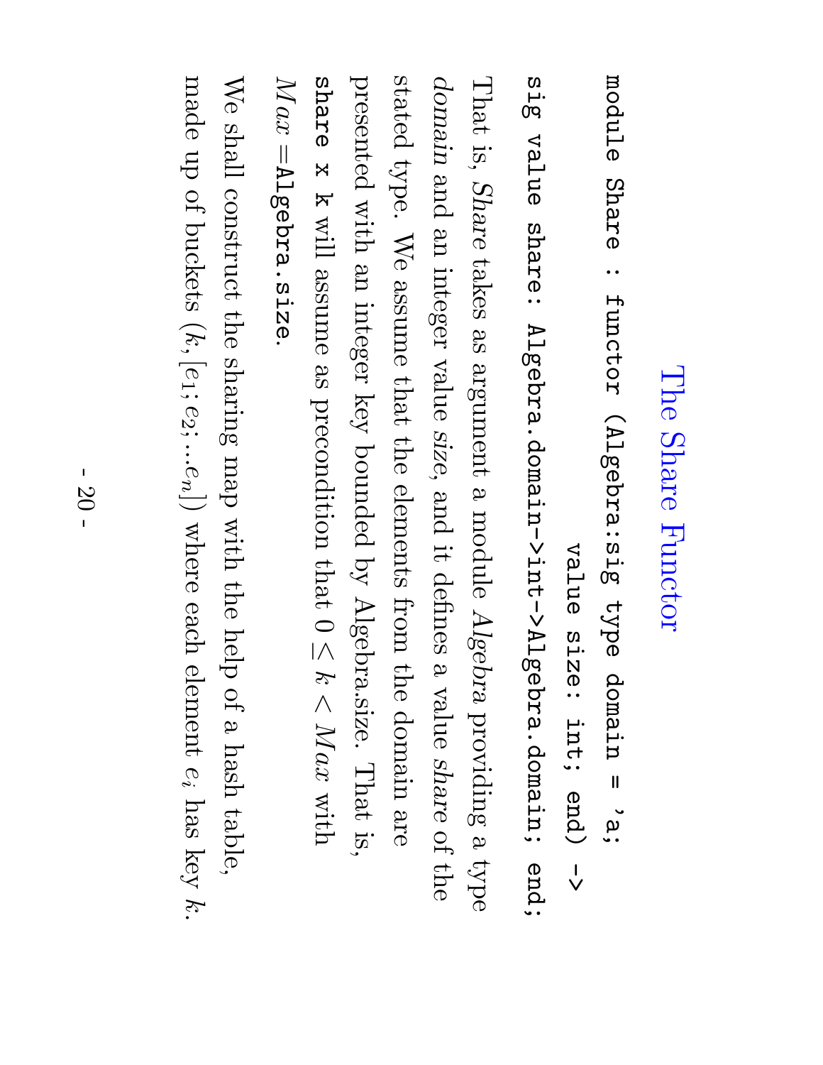# The Share Functor

```
module Share : functor (Algebra:sig type domain = 'a;
                                    value size: int; end) ->
sig value share: Algebra.domain->int->Algebra.domain; end;
```

That is, *Share* takes as argument a module *Algebra* providing a type *domain* and an integer value *size*, and it defines a value *share* of the stated type. We assume that the elements from the domain are presented with an integer key bounded by Algebra.size. That is, `share x k` will assume as precondition that $0 \leq k < Max$ with $Max$ =`Algebra.size`.

We shall construct the sharing map with the help of a hash table, made up of buckets $(k, [e_1; e_2; ...e_n])$ where each element $e_i$ has key $k$.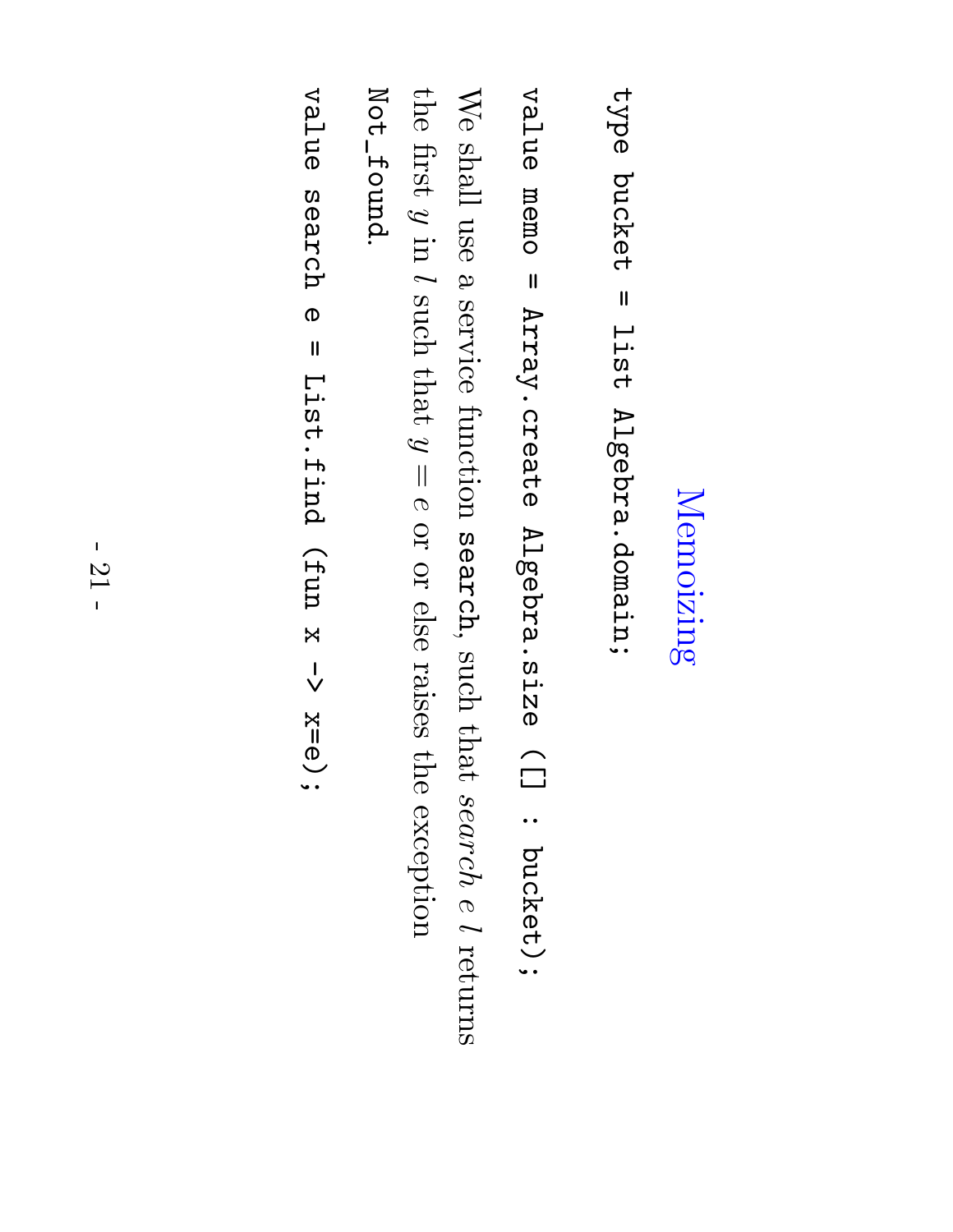# Memoizing

```
type bucket = list Algebra.domain;
```

```
value memo = Array.create Algebra.size ([] : bucket);
```

We shall use a service function `search`, such that *search e l* returns the first $y$ in $l$ such that $y = e$ or or else raises the exception `Not_found`.

```
value search e = List.find (fun x -> x=e);
```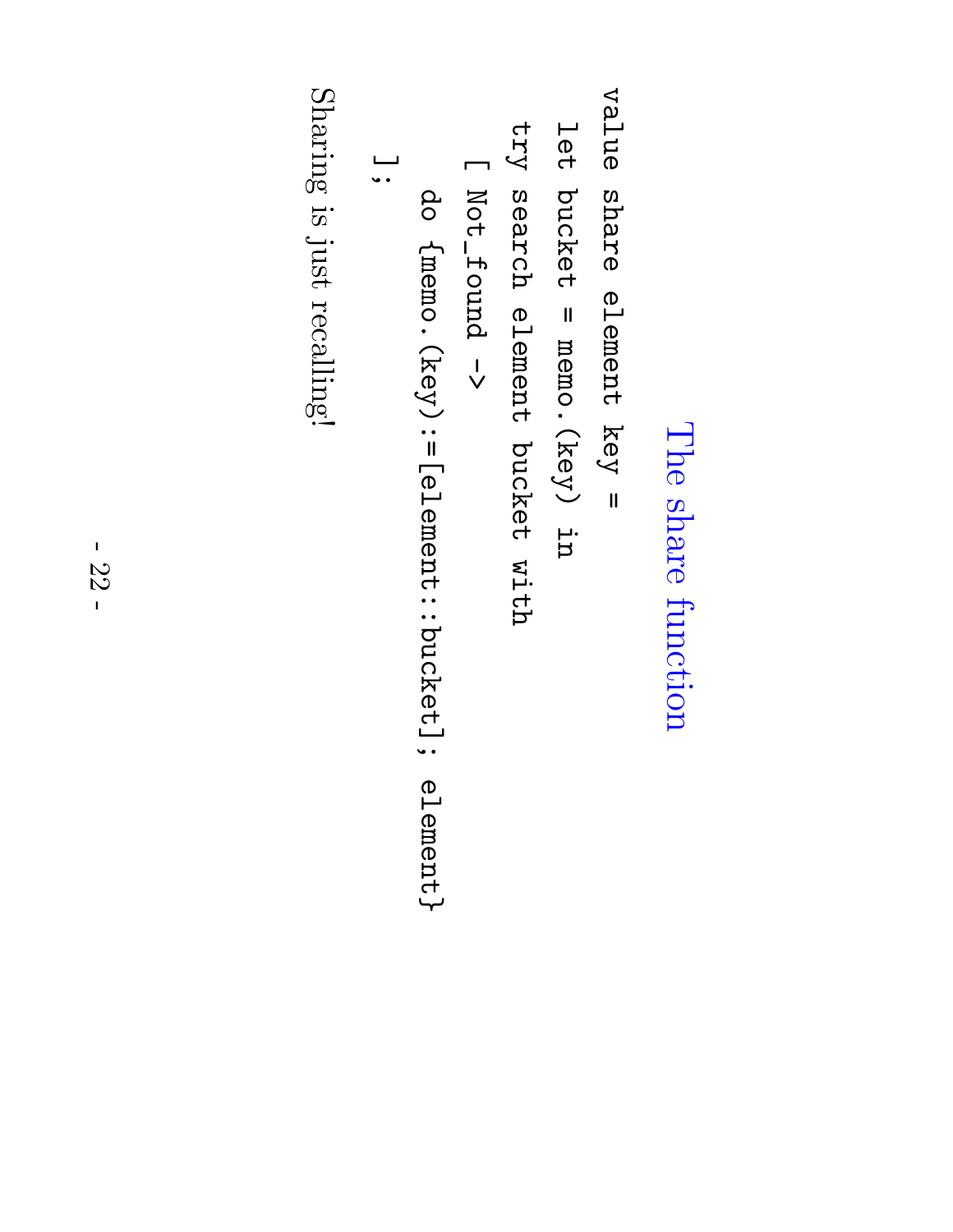# The share function

```
value share element key =
  let bucket = memo.(key) in
  try search element bucket with
    [ Not_found ->
      do {memo.(key):=[element::bucket]; element}
    ];
```

Sharing is just recalling!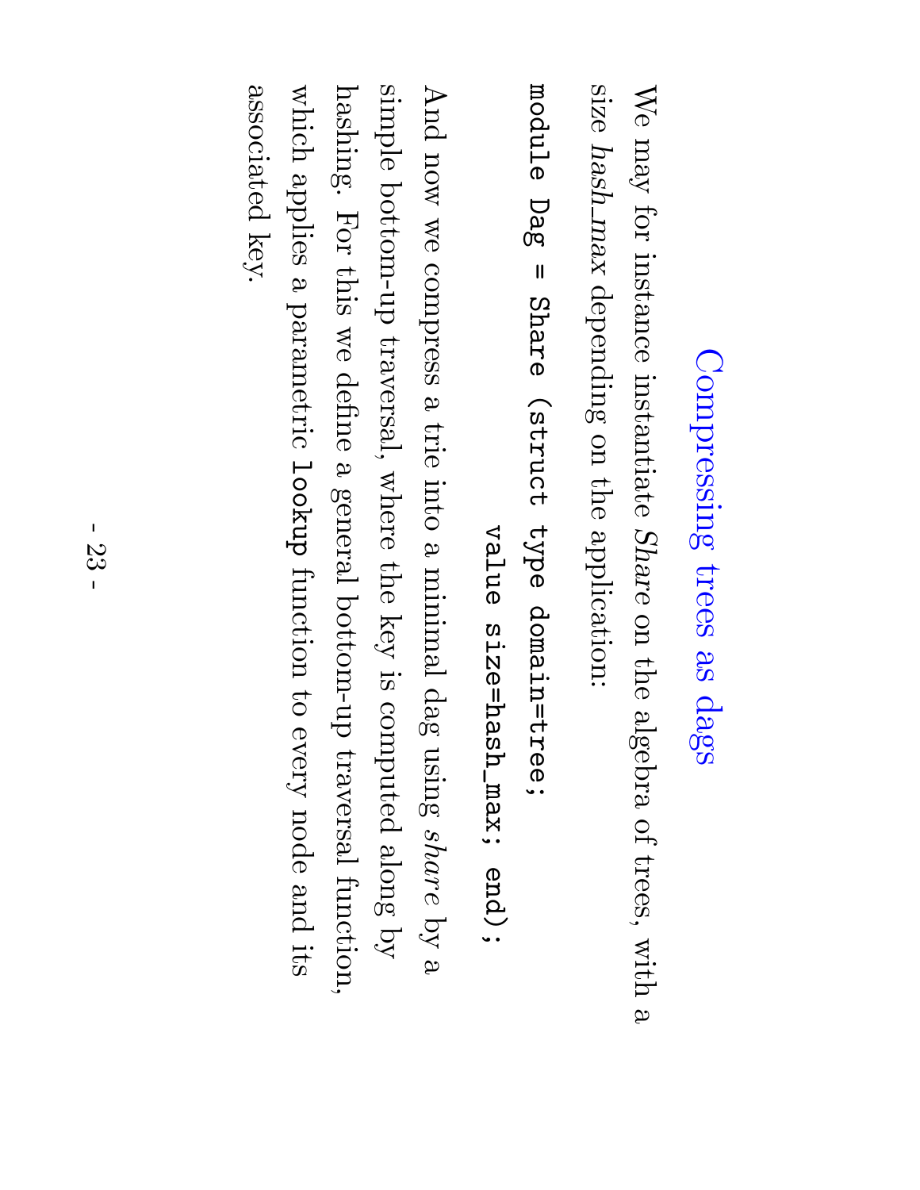# Compressing trees as dags

We may for instance instantiate *Share* on the algebra of trees, with a size *hash_max* depending on the application:

```
module Dag = Share (struct type domain=tree;
                    value size=hash_max; end);
```

And now we compress a trie into a minimal dag using *share* by a simple bottom-up traversal, where the key is computed along by hashing. For this we define a general bottom-up traversal function, which applies a parametric `lookup` function to every node and its associated key.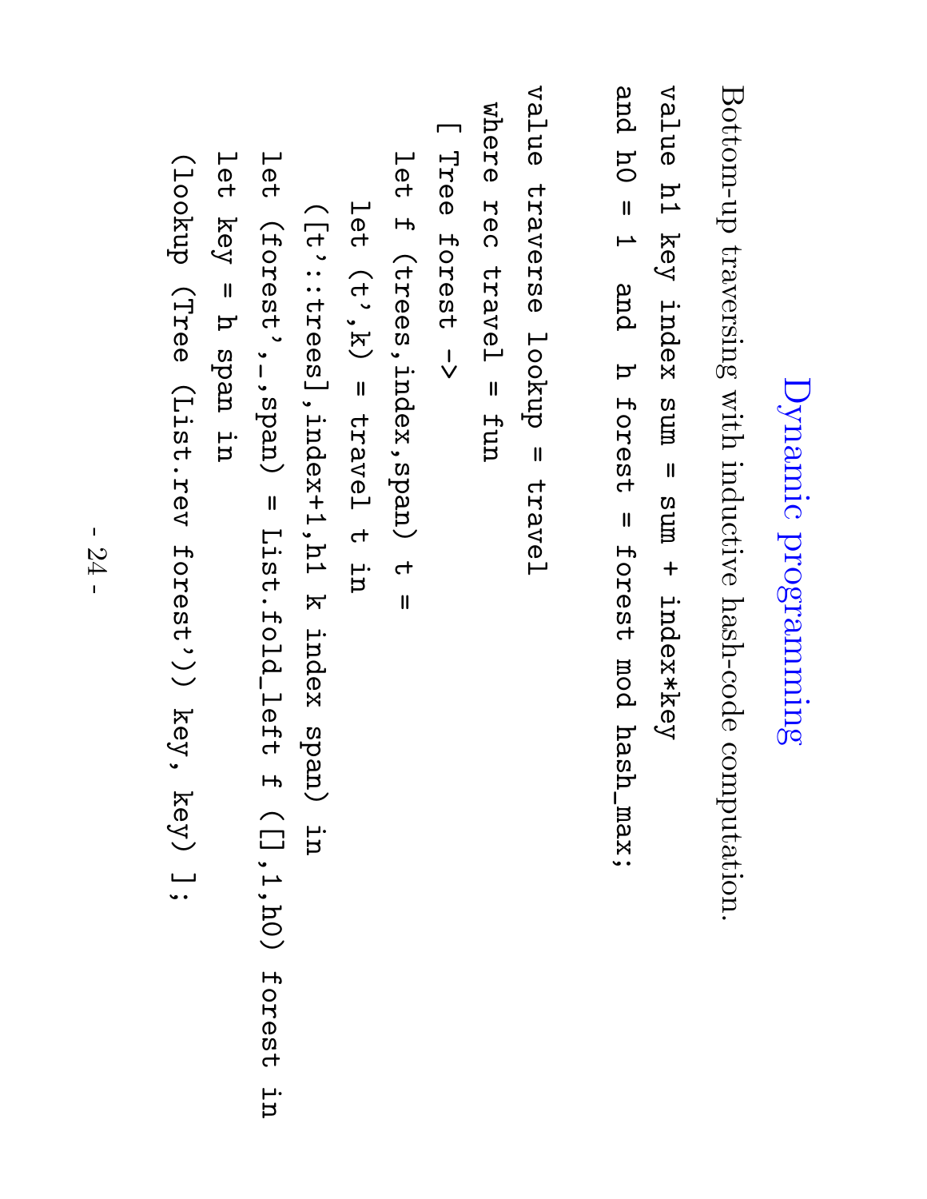# Dynamic programming

Bottom-up traversing with inductive hash-code computation.

```
value h1 key index sum = sum + index*key
and h0 = 1  and  h forest = forest mod hash_max;

value traverse lookup = travel
  where rec travel = fun
   [ Tree forest ->
      let f (trees,index,span) t =
        let (t',k) = travel t in
       ([t'::trees],index+1,h1 k index span) in
      let (forest',_,span) = List.fold_left f ([],1,h0) forest in
      let key = h span in
     (lookup (Tree (List.rev forest')) key, key) ];
```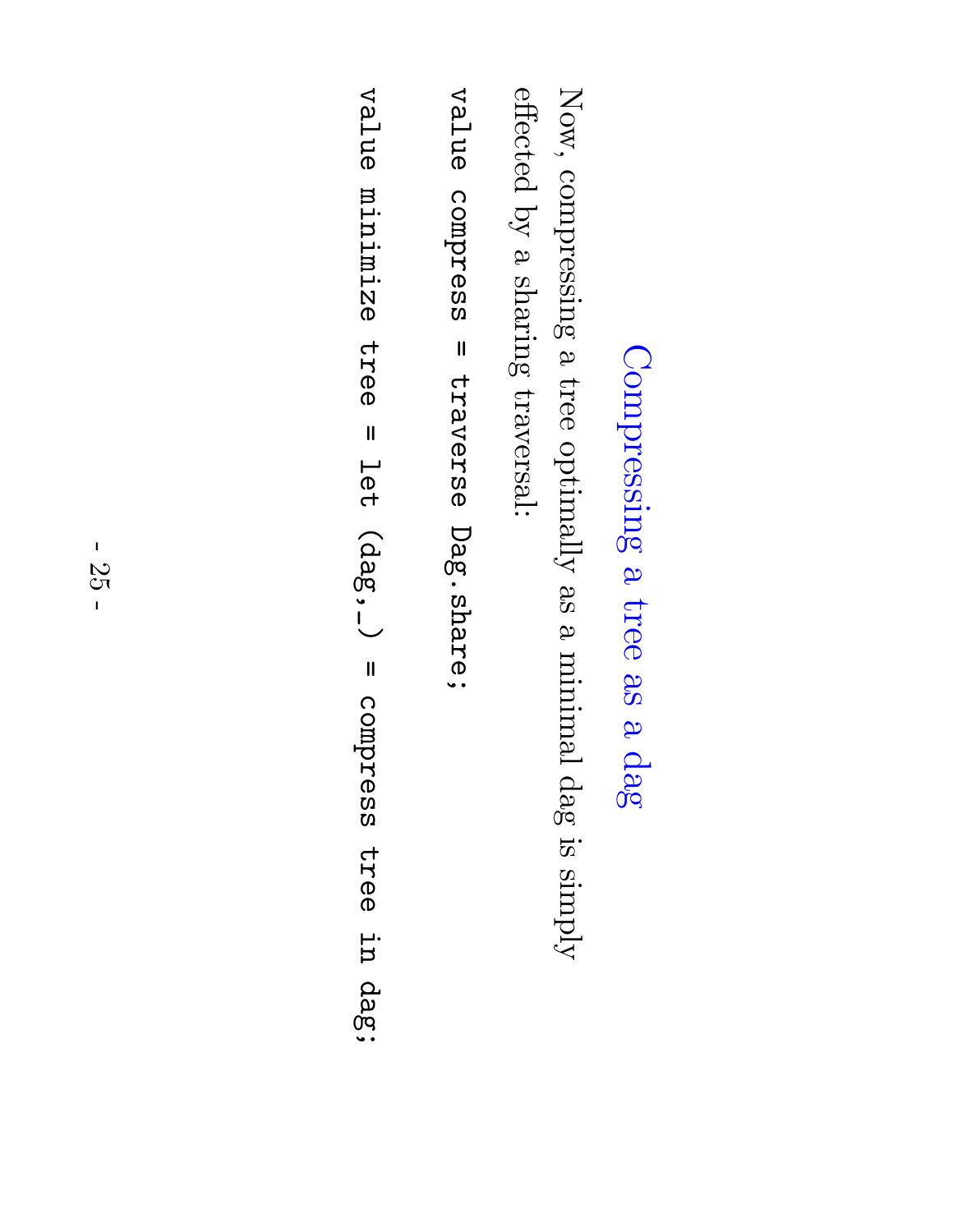# Compressing a tree as a dag

Now, compressing a tree optimally as a minimal dag is simply effected by a sharing traversal:

```
value compress = traverse Dag.share;
```

```
value minimize tree = let (dag,_) = compress tree in dag;
```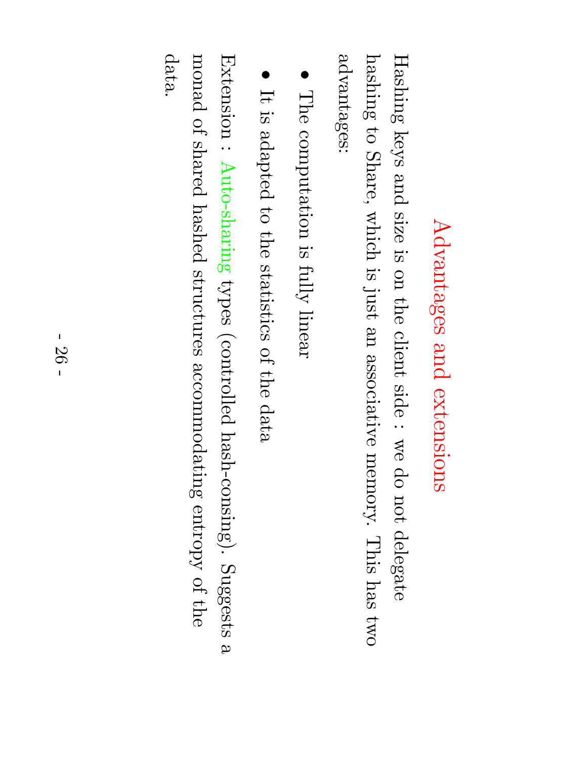# Advantages and extensions

Hashing keys and size is on the client side : we do not delegate hashing to Share, which is just an associative memory. This has two advantages:

- The computation is fully linear
- It is adapted to the statistics of the data

Extension : Auto-sharing types (controlled hash-consing). Suggests a monad of shared hashed structures accommodating entropy of the data.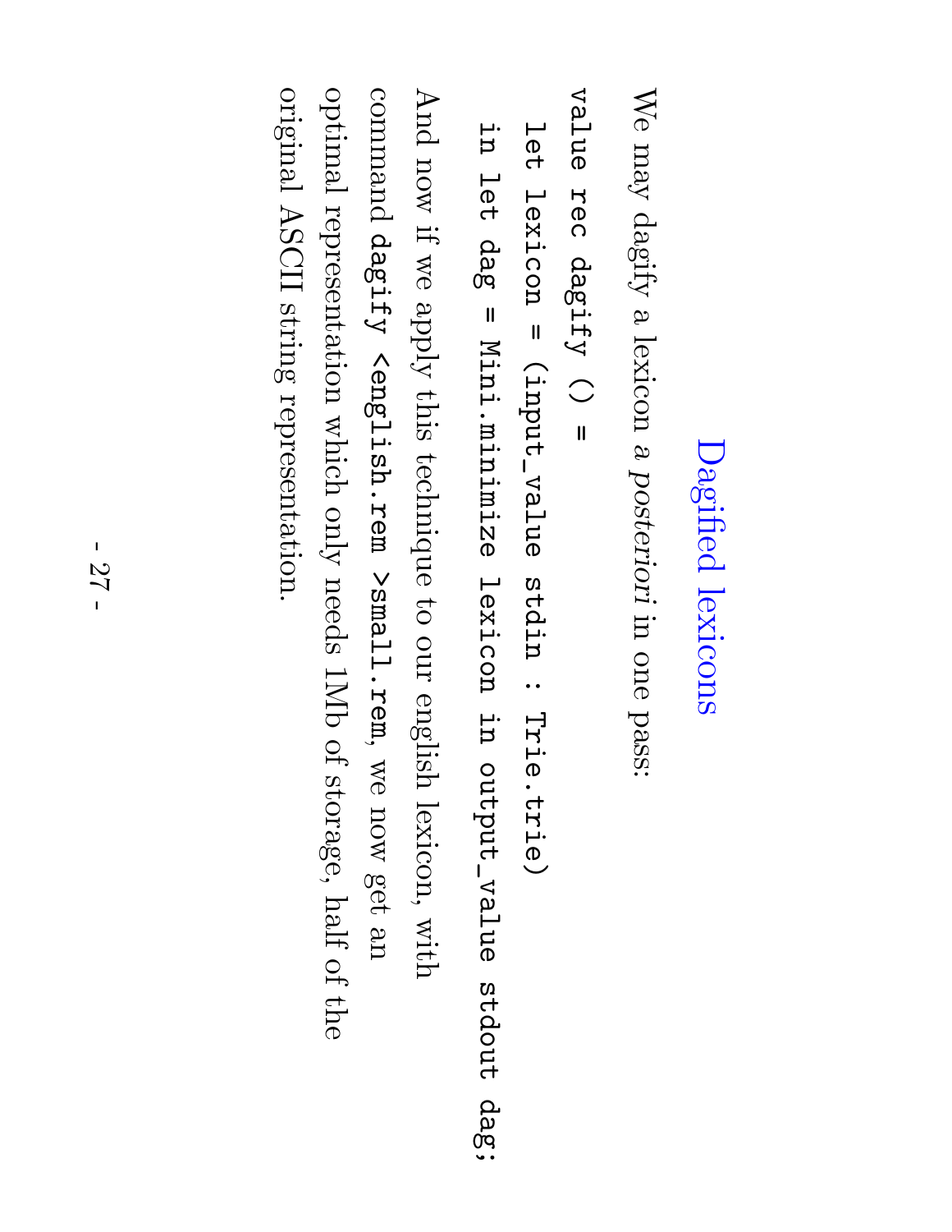# Dagified lexicons

We may dagify a lexicon *a posteriori* in one pass:

```
value rec dagify () =
  let lexicon = (input_value stdin : Trie.trie)
  in let dag = Mini.minimize lexicon in output_value stdout dag;
```

And now if we apply this technique to our english lexicon, with command `dagify <english.rem >small.rem`, we now get an optimal representation which only needs 1Mb of storage, half of the original ASCII string representation.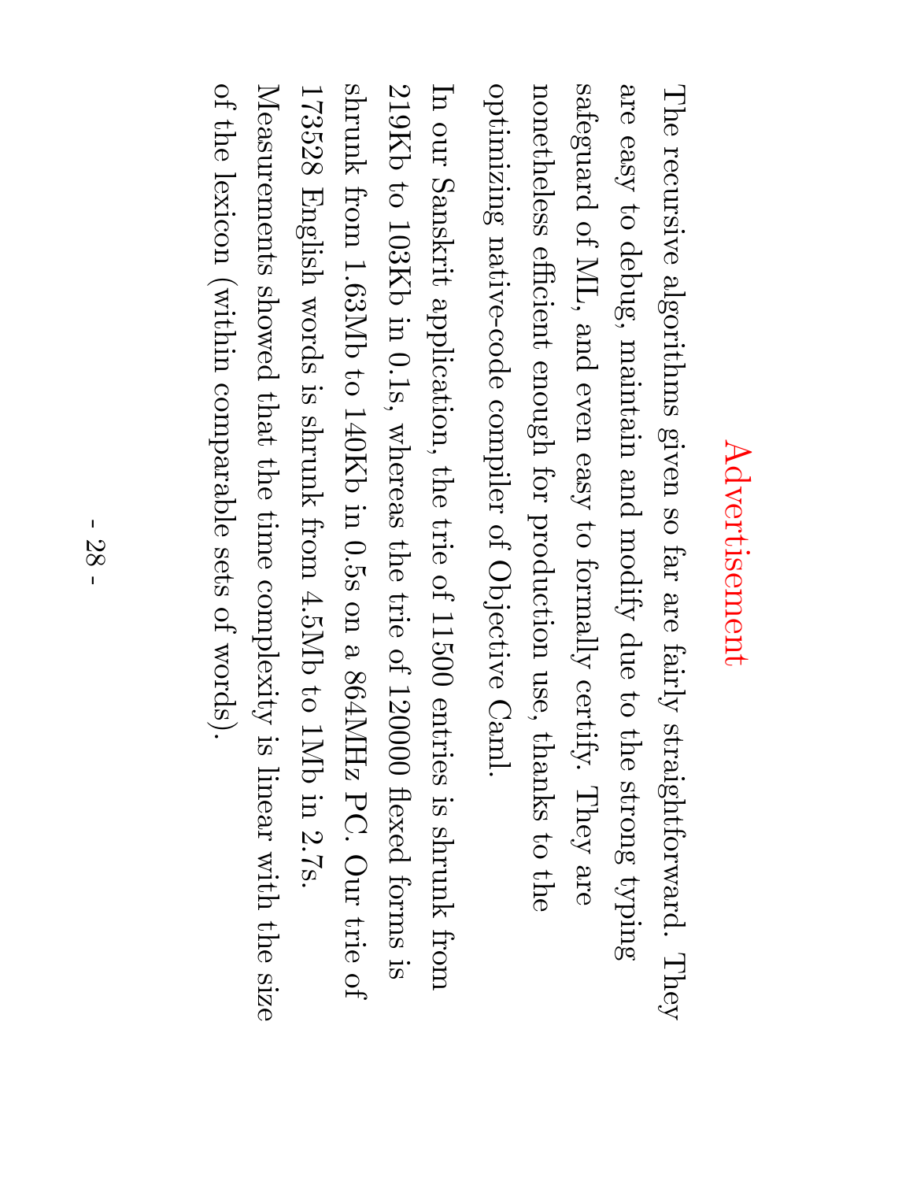# Advertisement

The recursive algorithms given so far are fairly straightforward. They are easy to debug, maintain and modify due to the strong typing safeguard of ML, and even easy to formally certify. They are nonetheless efficient enough for production use, thanks to the optimizing native-code compiler of Objective Caml.

In our Sanskrit application, the trie of 11500 entries is shrunk from 219Kb to 103Kb in 0.1s, whereas the trie of 120000 flexed forms is shrunk from 1.63Mb to 140Kb in 0.5s on a 864MHz PC. Our trie of 173528 English words is shrunk from 4.5Mb to 1Mb in 2.7s. Measurements showed that the time complexity is linear with the size of the lexicon (within comparable sets of words).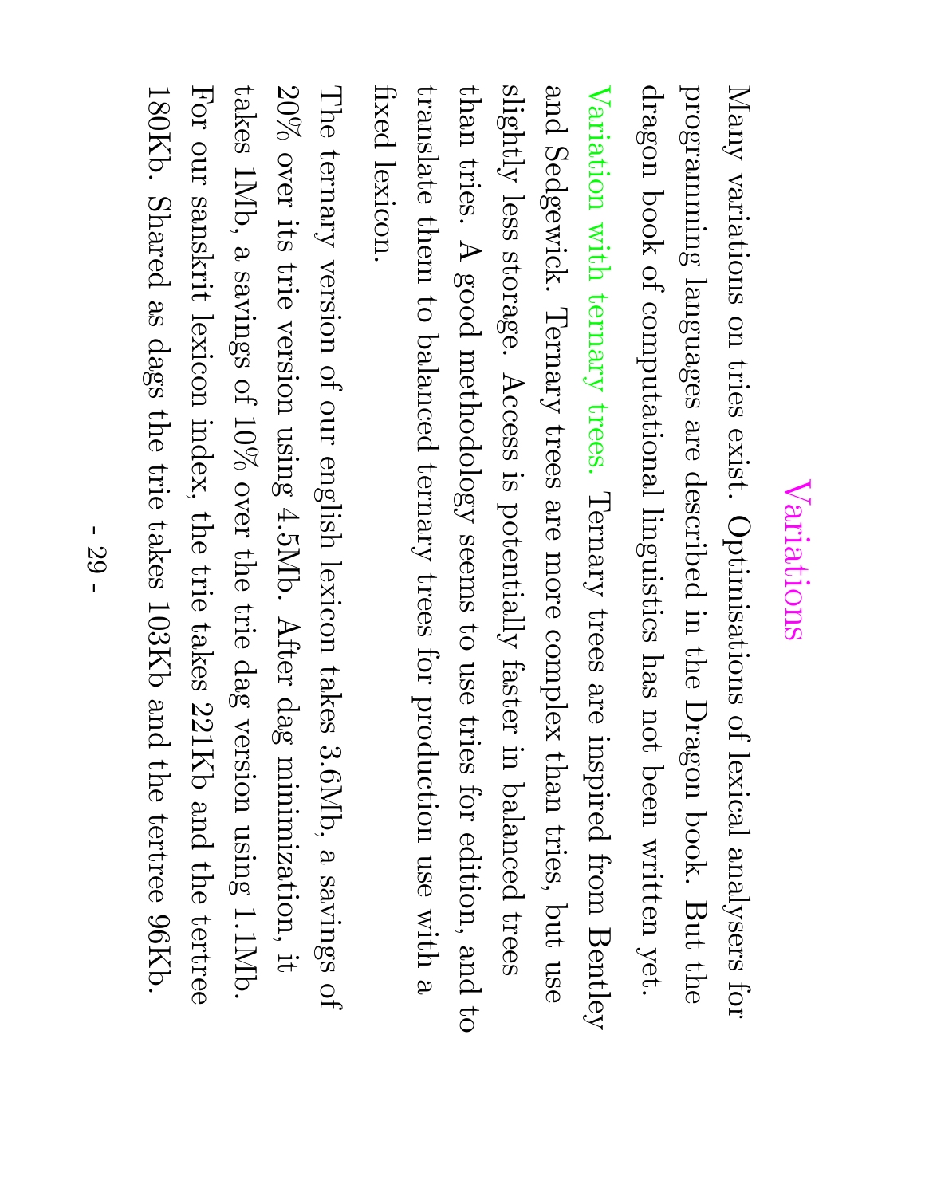# Variations

Many variations on tries exist. Optimisations of lexical analysers for programming languages are described in the Dragon book. But the dragon book of computational linguistics has not been written yet.

Variation with ternary trees. Ternary trees are inspired from Bentley and Sedgewick. Ternary trees are more complex than tries, but use slightly less storage. Access is potentially faster in balanced trees than tries. A good methodology seems to use tries for edition, and to translate them to balanced ternary trees for production use with a fixed lexicon.

The ternary version of our english lexicon takes 3.6Mb, a savings of 20% over its trie version using 4.5Mb. After dag minimization, it takes 1Mb, a savings of 10% over the trie dag version using 1.1Mb. For our sanskrit lexicon index, the trie takes 221Kb and the tertree 180Kb. Shared as dags the trie takes 103Kb and the tertree 96Kb.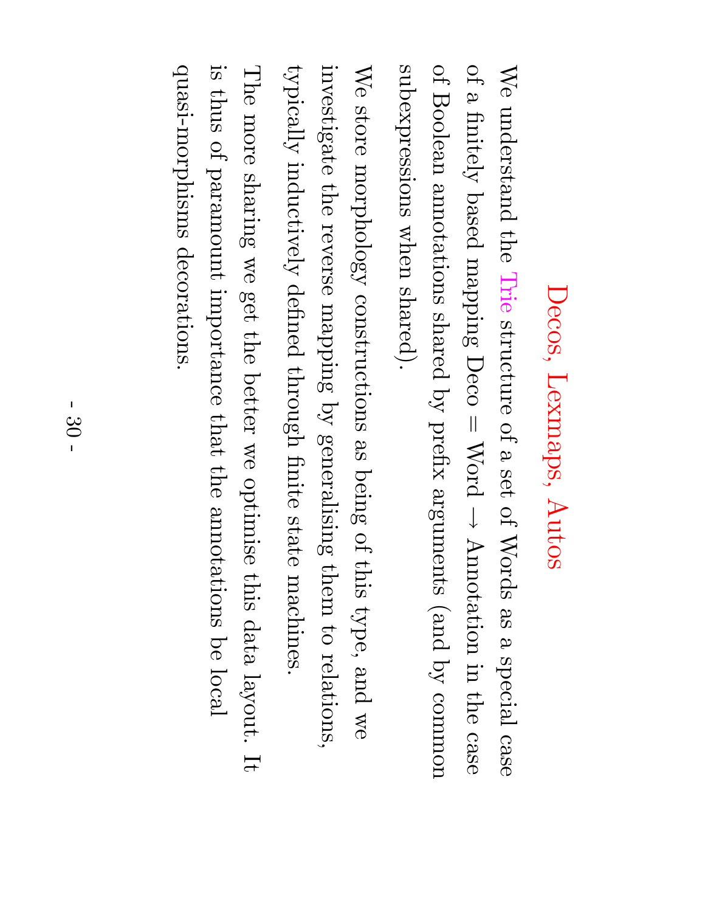# Decos, Lexmaps, Autos

We understand the Trie structure of a set of Words as a special case of a finitely based mapping Deco = Word $\rightarrow$ Annotation in the case of Boolean annotations shared by prefix arguments (and by common subexpressions when shared).

We store morphology constructions as being of this type, and we investigate the reverse mapping by generalising them to relations, typically inductively defined through finite state machines.

The more sharing we get the better we optimise this data layout. It is thus of paramount importance that the annotations be local quasi-morphisms decorations.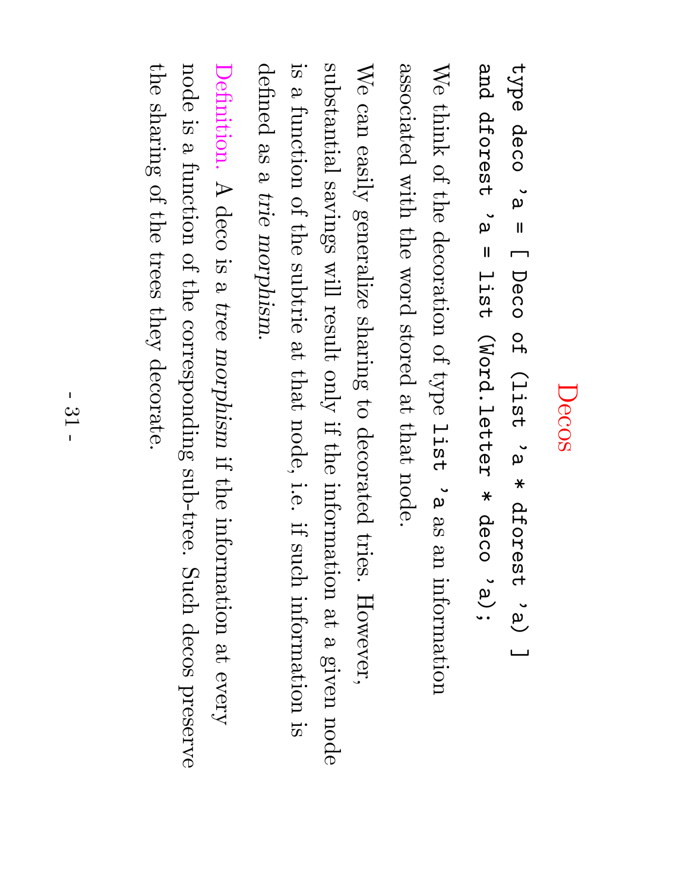# Decos

```
type deco 'a = [ Deco of (list 'a * dforest 'a) ]
and dforest 'a = list (Word.letter * deco 'a);
```

We think of the decoration of type `list 'a` as an information associated with the word stored at that node.

We can easily generalize sharing to decorated tries. However, substantial savings will result only if the information at a given node is a function of the subtrie at that node, i.e. if such information is defined as a *trie morphism*.

Definition. A deco is a *tree morphism* if the information at every node is a function of the corresponding sub-tree. Such decos preserve the sharing of the trees they decorate.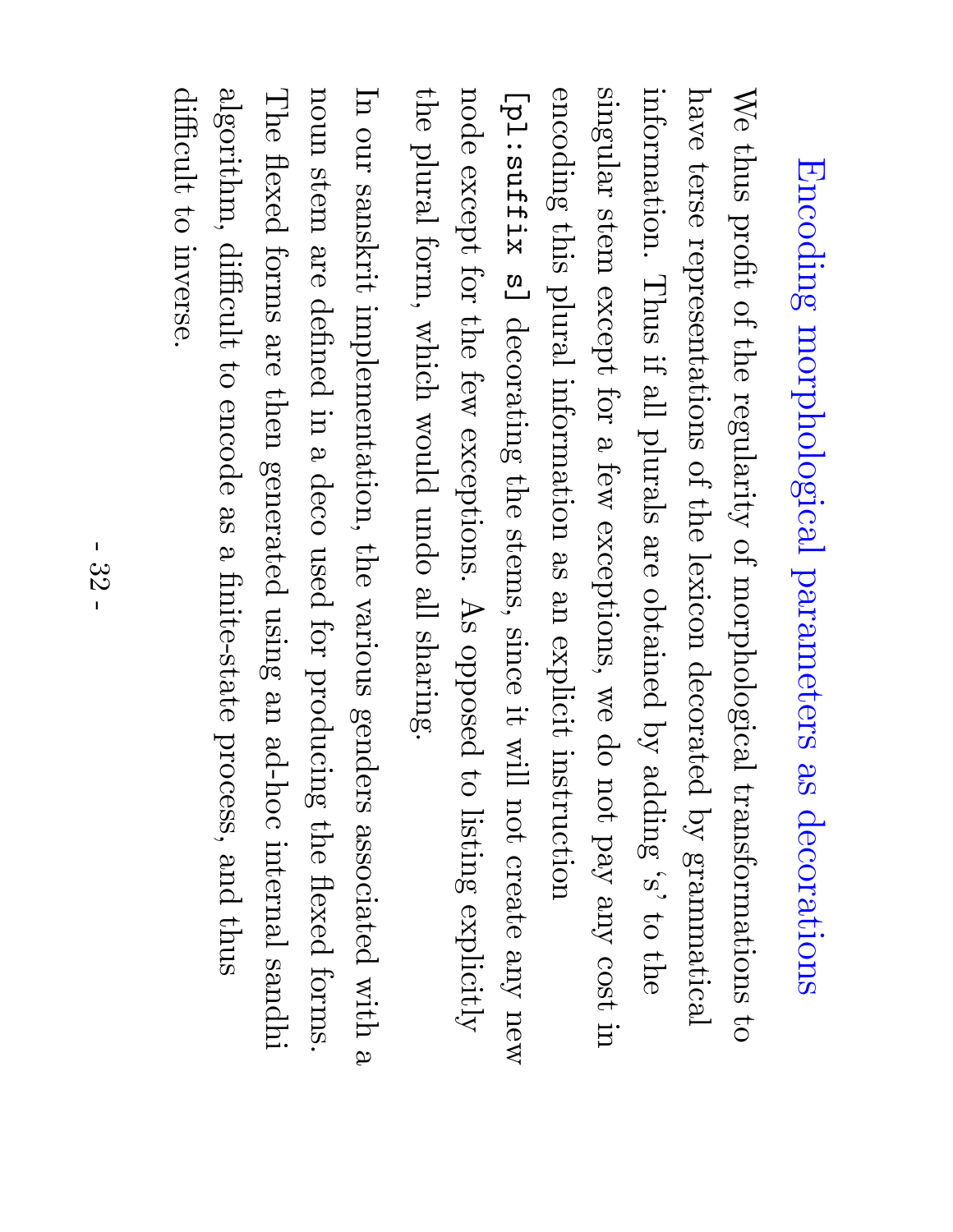# Encoding morphological parameters as decorations

We thus profit of the regularity of morphological transformations to have terse representations of the lexicon decorated by grammatical information. Thus if all plurals are obtained by adding 's' to the singular stem except for a few exceptions, we do not pay any cost in encoding this plural information as an explicit instruction `[pl:suffix s]` decorating the stems, since it will not create any new node except for the few exceptions. As opposed to listing explicitly the plural form, which would undo all sharing.

In our sanskrit implementation, the various genders associated with a noun stem are defined in a deco used for producing the flexed forms. The flexed forms are then generated using an ad-hoc internal sandhi algorithm, difficult to encode as a finite-state process, and thus difficult to inverse.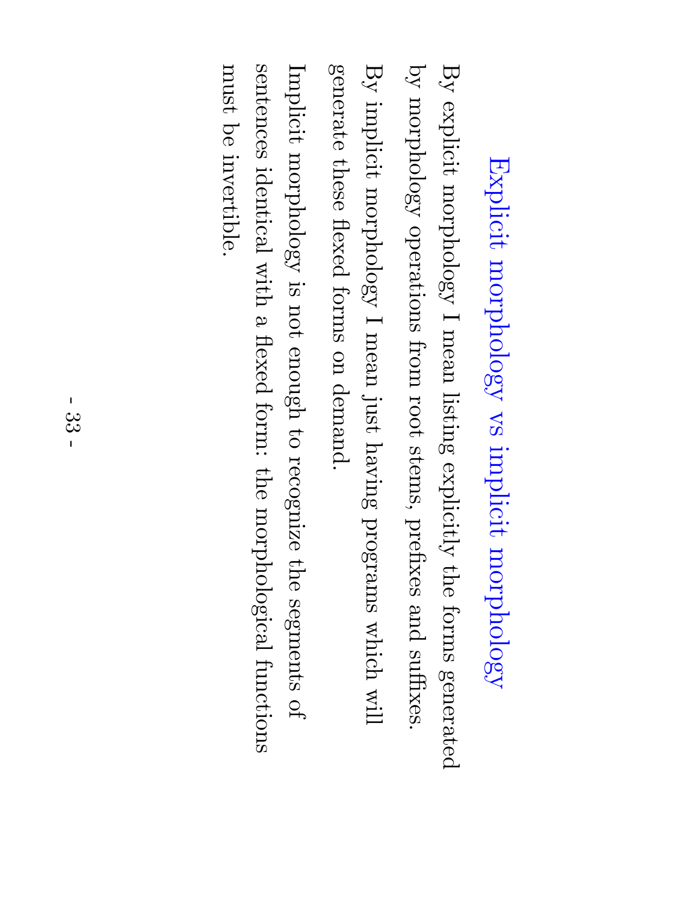# Explicit morphology vs implicit morphology

By explicit morphology I mean listing explicitly the forms generated by morphology operations from root stems, prefixes and suffixes.

By implicit morphology I mean just having programs which will generate these flexed forms on demand.

Implicit morphology is not enough to recognize the segments of sentences identical with a flexed form: the morphological functions must be invertible.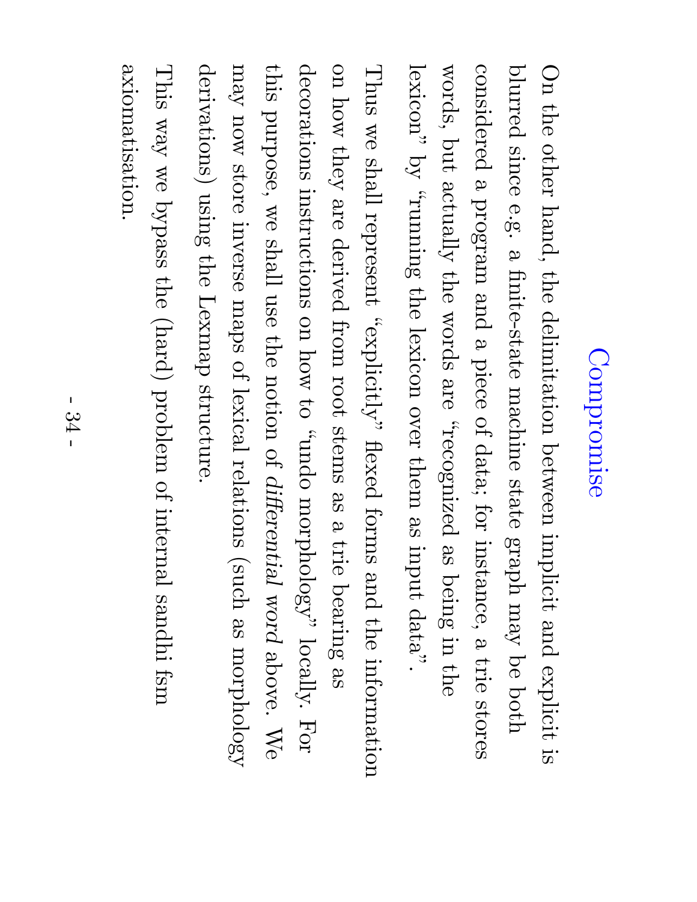# Compromise

On the other hand, the delimitation between implicit and explicit is blurred since e.g. a finite-state machine state graph may be both considered a program and a piece of data; for instance, a trie stores words, but actually the words are "recognized as being in the lexicon" by "running the lexicon over them as input data".

Thus we shall represent "explicitly" flexed forms and the information on how they are derived from root stems as a trie bearing as decorations instructions on how to "undo morphology" locally. For this purpose, we shall use the notion of *differential word* above. We may now store inverse maps of lexical relations (such as morphology derivations) using the Lexmap structure.

This way we bypass the (hard) problem of internal sandhi fsm axiomatisation.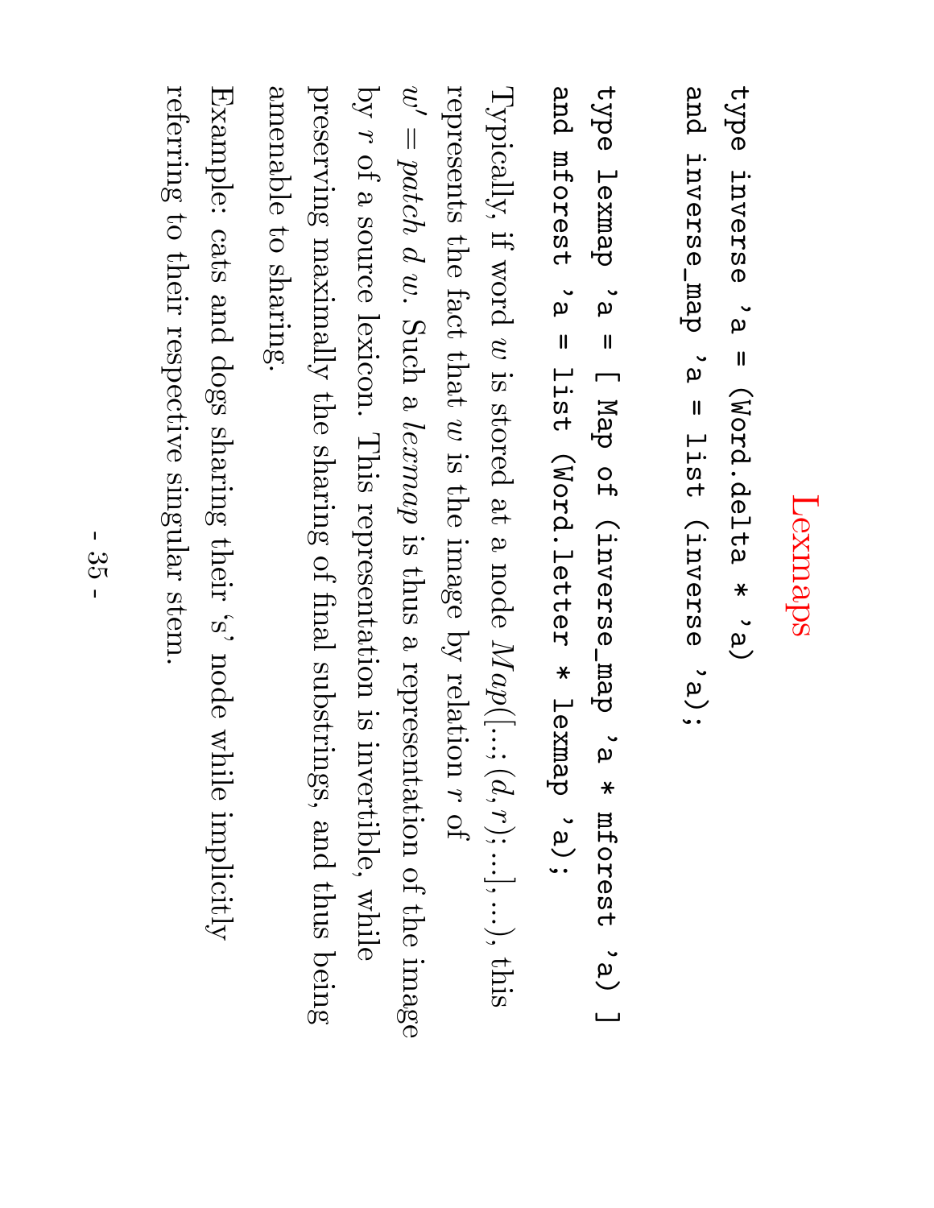# Lexmaps

```
type inverse 'a = (Word.delta * 'a)
and inverse_map 'a = list (inverse 'a);

type lexmap 'a = [ Map of (inverse_map 'a * mforest 'a) ]
and mforest 'a = list (Word.letter * lexmap 'a);
```

Typically, if word $w$ is stored at a node $Map([...;(d,r);...],...)$, this represents the fact that $w$ is the image by relation $r$ of $w' = patch\ d\ w$. Such a *lexmap* is thus a representation of the image by $r$ of a source lexicon. This representation is invertible, while preserving maximally the sharing of final substrings, and thus being amenable to sharing.

Example: cats and dogs sharing their 's' node while implicitly referring to their respective singular stem.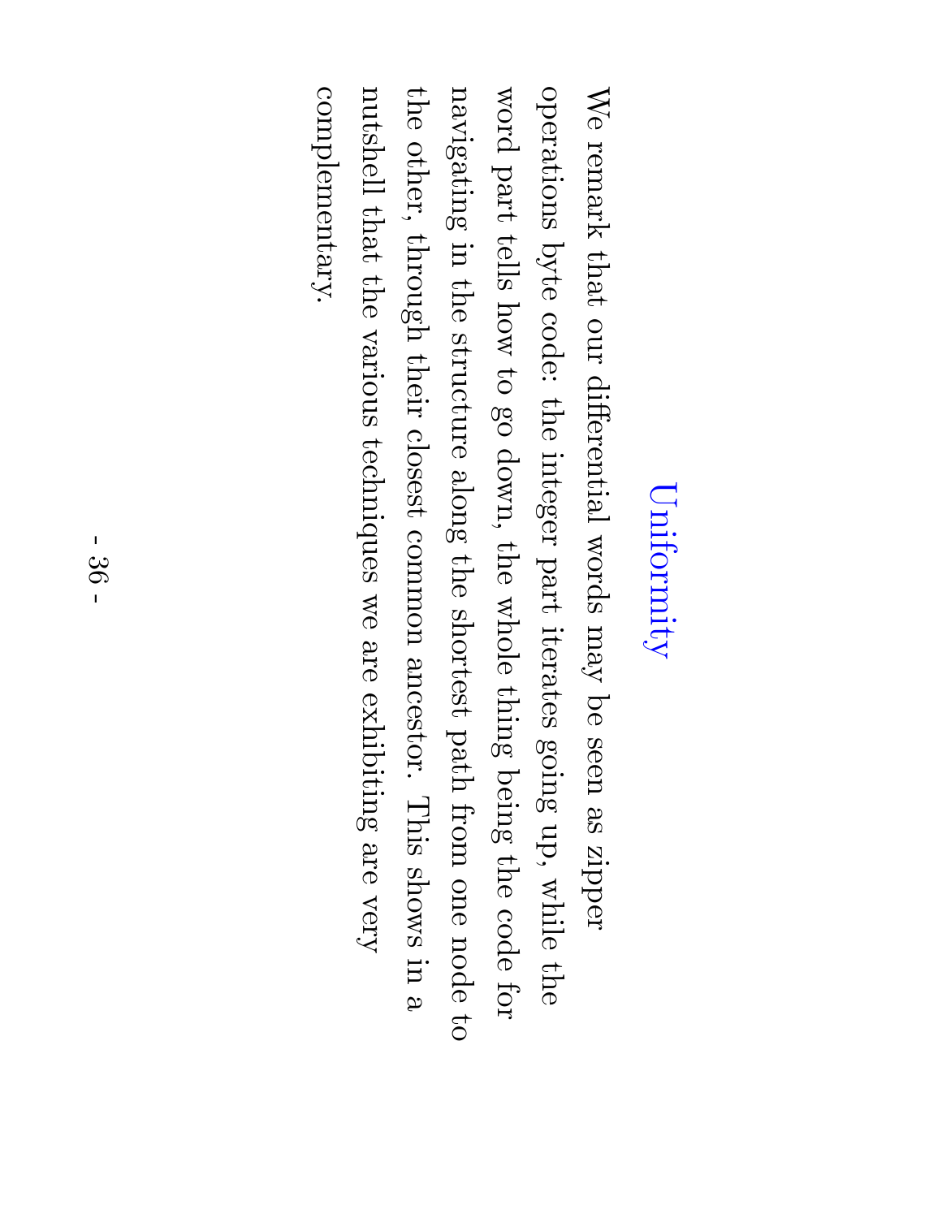# Uniformity

We remark that our differential words may be seen as zipper operations byte code: the integer part iterates going up, while the word part tells how to go down, the whole thing being the code for navigating in the structure along the shortest path from one node to the other, through their closest common ancestor. This shows in a nutshell that the various techniques we are exhibiting are very complementary.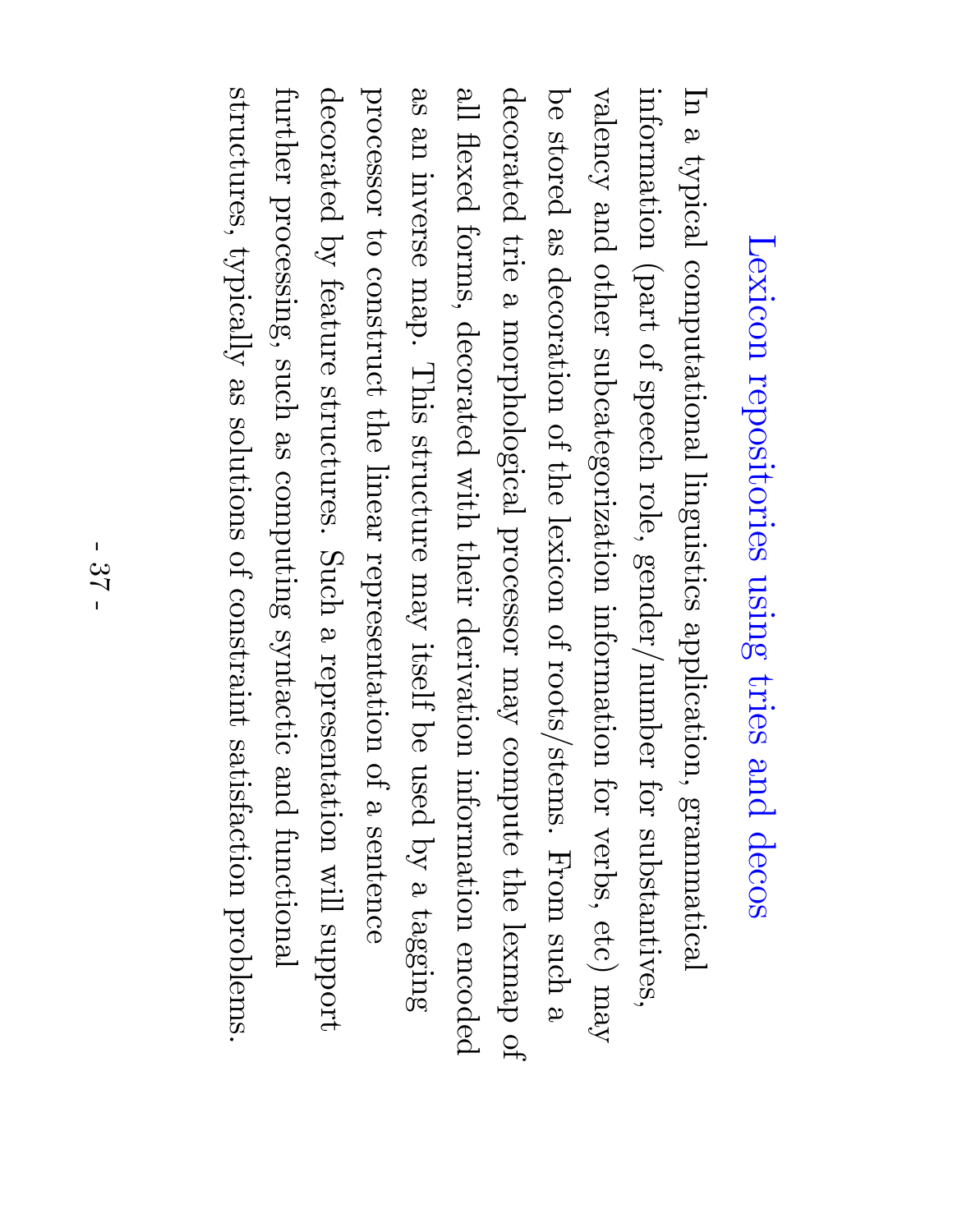# Lexicon repositories using tries and decos

In a typical computational linguistics application, grammatical information (part of speech role, gender/number for substantives, valency and other subcategorization information for verbs, etc) may be stored as decoration of the lexicon of roots/stems. From such a decorated trie a morphological processor may compute the lexmap of all flexed forms, decorated with their derivation information encoded as an inverse map. This structure may itself be used by a tagging processor to construct the linear representation of a sentence decorated by feature structures. Such a representation will support further processing, such as computing syntactic and functional structures, typically as solutions of constraint satisfaction problems.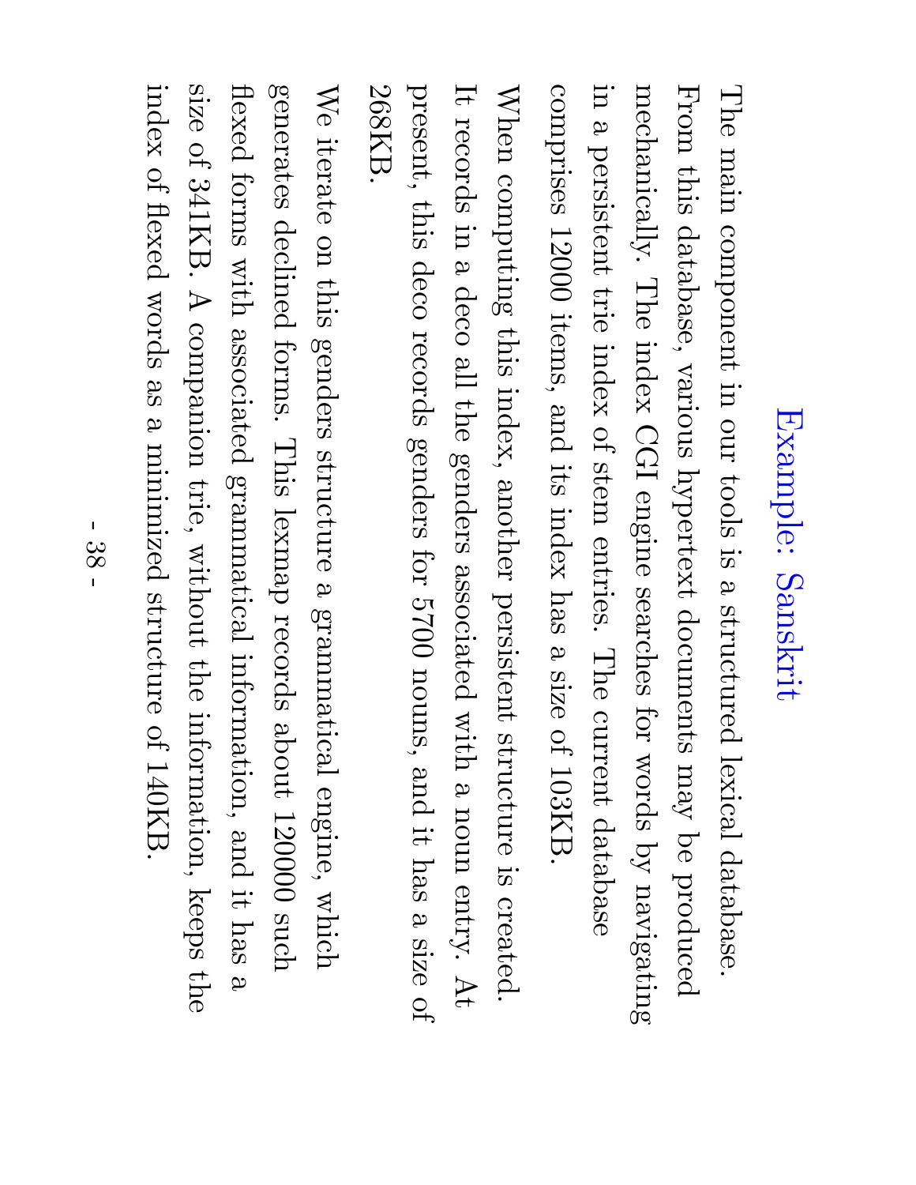# Example: Sanskrit

The main component in our tools is a structured lexical database. From this database, various hypertext documents may be produced mechanically. The index CGI engine searches for words by navigating in a persistent trie index of stem entries. The current database comprises 12000 items, and its index has a size of 103KB.

When computing this index, another persistent structure is created. It records in a deco all the genders associated with a noun entry. At present, this deco records genders for 5700 nouns, and it has a size of 268KB.

We iterate on this genders structure a grammatical engine, which generates declined forms. This lexmap records about 120000 such flexed forms with associated grammatical information, and it has a size of 341KB. A companion trie, without the information, keeps the index of flexed words as a minimized structure of 140KB.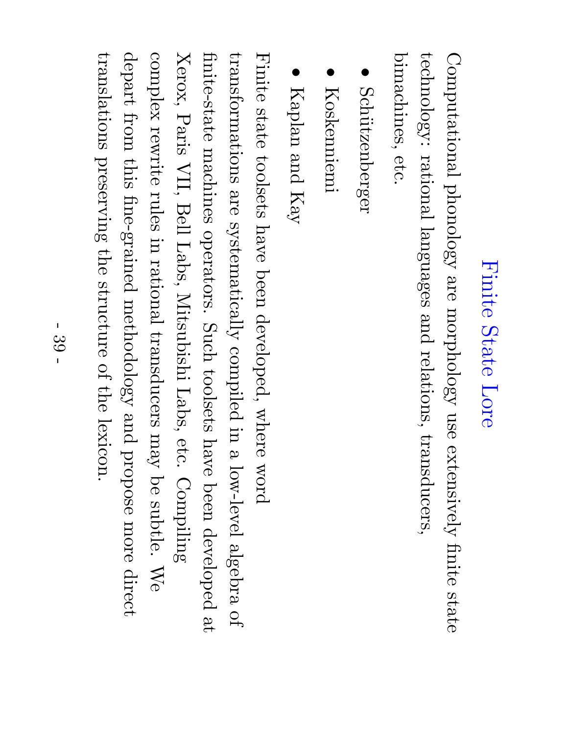# Finite State Lore

Computational phonology and morphology use extensively finite state technology: rational languages and relations, transducers, bimachines, etc.

- Schützenberger
- Koskenniemi
- Kaplan and Kay

Finite state toolsets have been developed, where word transformations are systematically compiled in a low-level algebra of finite-state machines operators. Such toolsets have been developed at Xerox, Paris VII, Bell Labs, Mitsubishi Labs, etc. Compiling complex rewrite rules in rational transducers may be subtle. We depart from this fine-grained methodology and propose more direct translations preserving the structure of the lexicon.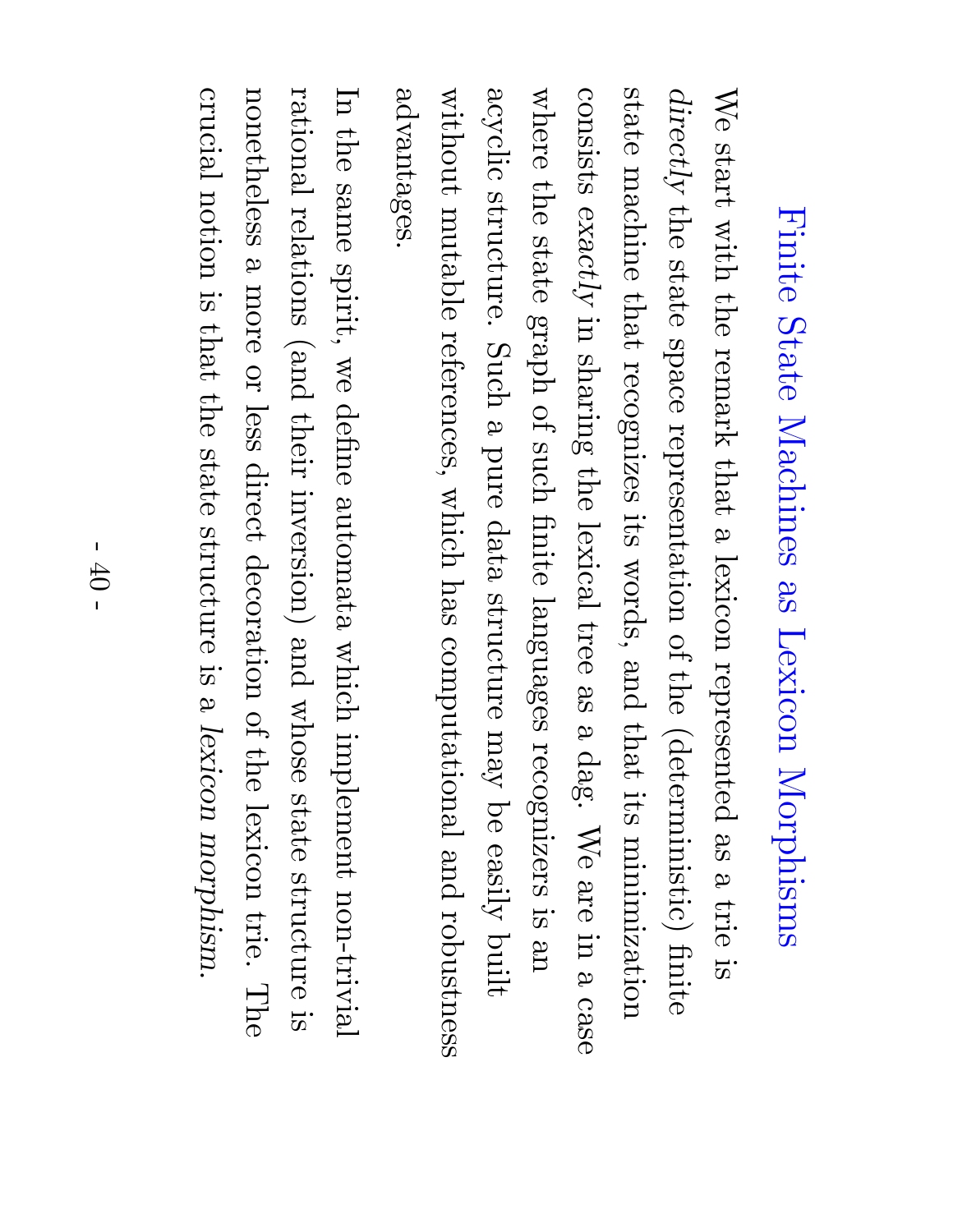# Finite State Machines as Lexicon Morphisms

We start with the remark that a lexicon represented as a trie is *directly* the state space representation of the (deterministic) finite state machine that recognizes its words, and that its minimization consists *exactly* in sharing the lexical tree as a dag. We are in a case where the state graph of such finite languages recognizers is an acyclic structure. Such a pure data structure may be easily built without mutable references, which has computational and robustness advantages.

In the same spirit, we define automata which implement non-trivial rational relations (and their inversion) and whose state structure is nonetheless a more or less direct decoration of the lexicon trie. The crucial notion is that the state structure is a *lexicon morphism*.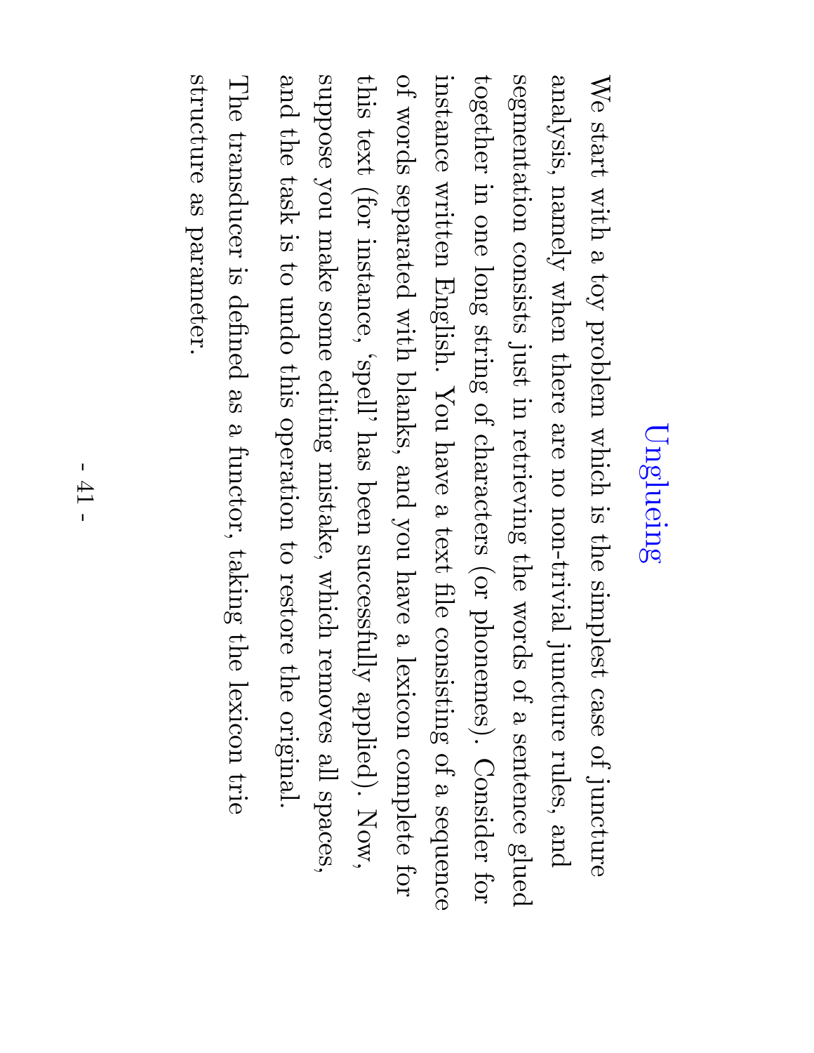# Unglueing

We start with a toy problem which is the simplest case of juncture analysis, namely when there are no non-trivial juncture rules, and segmentation consists just in retrieving the words of a sentence glued together in one long string of characters (or phonemes). Consider for instance written English. You have a text file consisting of a sequence of words separated with blanks, and you have a lexicon complete for this text (for instance, 'spell' has been successfully applied). Now, suppose you make some editing mistake, which removes all spaces, and the task is to undo this operation to restore the original.

The transducer is defined as a functor, taking the lexicon trie structure as parameter.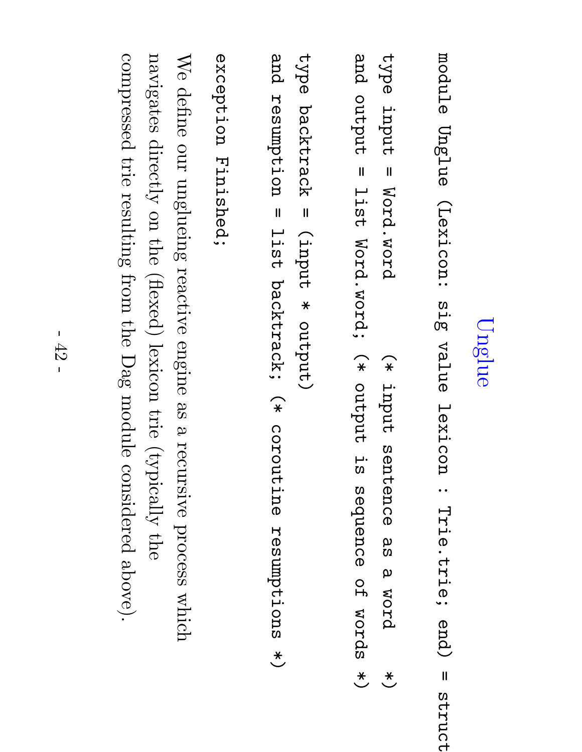## Unglue

```
module Unglue (Lexicon: sig value lexicon : Trie.trie; end) = struct

type input = Word.word          (* input sentence as a word         *)
and output = list Word.word; (* output is sequence of words *)

type backtrack = (input * output)
and resumption = list backtrack; (* coroutine resumptions *)

exception Finished;
```

We define our unglueing reactive engine as a recursive process which navigates directly on the (flexed) lexicon trie (typically the compressed trie resulting from the Dag module considered above).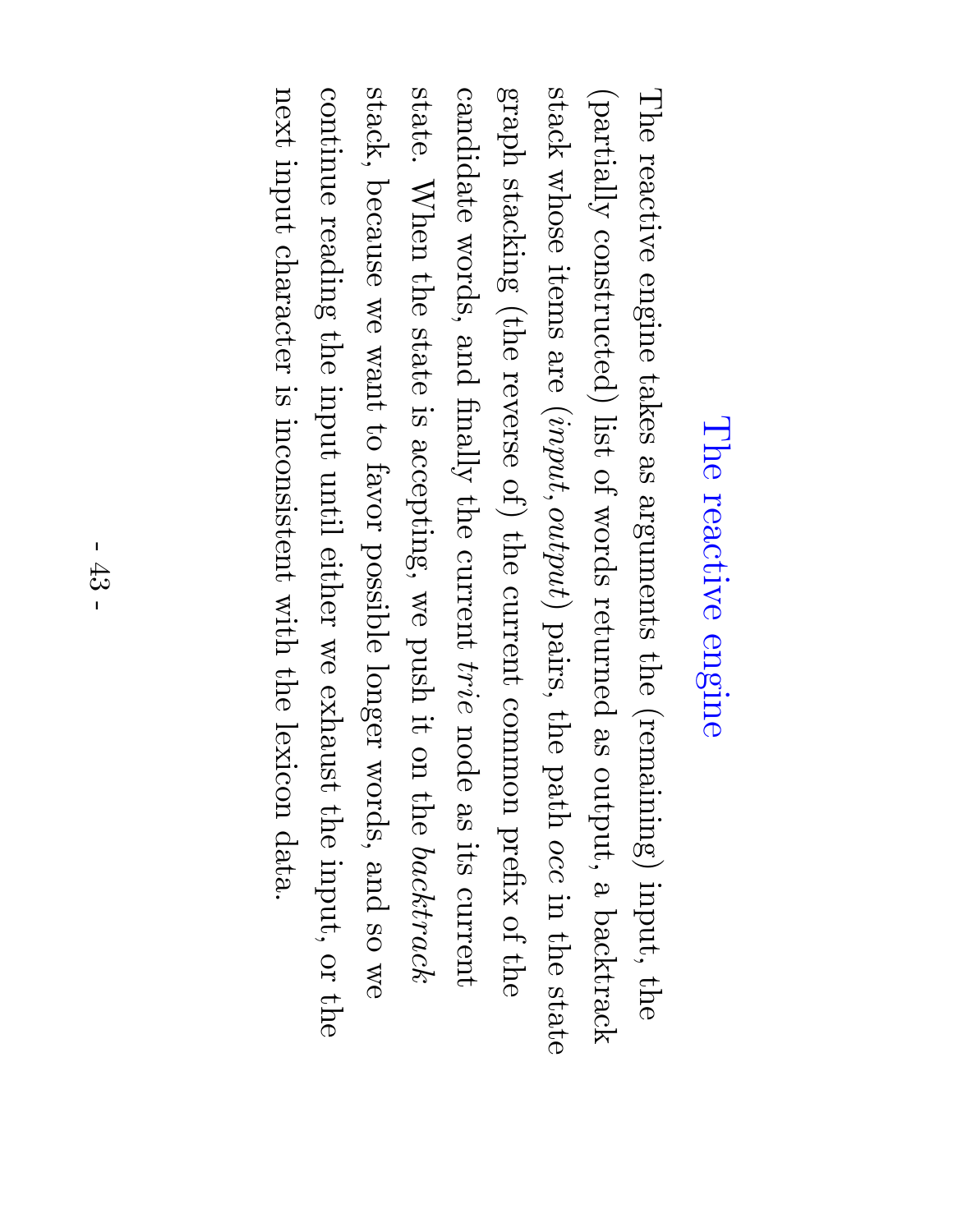# The reactive engine

The reactive engine takes as arguments the (remaining) input, the (partially constructed) list of words returned as output, a backtrack stack whose items are (*input*, *output*) pairs, the path *occ* in the state graph stacking (the reverse of) the current common prefix of the candidate words, and finally the current *trie* node as its current state. When the state is accepting, we push it on the *backtrack* stack, because we want to favor possible longer words, and so we continue reading the input until either we exhaust the input, or the next input character is inconsistent with the lexicon data.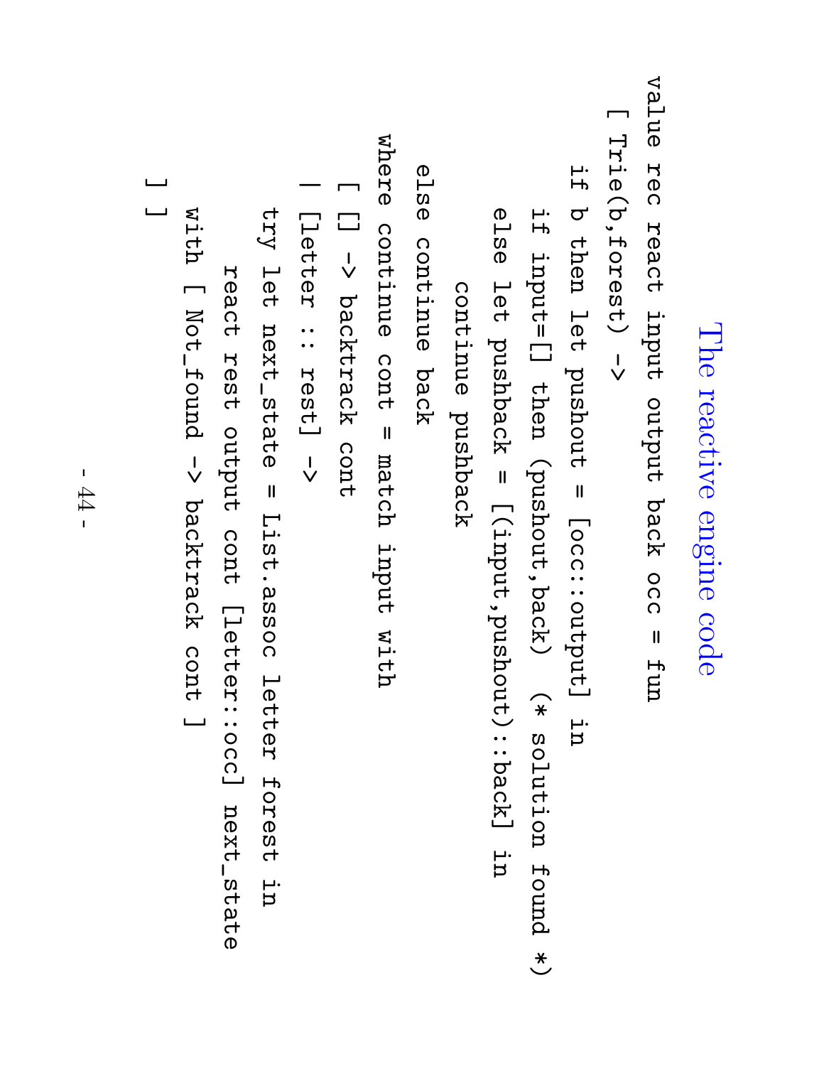# The reactive engine code

```
value rec react input output back occ = fun
  [ Trie(b,forest) ->
      if b then let pushout = [occ::output] in
        if input=[] then (pushout,back)  (* solution found *)
        else let pushout = [(input,pushout)::back] in
            continue pushout
      else continue back
    where continue cont = match input with
      [ [] -> backtrack cont
      | [letter :: rest] ->
        try let next_state = List.assoc letter forest in
            react rest output cont [letter::occ] next_state
        with [ Not_found -> backtrack cont ]
      ] ]
```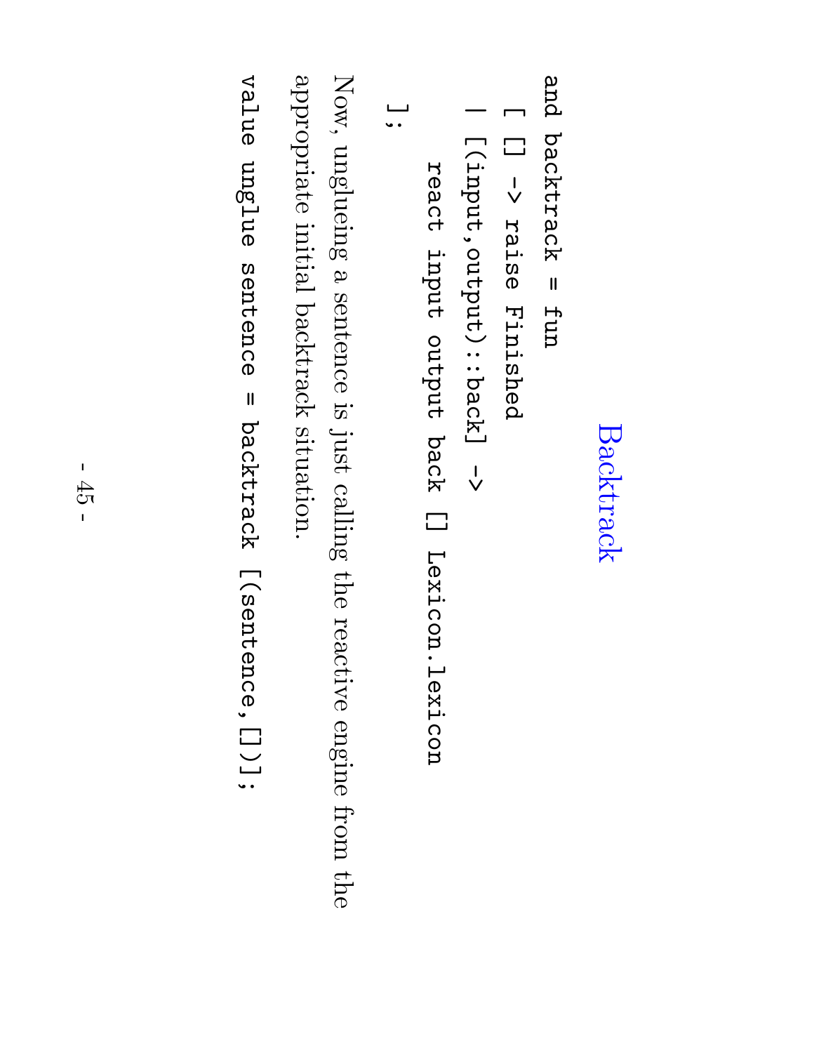## Backtrack

```
and backtrack = fun
  [ [] -> raise Finished
  | [(input,output)::back] ->
      react input output back [] Lexicon.lexicon
  ];
```

Now, ungluing a sentence is just calling the reactive engine from the appropriate initial backtrack situation.

```
value unglue sentence = backtrack [(sentence,[])];
```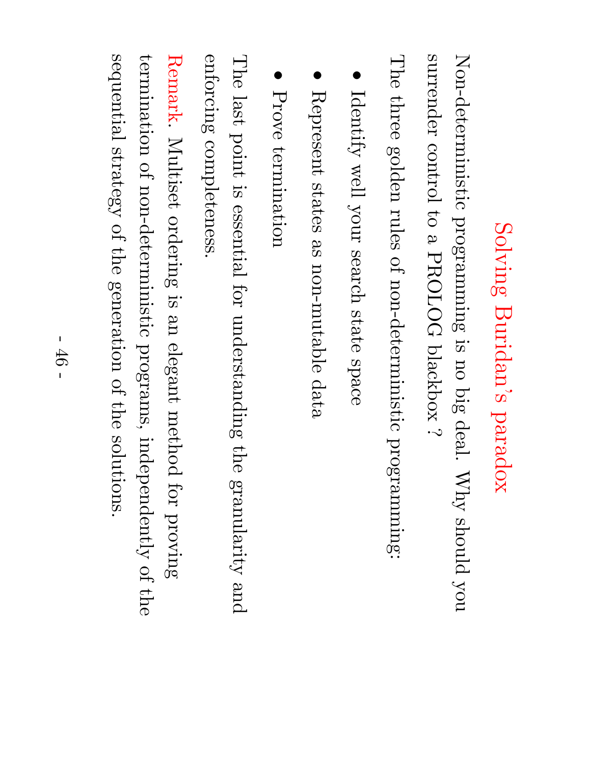# Solving Buridan's paradox

Non-deterministic programming is no big deal. Why should you surrender control to a PROLOG blackbox ?

The three golden rules of non-deterministic programming:

- Identify well your search state space
- Represent states as non-mutable data
- Prove termination

The last point is essential for understanding the granularity and enforcing completeness.

Remark. Multiset ordering is an elegant method for proving termination of non-deterministic programs, independently of the sequential strategy of the generation of the solutions.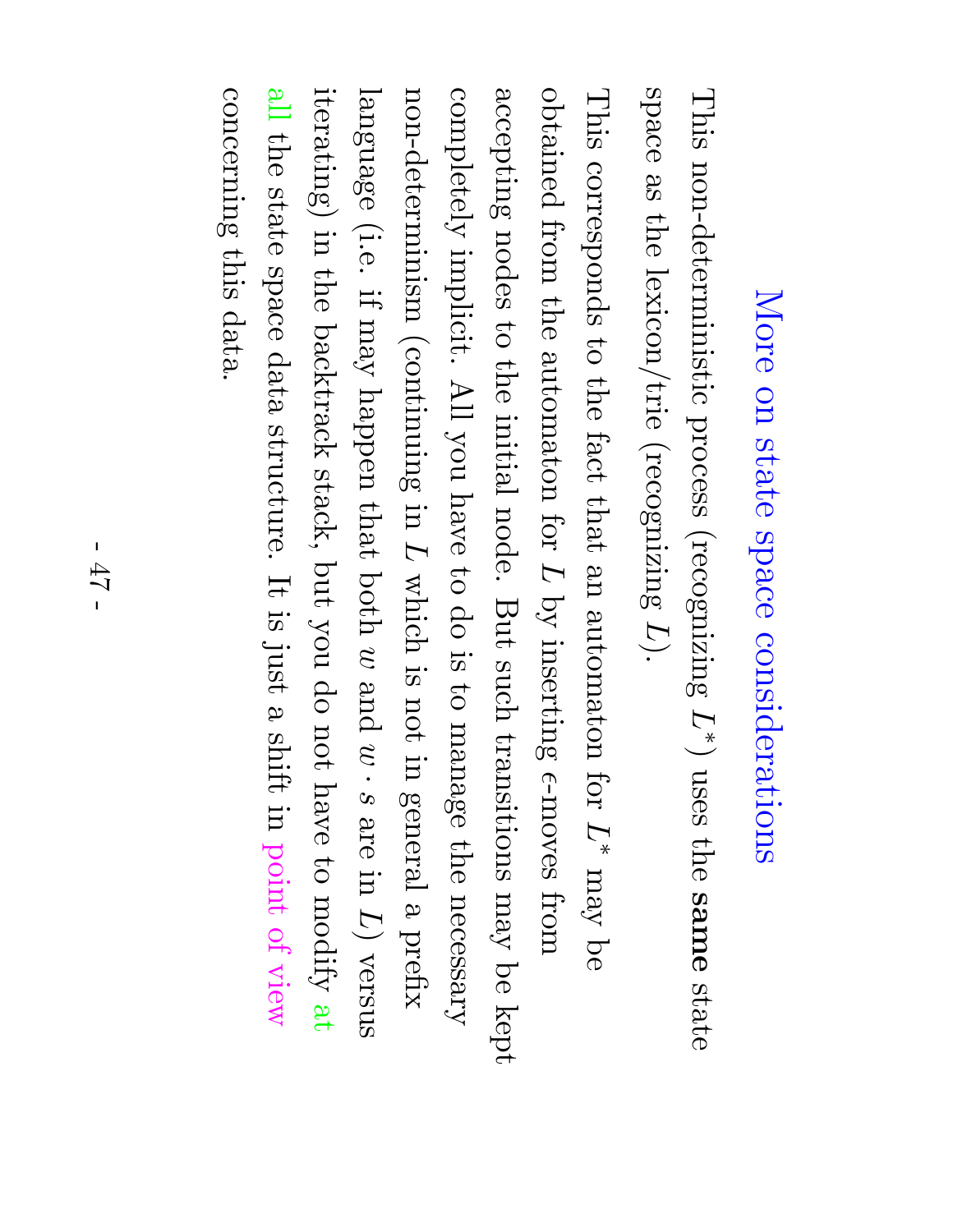# More on state space considerations

This non-deterministic process (recognizing $L^*$) uses the **same** state space as the lexicon/trie (recognizing $L$).

This corresponds to the fact that an automaton for $L^*$ may be obtained from the automaton for $L$ by inserting $\epsilon$-moves from accepting nodes to the initial node. But such transitions may be kept completely implicit. All you have to do is to manage the necessary non-determinism (continuing in $L$ which is not in general a prefix language (i.e. if may happen that both $w$ and $w \cdot s$ are in $L$) versus iterating) in the backtrack stack, but you do not have to modify at all the state space data structure. It is just a shift in point of view concerning this data.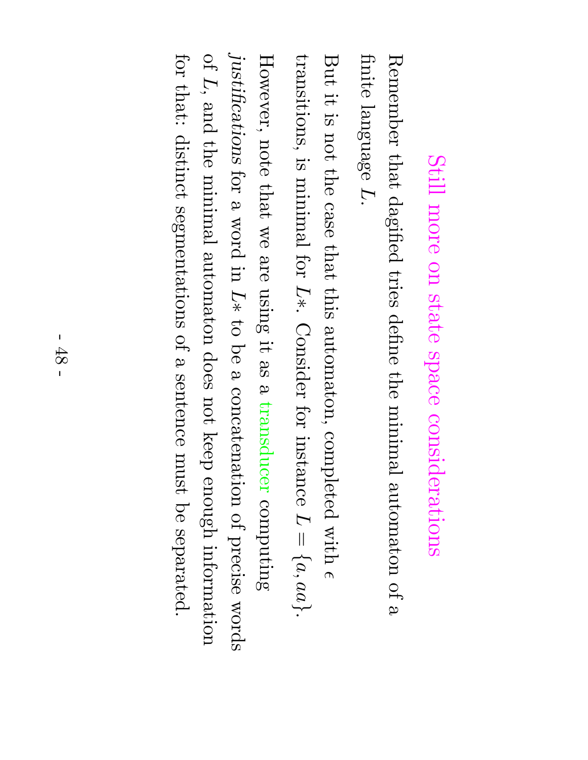# Still more on state space considerations

Remember that dagified tries define the minimal automaton of a finite language $L$.

But it is not the case that this automaton, completed with $\epsilon$ transitions, is minimal for $L*$. Consider for instance $L = \{a, aa\}$.

However, note that we are using it as a transducer computing *justifications* for a word in $L*$ to be a concatenation of precise words of $L$, and the minimal automaton does not keep enough information for that: distinct segmentations of a sentence must be separated.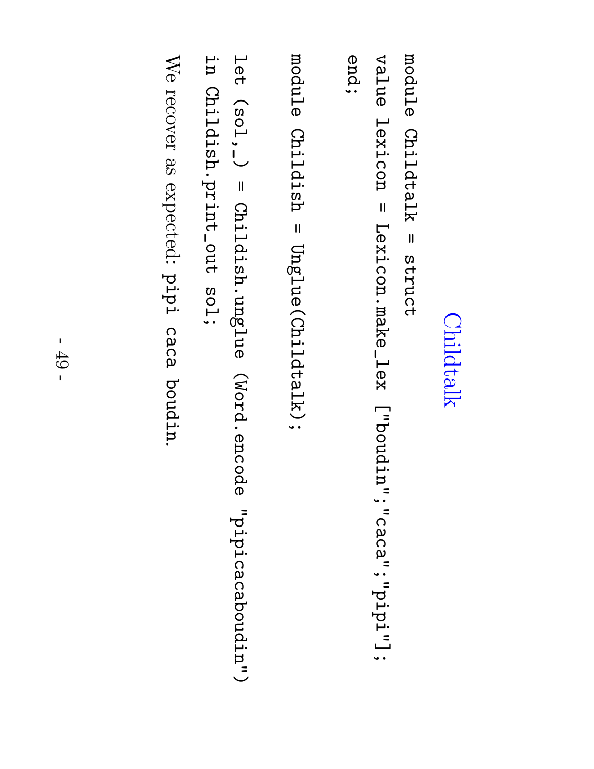# Childtalk

```
module Childtalk = struct
value lexicon = Lexicon.make_lex ["boudin";"caca";"pipi"];
end;

module Childish = Unglue(Childtalk);

let (sol,_) = Childish.unglue (Word.encode "pipicacaboudin")
in Childish.print_out sol;
```

We recover as expected: `pipi caca boudin`.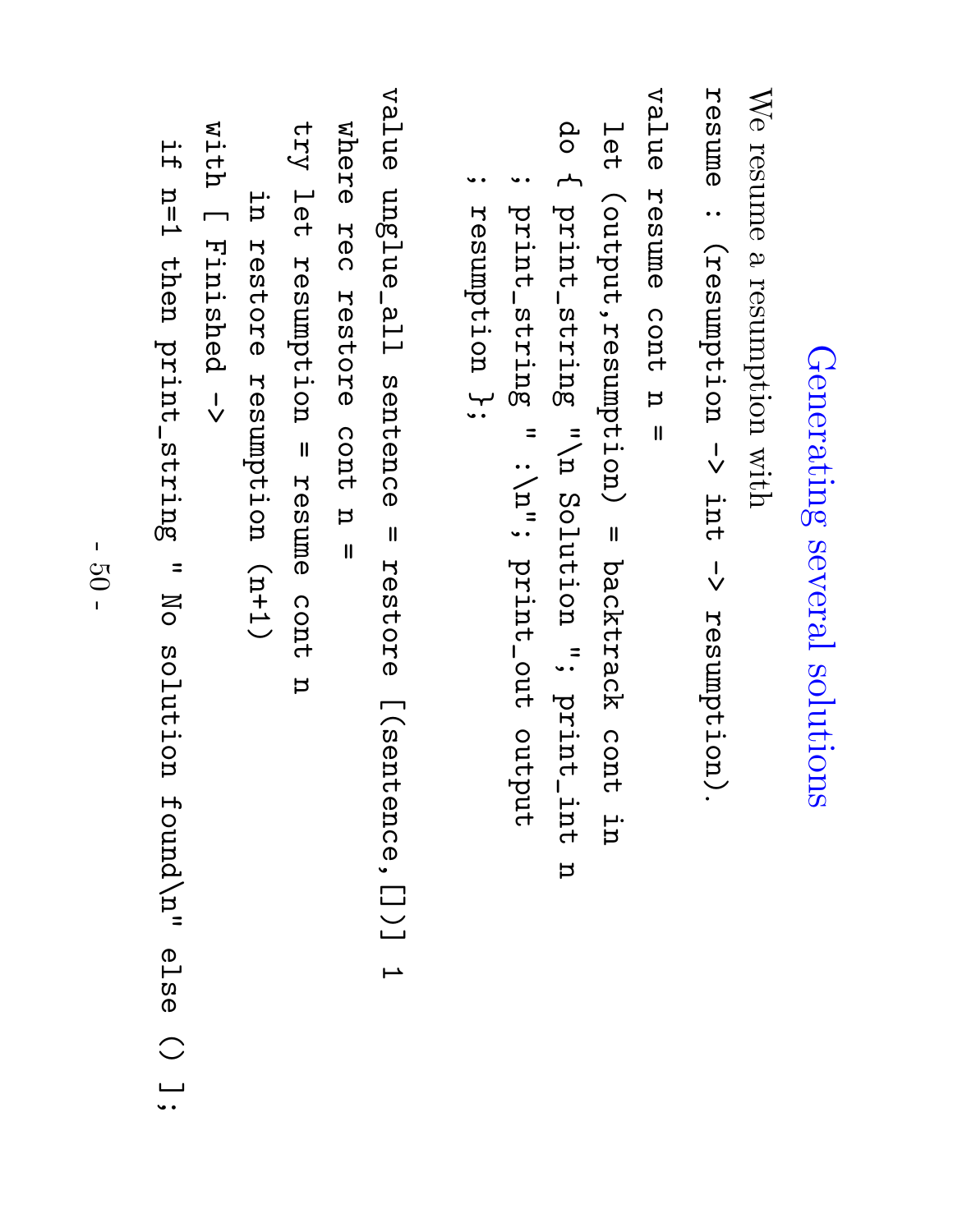# Generating several solutions

We resume a resumption with

`resume : (resumption -> int -> resumption).`

```
value resume cont n =
  let (output,resumption) = backtrack cont in
  do { print_string "\n Solution "; print_int n
  ; print_string " :\n"; print_out output
  ; resumption };

value unglue_all sentence = restore [(sentence,[])] 1
  where rec restore cont n =
  try let resumption = resume cont n
      in restore resumption (n+1)
  with [ Finished ->
    if n=1 then print_string " No solution found\n" else () ];
```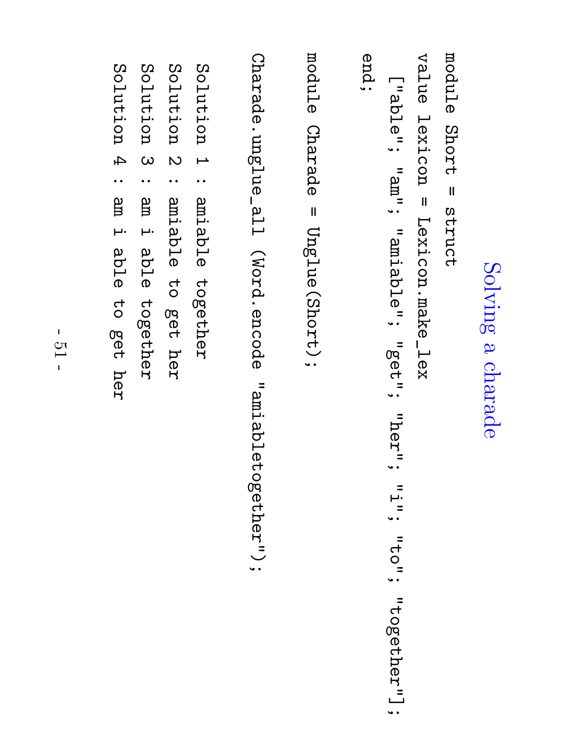## Solving a charade

```
module Short = struct
value lexicon = Lexicon.make_lex
  ["able"; "am"; "amiable"; "get"; "her"; "i"; "to"; "together"];
end;

module Charade = Unglue(Short);

Charade.unglue_all (Word.encode "amiabletogether");

Solution 1 : amiable together
Solution 2 : amiable to get her
Solution 3 : am i able together
Solution 4 : am i able to get her
```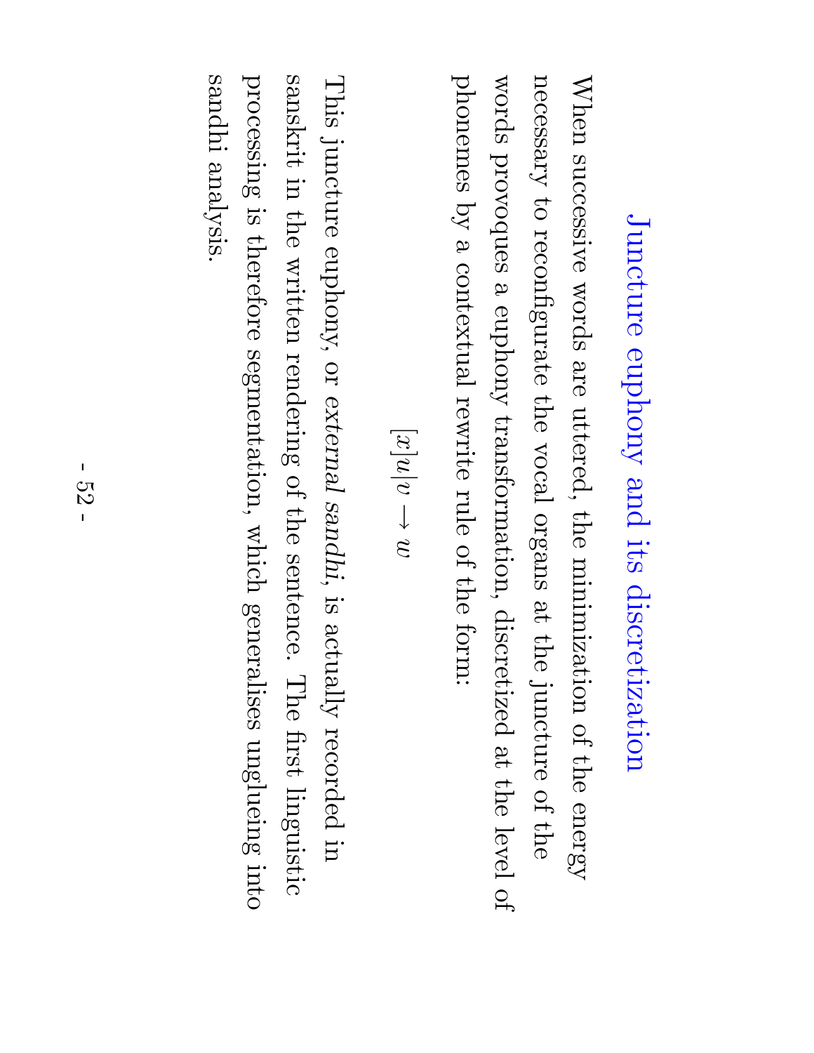# Juncture euphony and its discretization

When successive words are uttered, the minimization of the energy necessary to reconfigurate the vocal organs at the juncture of the words provoques a euphony transformation, discretized at the level of phonemes by a contextual rewrite rule of the form:

$$[x]u|v \to w$$

This juncture euphony, or *external sandhi*, is actually recorded in sanskrit in the written rendering of the sentence. The first linguistic processing is therefore segmentation, which generalises unglueing into sandhi analysis.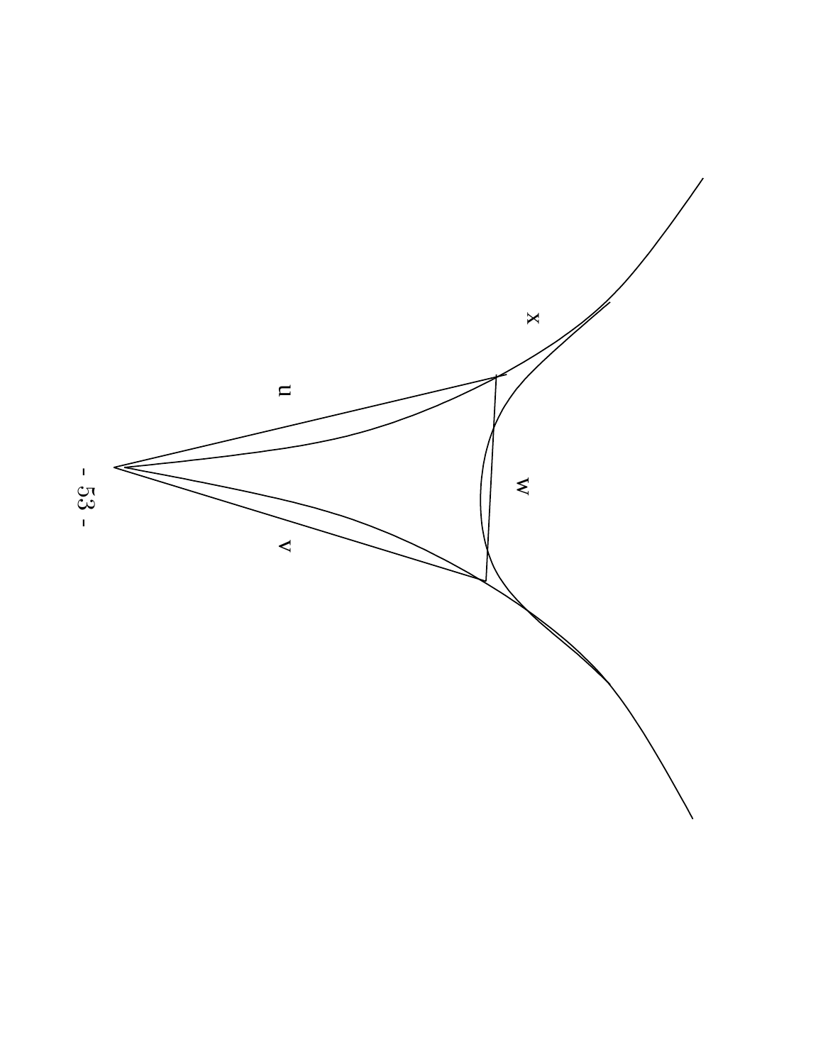x

u

w

v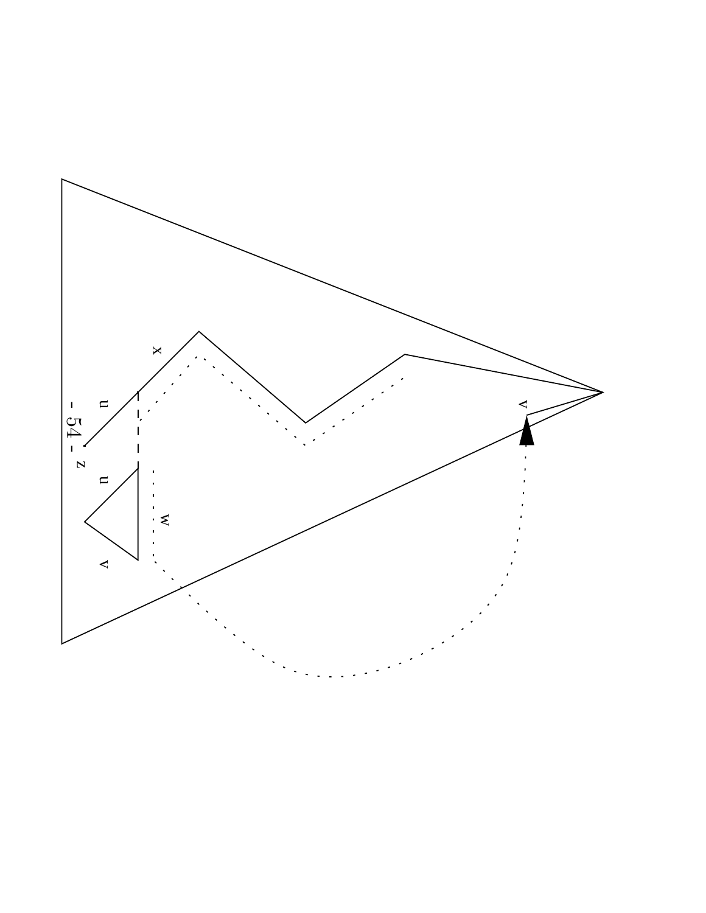x

u

z

u

w

v

v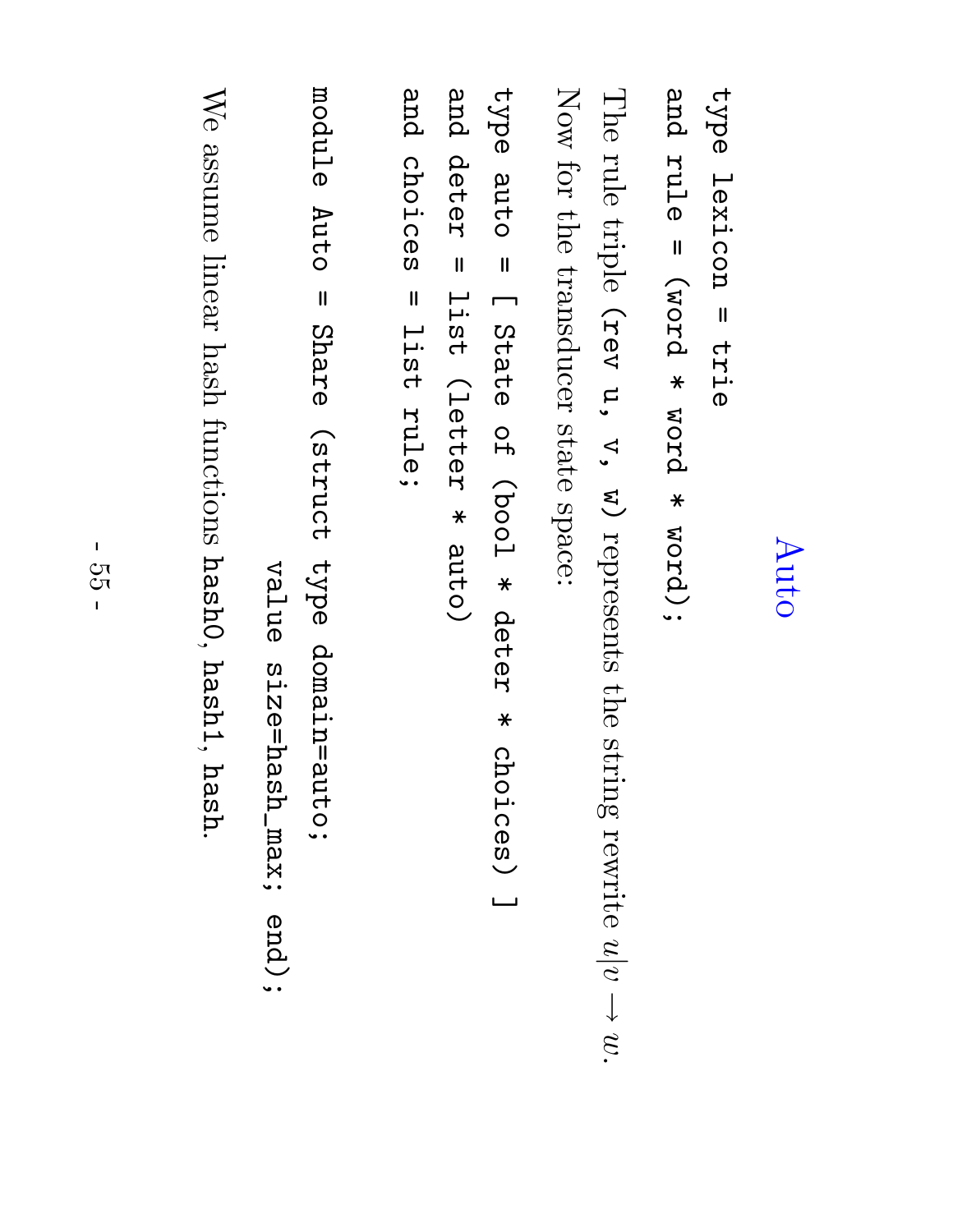# Auto

```
type lexicon = trie
and rule = (word * word * word);
```

The rule triple (rev u, v, w) represents the string rewrite $u|v \rightarrow w$.

Now for the transducer state space:

```
type auto = [ State of (bool * deter * choices) ]
and deter = list (letter * auto)
and choices = list rule;
```

```
module Auto = Share (struct type domain=auto;
                    value size=hash_max; end);
```

We assume linear hash functions hash0, hash1, hash.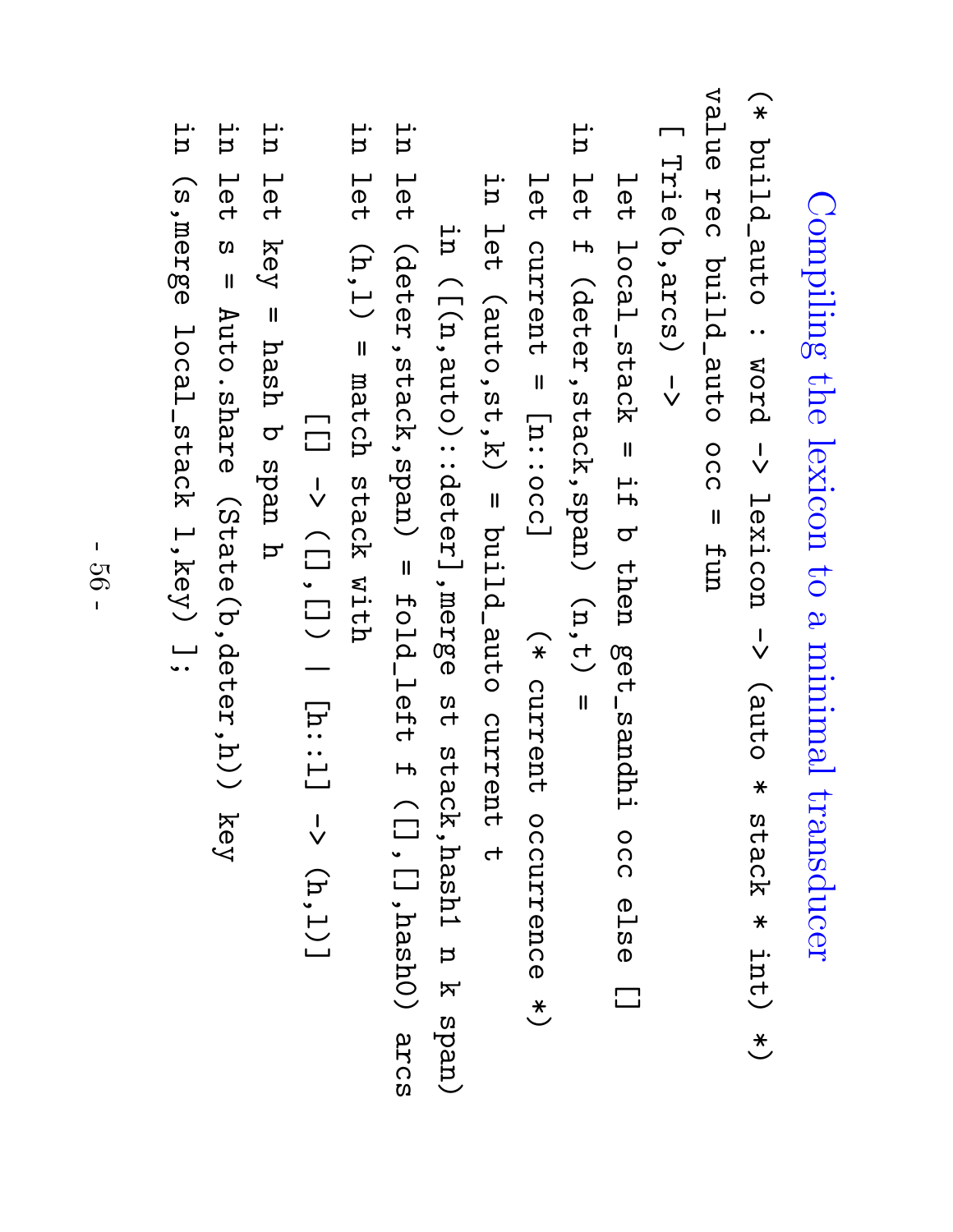# Compiling the lexicon to a minimal transducer

```
(* build_auto : word -> lexicon -> (auto * stack * int) *)
value rec build_auto occ = fun
  [ Trie(b,arcs) ->
    let local_stack = if b then get_sandhi occ else []
    in let f (deter,stack,span) (n,t) =
      let current = [n::occ]    (* current occurrence *)
      in let (auto,st,k) = build_auto current t
        in ([(n,auto)::deter],merge st stack,hash1 n k span)
    in let (deter,stack,span) = fold_left f ([],[],hash0) arcs
    in let (h,l) = match stack with
                [] -> ([],[]) | [h::l] -> (h,l)]
    in let key = hash b span h
    in let s = Auto.share (State(b,deter,h)) key
    in (s,merge local_stack l,key) ];
```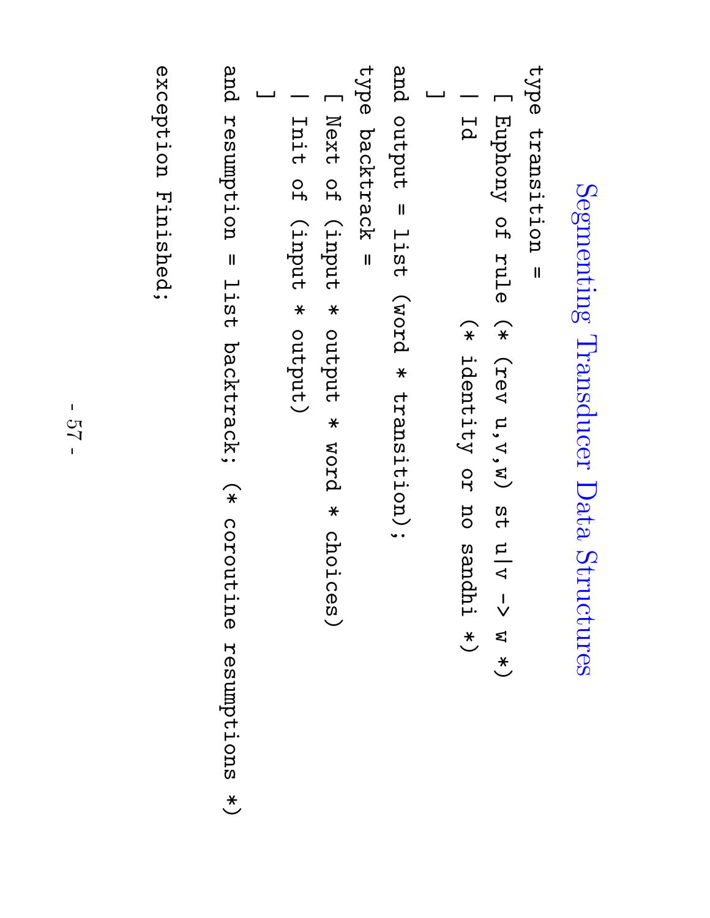# Segmenting Transducer Data Structures

```
type transition =
  [ Euphony of rule (* (rev u,v,w) st u|v -> w *)
  | Id              (* identity or no sandhi *)
  ]
and output = list (word * transition);
type backtrack =
  [ Next of (input * output * word * choices)
  | Init of (input * output)
  ]
and resumption = list backtrack; (* coroutine resumptions *)

exception Finished;
```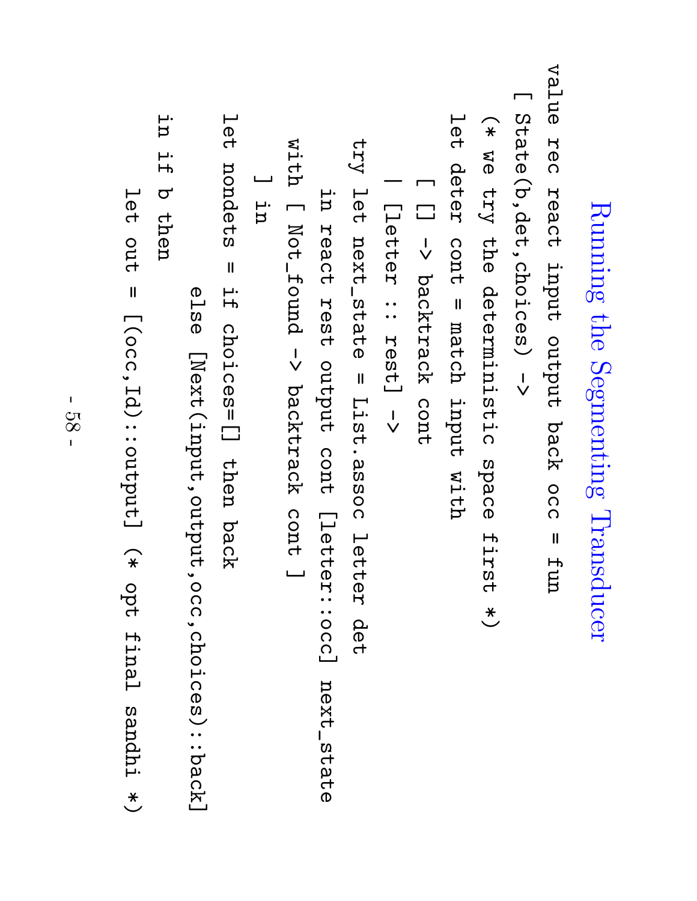# Running the Segmenting Transducer

```
value rec react input output back occ = fun
  [ State(b,det,choices) ->
    (* we try the deterministic space first *)
    let deter cont = match input with
      [ [] -> backtrack cont
      | [letter :: rest] ->
        try let next_state = List.assoc letter det
          in react rest output cont [letter::occ] next_state
        with [ Not_found -> backtrack cont ]
      ] in
    let nondets = if choices=[] then back
                  else [Next(input,output,occ,choices)::back]
    in if b then
      let out = [(occ,Id)::output] (* opt final sandhi *)
```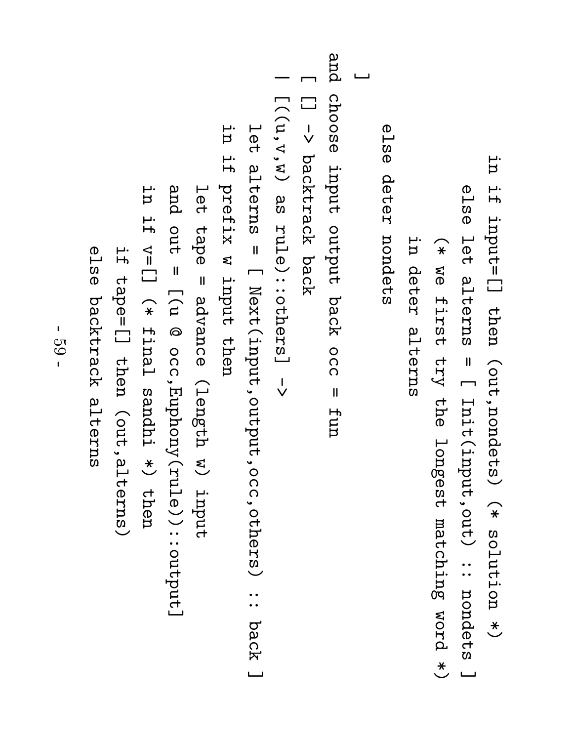```
        in if input=[] then (out,nondets) (* solution *)
           else let alterns = [ Init(input,out) :: nondets ]
                (* we first try the longest matching word *)
                in deter alterns
     else deter nondets
  ]
and choose input output back occ = fun
  [ [] -> backtrack back
  | [(u,v,w) as rule)::others] ->
    let alterns = [ Next(input,output,occ,others) :: back ]
    in if prefix w input then
        let tape = advance (length w) input
        and out = [(u @ occ,Euphony(rule))::output]
        in if v=[] (* final sandhi *) then
             if tape=[] then (out,alterns)
             else backtrack alterns
```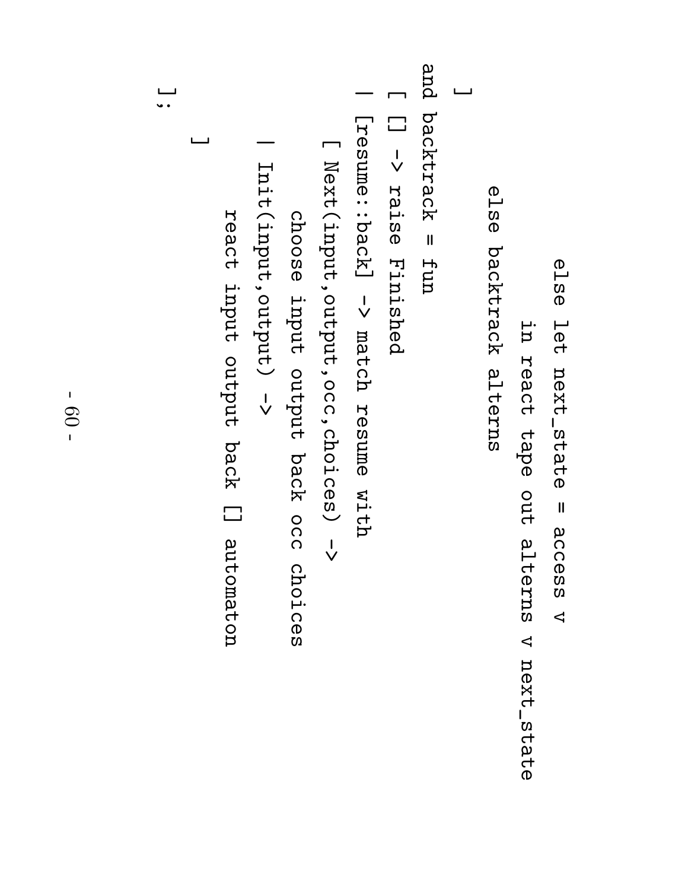```
                    else let next_state = access v
                         in react tape out alterns v next_state
              else backtrack alterns
        ]
and backtrack = fun
  [ [] -> raise Finished
  | [resume::back] -> match resume with
      [ Next(input,output,occ,choices) ->
          choose input output back occ choices
      | Init(input,output) ->
          react input output back [] automaton
      ]
  ];
```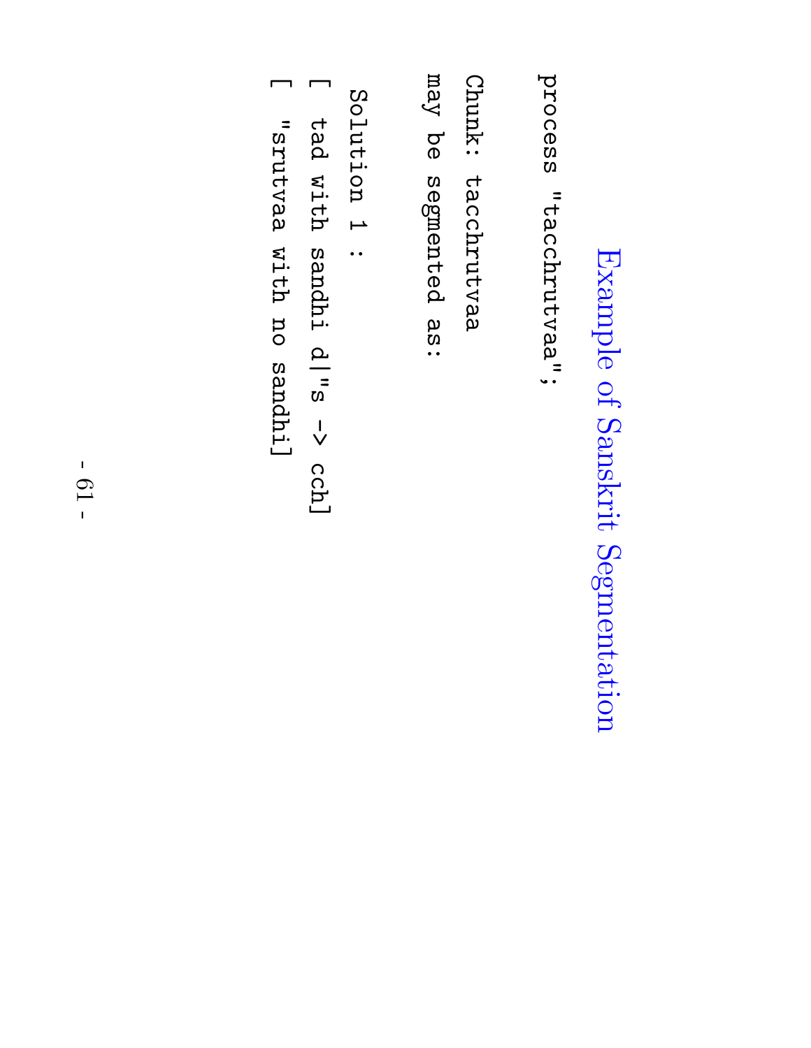# Example of Sanskrit Segmentation

```
process "tacchrutvaa";

Chunk: tacchrutvaa
may be segmented as:

 Solution 1 :
[ tad with sandhi d|"s -> cch]
[ "srutvaa with no sandhi]
```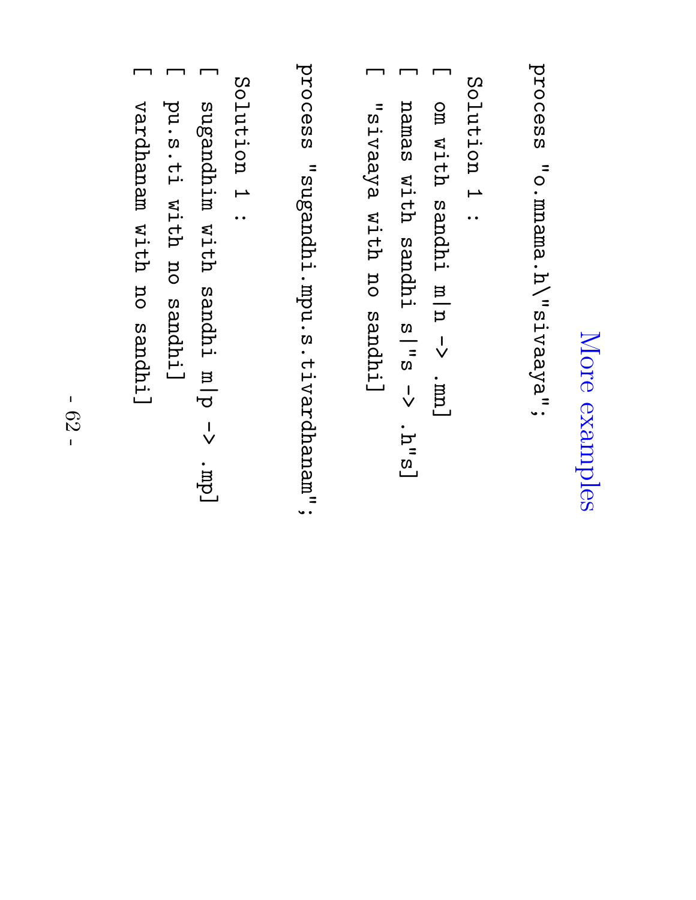# More examples

```
process "o.mnama.h\"sivaaya";

Solution 1 :
[ om with sandhi m|n -> .mn]
[ namas with sandhi s|"s -> .h"s]
[ "sivaaya with no sandhi]

process "sugandhi.mpu.s.tivardhanam";

Solution 1 :
[ sugandhim with sandhi m|p -> .mp]
[ pu.s.ti with no sandhi]
[ vardhanam with no sandhi]
```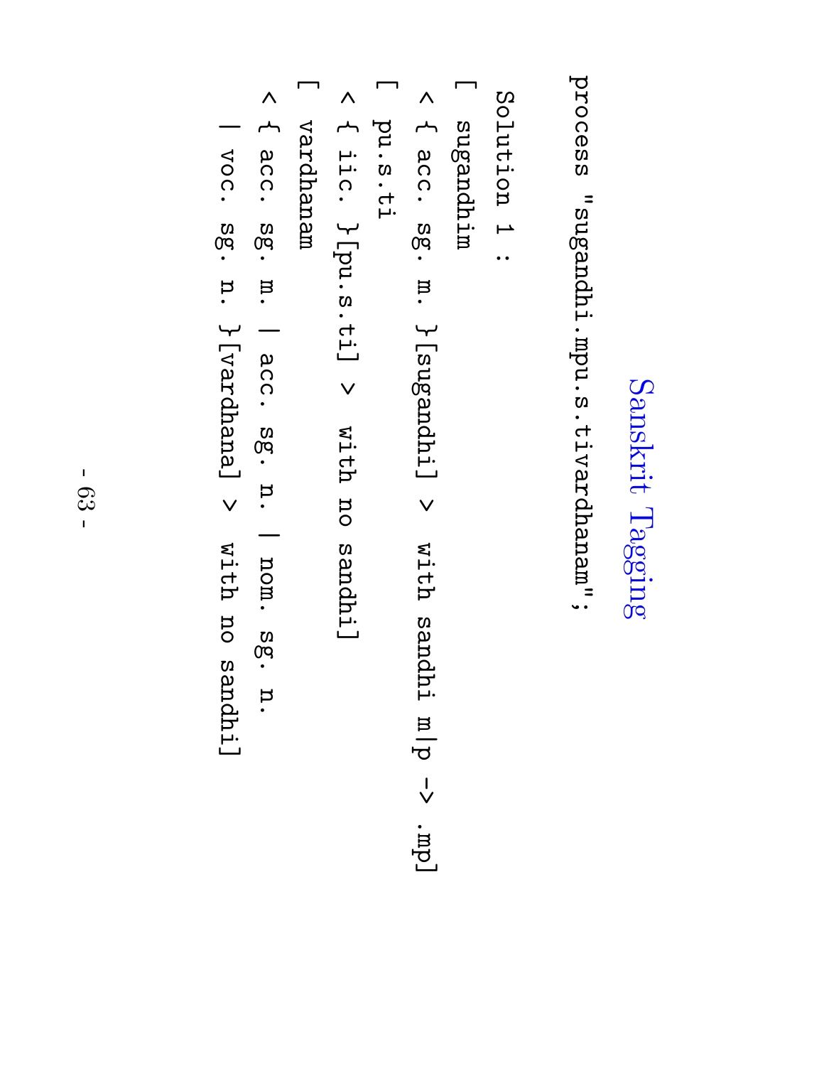# Sanskrit Tagging

```
process "sugandhi.mpu.s.tivardhanam";

 Solution 1 :
[ sugandhim
 < { acc. sg. m. }[sugandhi] > with sandhi m|p -> .mp]
[ pu.s.ti
 < { iic. }[pu.s.ti] > with no sandhi]
[ vardhanam
 < { acc. sg. m. | acc. sg. n. | nom. sg. n.
   | voc. sg. n. }[vardhana] > with no sandhi]
```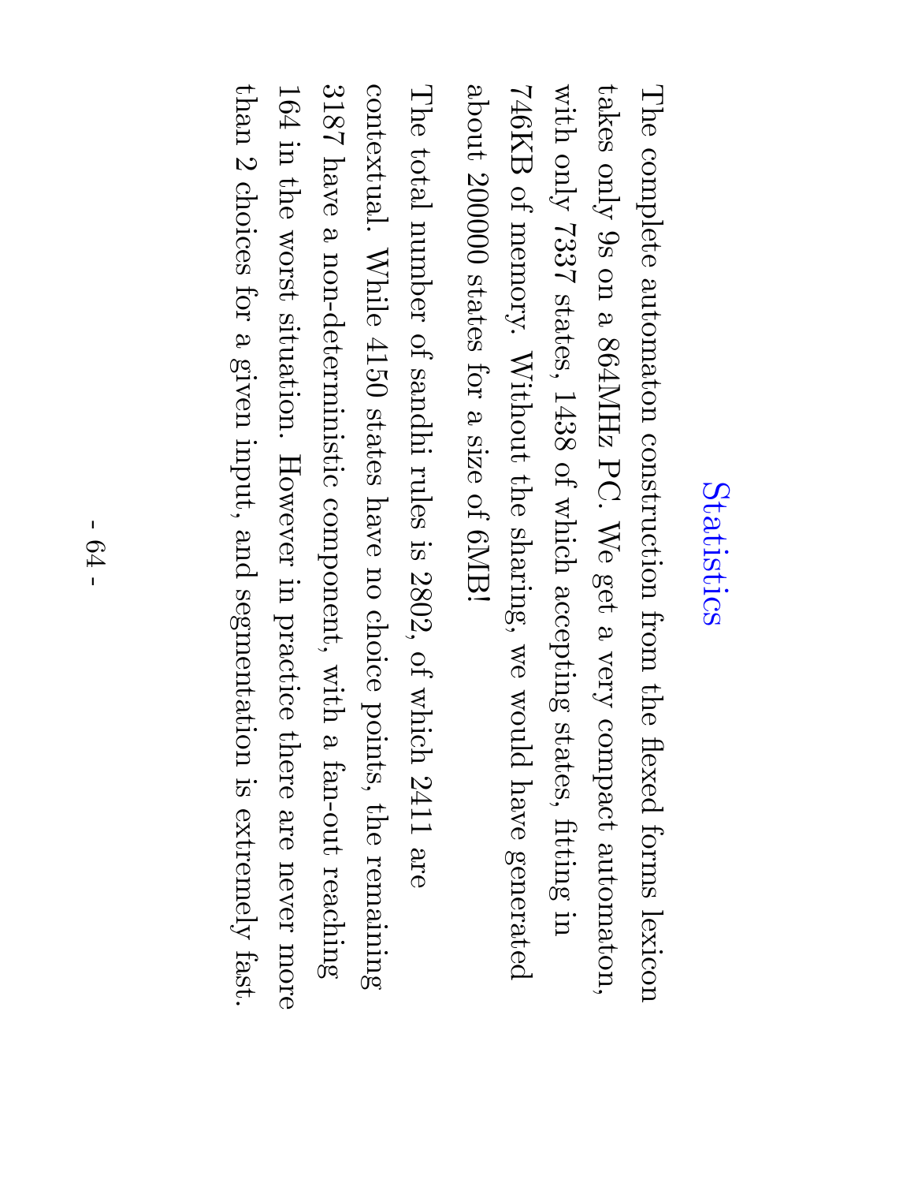# Statistics

The complete automaton construction from the flexed forms lexicon takes only 9s on a 864MHz PC. We get a very compact automaton, with only 7337 states, 1438 of which accepting states, fitting in 746KB of memory. Without the sharing, we would have generated about 200000 states for a size of 6MB!

The total number of sandhi rules is 2802, of which 2411 are contextual. While 4150 states have no choice points, the remaining 3187 have a non-deterministic component, with a fan-out reaching 164 in the worst situation. However in practice there are never more than 2 choices for a given input, and segmentation is extremely fast.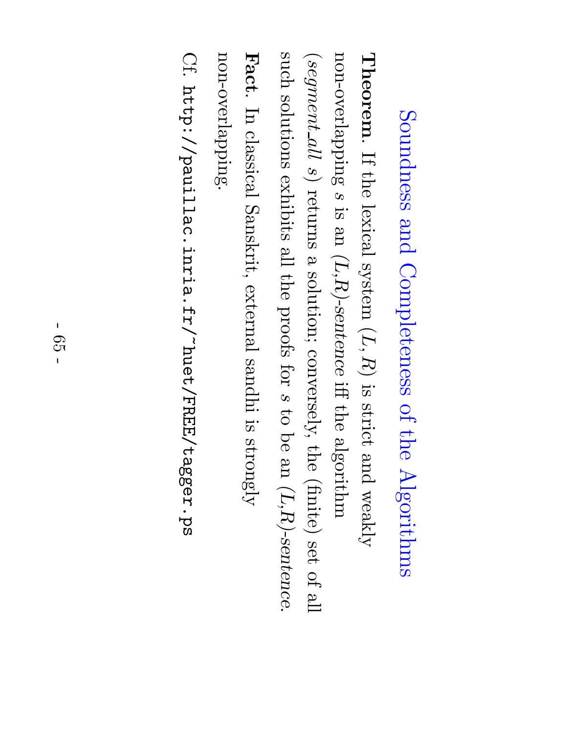# Soundness and Completeness of the Algorithms

**Theorem**. If the lexical system $(L, R)$ is strict and weakly non-overlapping $s$ is an *(L,R)-sentence* iff the algorithm (*segment_all s*) returns a solution; conversely, the (finite) set of all such solutions exhibits all the proofs for $s$ to be an *(L,R)-sentence*.

**Fact**. In classical Sanskrit, external sandhi is strongly non-overlapping.

Cf. `http://pauillac.inria.fr/~huet/FREE/tagger.ps`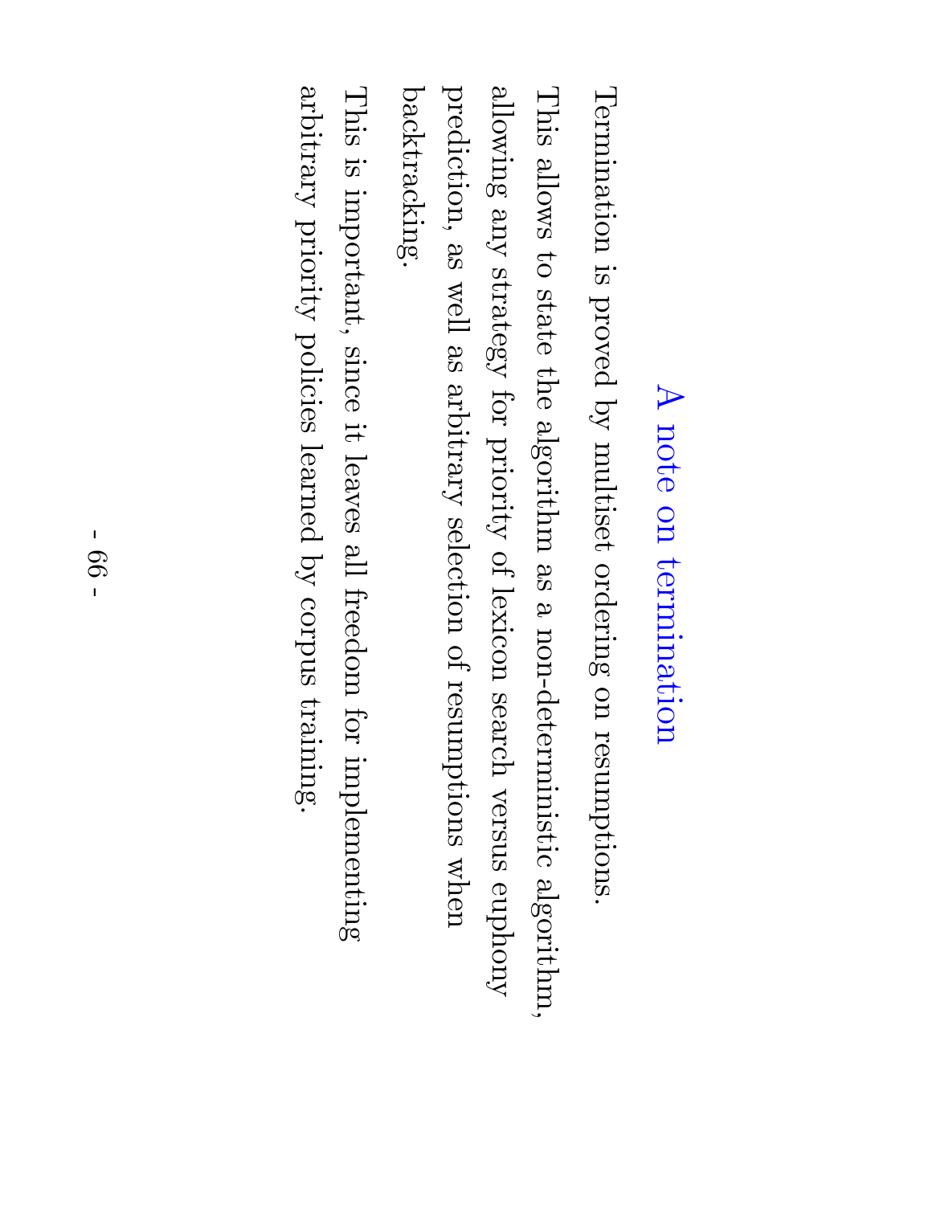## A note on termination

Termination is proved by multiset ordering on resumptions.

This allows to state the algorithm as a non-deterministic algorithm, allowing any strategy for priority of lexicon search versus euphony prediction, as well as arbitrary selection of resumptions when backtracking.

This is important, since it leaves all freedom for implementing arbitrary priority policies learned by corpus training.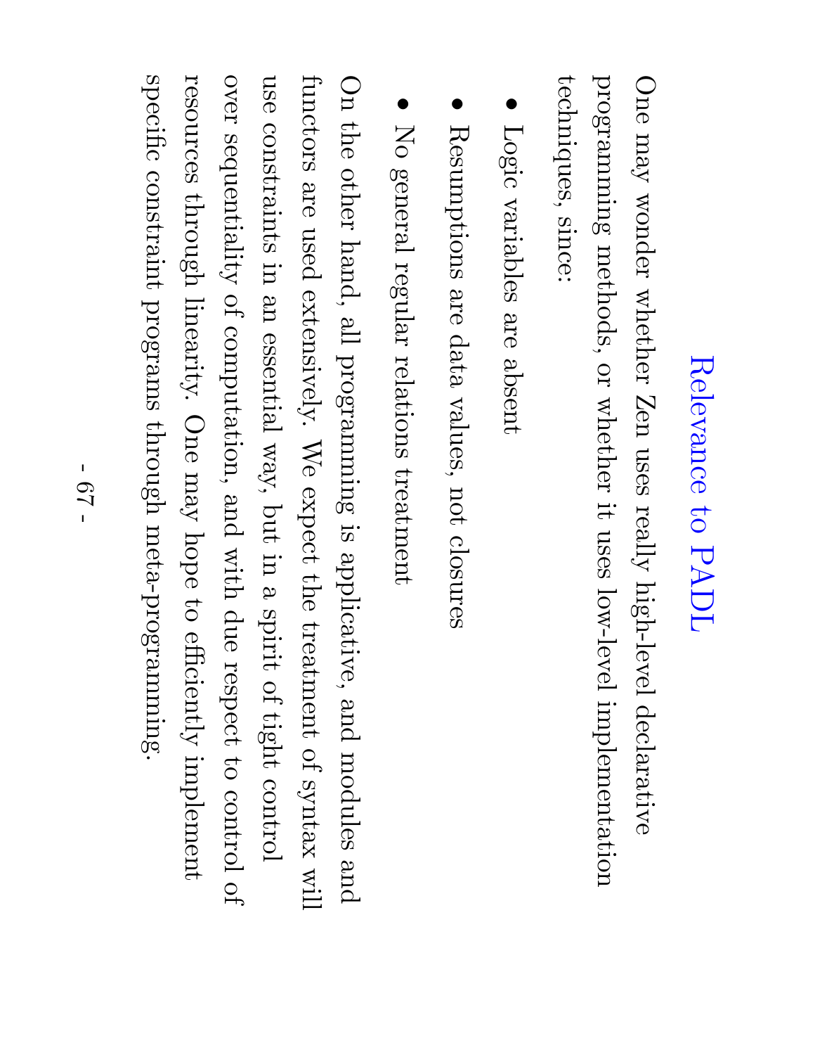# Relevance to PADL

One may wonder whether Zen uses really high-level declarative programming methods, or whether it uses low-level implementation techniques, since:

- Logic variables are absent
- Resumptions are data values, not closures
- No general regular relations treatment

On the other hand, all programming is applicative, and modules and functors are used extensively. We expect the treatment of syntax will use constraints in an essential way, but in a spirit of tight control over sequentiality of computation, and with due respect to control of resources through linearity. One may hope to efficiently implement specific constraint programs through meta-programming.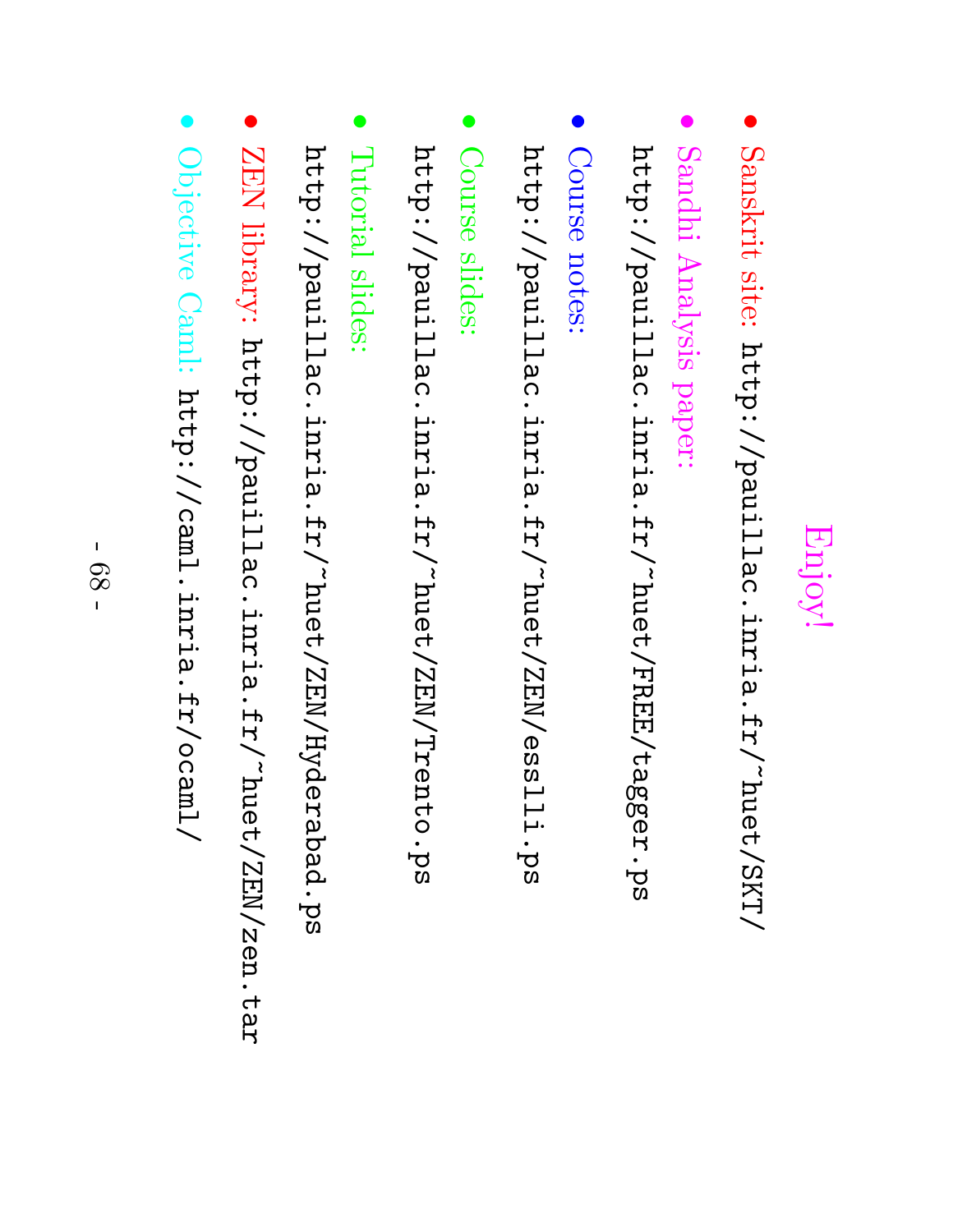# Enjoy!

- Sanskrit site: http://pauillac.inria.fr/~huet/SKT/
- Sandhi Analysis paper:
  http://pauillac.inria.fr/~huet/FREE/tagger.ps
- Course notes:
  http://pauillac.inria.fr/~huet/ZEN/esslli.ps
- Course slides:
  http://pauillac.inria.fr/~huet/ZEN/Trento.ps
- Tutorial slides:
  http://pauillac.inria.fr/~huet/ZEN/Hyderabad.ps
- ZEN library: http://pauillac.inria.fr/~huet/ZEN/zen.tar
- Objective Caml: http://caml.inria.fr/ocaml/